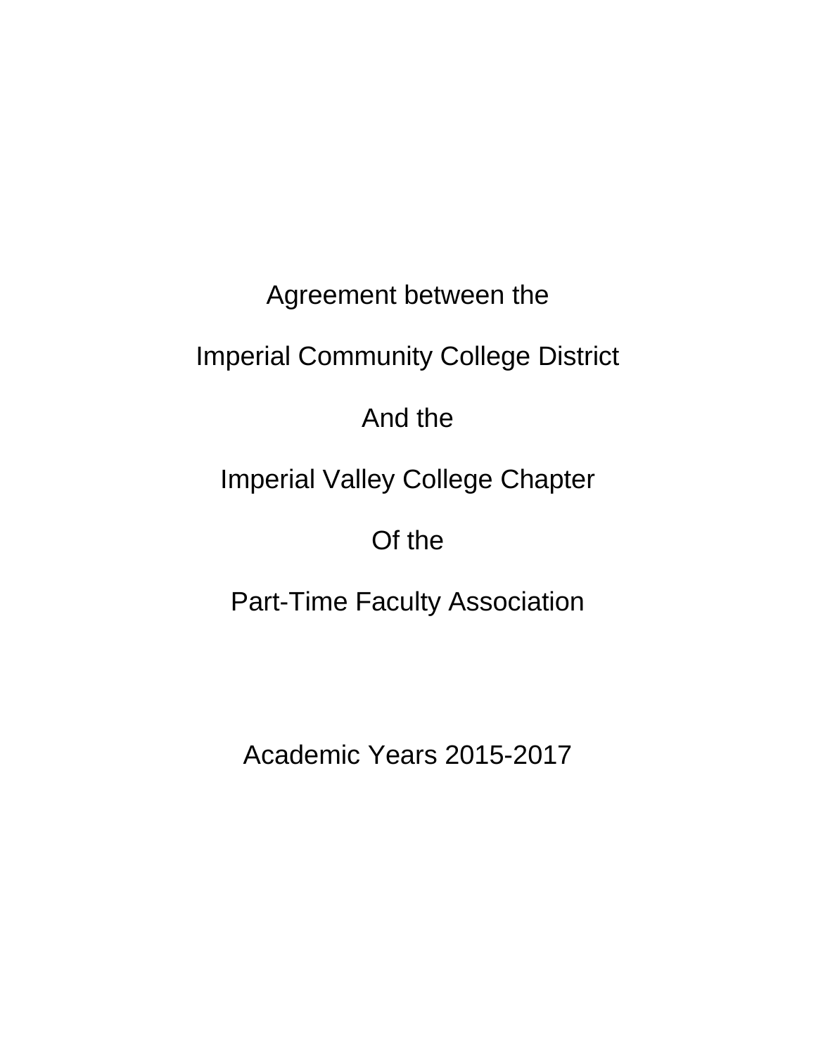# Agreement between the

# Imperial Community College District

# And the

# Imperial Valley College Chapter

# Of the

# Part-Time Faculty Association

Academic Years 2015-2017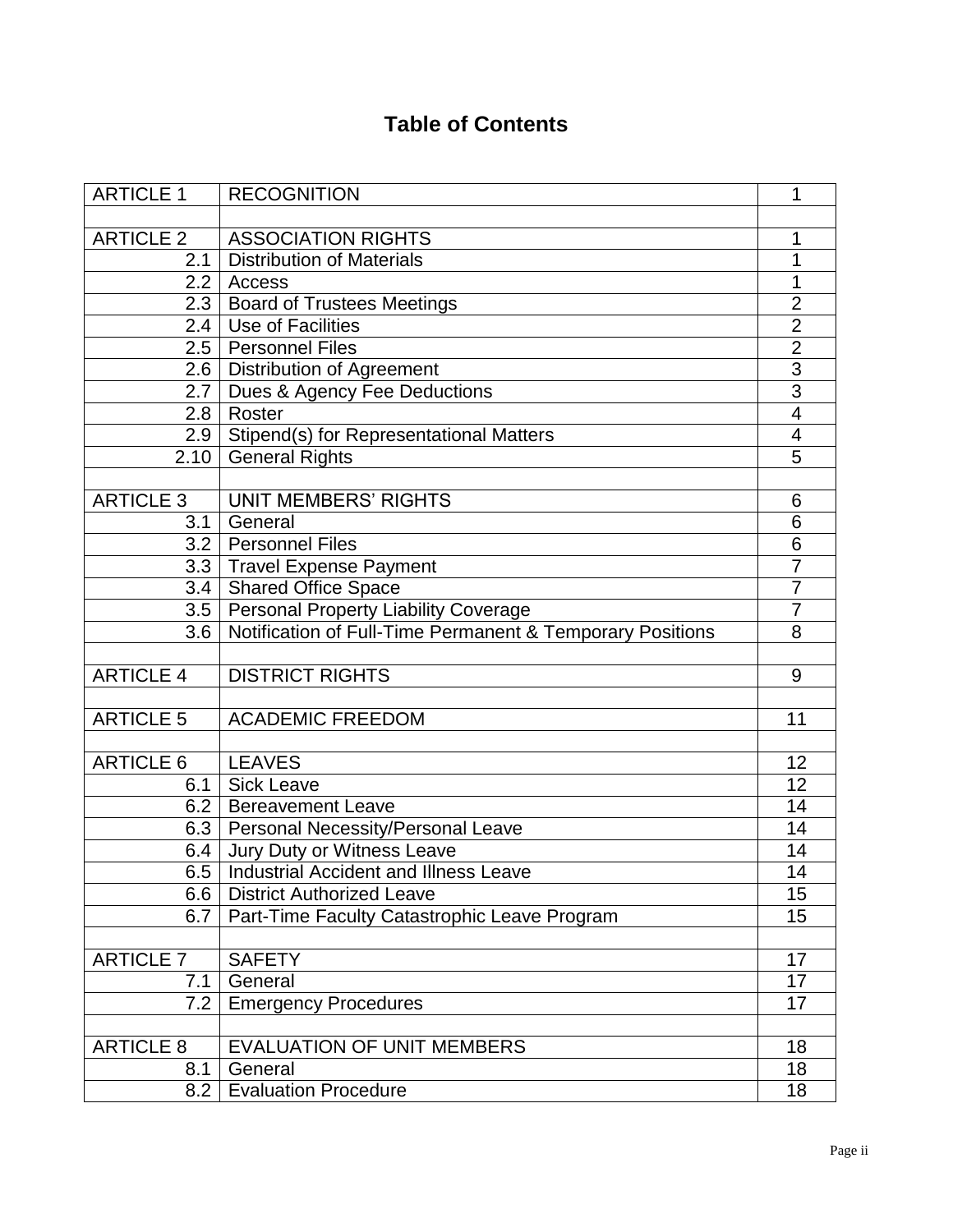# Table of Contents

| | | |
|---|---|---|
| ARTICLE 1 | RECOGNITION | 1 |
| | | |
| ARTICLE 2 | ASSOCIATION RIGHTS | 1 |
| 2.1 | Distribution of Materials | 1 |
| 2.2 | Access | 1 |
| 2.3 | Board of Trustees Meetings | 2 |
| 2.4 | Use of Facilities | 2 |
| 2.5 | Personnel Files | 2 |
| 2.6 | Distribution of Agreement | 3 |
| 2.7 | Dues & Agency Fee Deductions | 3 |
| 2.8 | Roster | 4 |
| 2.9 | Stipend(s) for Representational Matters | 4 |
| 2.10 | General Rights | 5 |
| | | |
| ARTICLE 3 | UNIT MEMBERS' RIGHTS | 6 |
| 3.1 | General | 6 |
| 3.2 | Personnel Files | 6 |
| 3.3 | Travel Expense Payment | 7 |
| 3.4 | Shared Office Space | 7 |
| 3.5 | Personal Property Liability Coverage | 7 |
| 3.6 | Notification of Full-Time Permanent & Temporary Positions | 8 |
| | | |
| ARTICLE 4 | DISTRICT RIGHTS | 9 |
| | | |
| ARTICLE 5 | ACADEMIC FREEDOM | 11 |
| | | |
| ARTICLE 6 | LEAVES | 12 |
| 6.1 | Sick Leave | 12 |
| 6.2 | Bereavement Leave | 14 |
| 6.3 | Personal Necessity/Personal Leave | 14 |
| 6.4 | Jury Duty or Witness Leave | 14 |
| 6.5 | Industrial Accident and Illness Leave | 14 |
| 6.6 | District Authorized Leave | 15 |
| 6.7 | Part-Time Faculty Catastrophic Leave Program | 15 |
| | | |
| ARTICLE 7 | SAFETY | 17 |
| 7.1 | General | 17 |
| 7.2 | Emergency Procedures | 17 |
| | | |
| ARTICLE 8 | EVALUATION OF UNIT MEMBERS | 18 |
| 8.1 | General | 18 |
| 8.2 | Evaluation Procedure | 18 |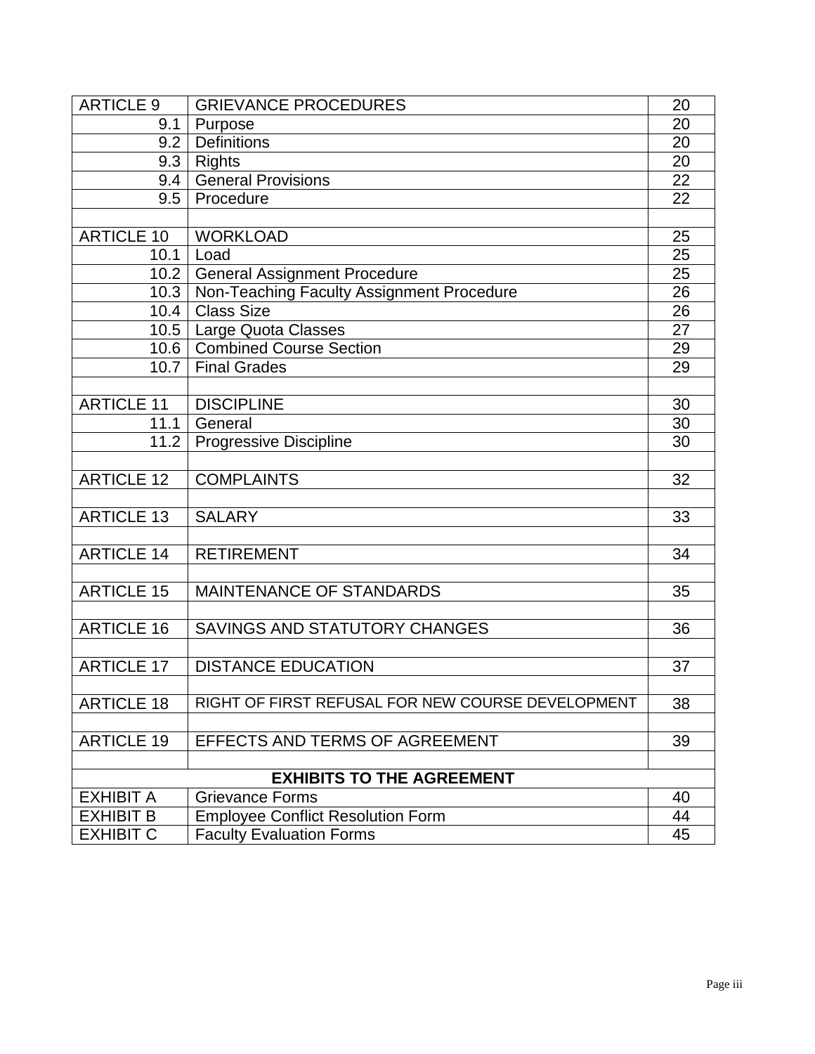| | | |
|---|---|---|
| ARTICLE 9 | GRIEVANCE PROCEDURES | 20 |
| 9.1 | Purpose | 20 |
| 9.2 | Definitions | 20 |
| 9.3 | Rights | 20 |
| 9.4 | General Provisions | 22 |
| 9.5 | Procedure | 22 |
| | | |
| ARTICLE 10 | WORKLOAD | 25 |
| 10.1 | Load | 25 |
| 10.2 | General Assignment Procedure | 25 |
| 10.3 | Non-Teaching Faculty Assignment Procedure | 26 |
| 10.4 | Class Size | 26 |
| 10.5 | Large Quota Classes | 27 |
| 10.6 | Combined Course Section | 29 |
| 10.7 | Final Grades | 29 |
| | | |
| ARTICLE 11 | DISCIPLINE | 30 |
| 11.1 | General | 30 |
| 11.2 | Progressive Discipline | 30 |
| | | |
| ARTICLE 12 | COMPLAINTS | 32 |
| | | |
| ARTICLE 13 | SALARY | 33 |
| | | |
| ARTICLE 14 | RETIREMENT | 34 |
| | | |
| ARTICLE 15 | MAINTENANCE OF STANDARDS | 35 |
| | | |
| ARTICLE 16 | SAVINGS AND STATUTORY CHANGES | 36 |
| | | |
| ARTICLE 17 | DISTANCE EDUCATION | 37 |
| | | |
| ARTICLE 18 | RIGHT OF FIRST REFUSAL FOR NEW COURSE DEVELOPMENT | 38 |
| | | |
| ARTICLE 19 | EFFECTS AND TERMS OF AGREEMENT | 39 |
| | | |
| **EXHIBITS TO THE AGREEMENT** | | |
| EXHIBIT A | Grievance Forms | 40 |
| EXHIBIT B | Employee Conflict Resolution Form | 44 |
| EXHIBIT C | Faculty Evaluation Forms | 45 |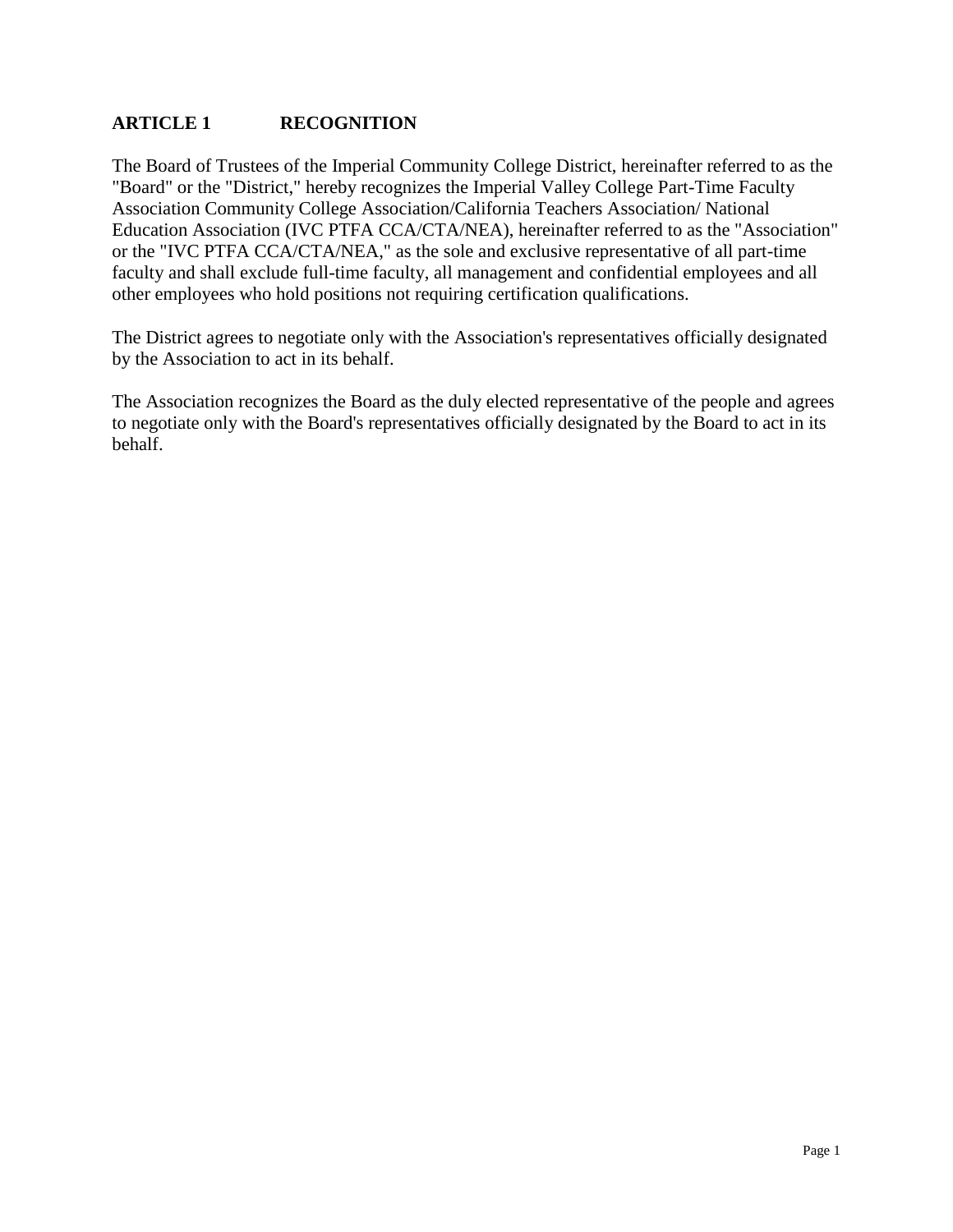## ARTICLE 1 RECOGNITION

The Board of Trustees of the Imperial Community College District, hereinafter referred to as the "Board" or the "District," hereby recognizes the Imperial Valley College Part-Time Faculty Association Community College Association/California Teachers Association/ National Education Association (IVC PTFA CCA/CTA/NEA), hereinafter referred to as the "Association" or the "IVC PTFA CCA/CTA/NEA," as the sole and exclusive representative of all part-time faculty and shall exclude full-time faculty, all management and confidential employees and all other employees who hold positions not requiring certification qualifications.

The District agrees to negotiate only with the Association's representatives officially designated by the Association to act in its behalf.

The Association recognizes the Board as the duly elected representative of the people and agrees to negotiate only with the Board's representatives officially designated by the Board to act in its behalf.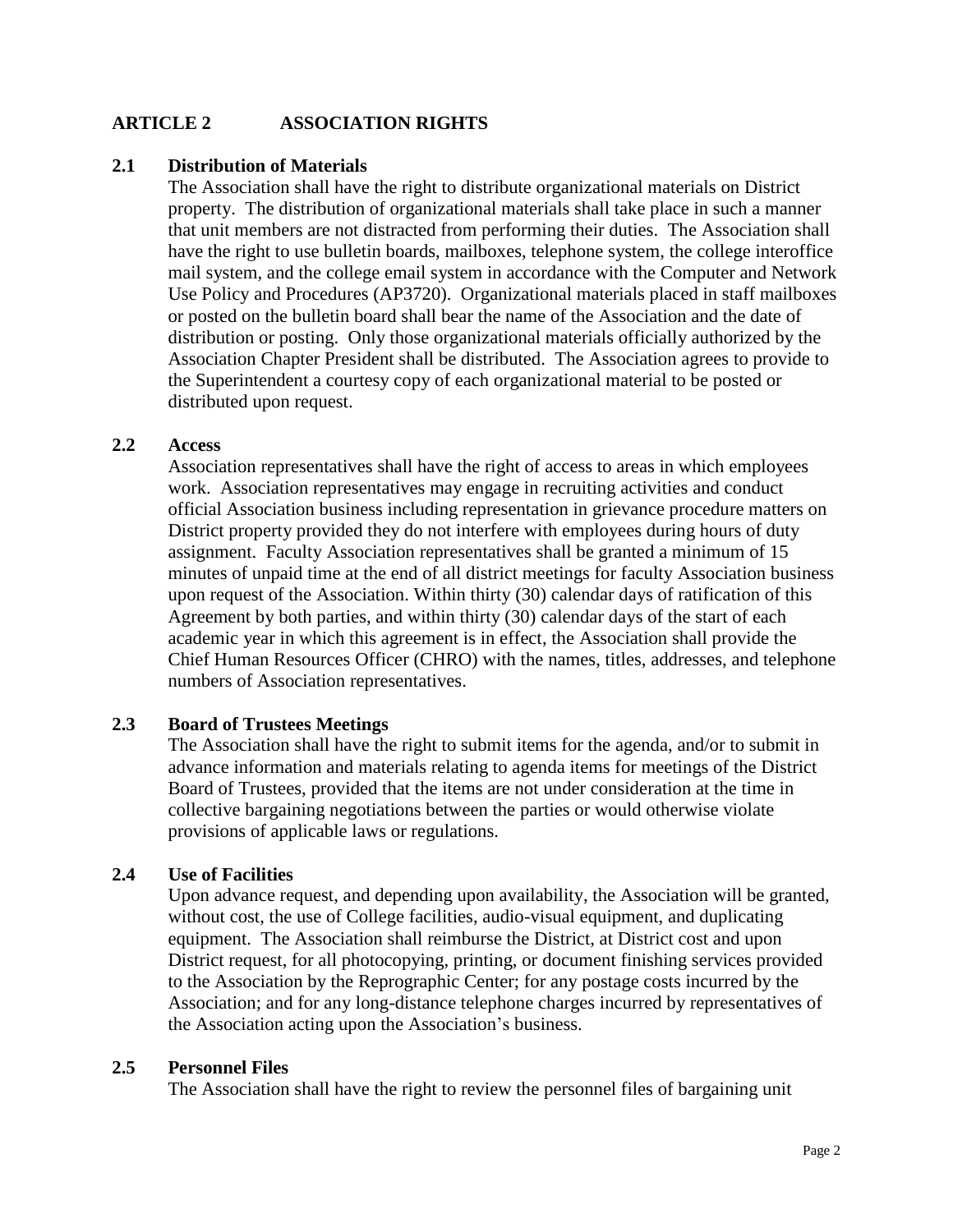## ARTICLE 2 ASSOCIATION RIGHTS

### 2.1 Distribution of Materials

The Association shall have the right to distribute organizational materials on District property. The distribution of organizational materials shall take place in such a manner that unit members are not distracted from performing their duties. The Association shall have the right to use bulletin boards, mailboxes, telephone system, the college interoffice mail system, and the college email system in accordance with the Computer and Network Use Policy and Procedures (AP3720). Organizational materials placed in staff mailboxes or posted on the bulletin board shall bear the name of the Association and the date of distribution or posting. Only those organizational materials officially authorized by the Association Chapter President shall be distributed. The Association agrees to provide to the Superintendent a courtesy copy of each organizational material to be posted or distributed upon request.

### 2.2 Access

Association representatives shall have the right of access to areas in which employees work. Association representatives may engage in recruiting activities and conduct official Association business including representation in grievance procedure matters on District property provided they do not interfere with employees during hours of duty assignment. Faculty Association representatives shall be granted a minimum of 15 minutes of unpaid time at the end of all district meetings for faculty Association business upon request of the Association. Within thirty (30) calendar days of ratification of this Agreement by both parties, and within thirty (30) calendar days of the start of each academic year in which this agreement is in effect, the Association shall provide the Chief Human Resources Officer (CHRO) with the names, titles, addresses, and telephone numbers of Association representatives.

### 2.3 Board of Trustees Meetings

The Association shall have the right to submit items for the agenda, and/or to submit in advance information and materials relating to agenda items for meetings of the District Board of Trustees, provided that the items are not under consideration at the time in collective bargaining negotiations between the parties or would otherwise violate provisions of applicable laws or regulations.

### 2.4 Use of Facilities

Upon advance request, and depending upon availability, the Association will be granted, without cost, the use of College facilities, audio-visual equipment, and duplicating equipment. The Association shall reimburse the District, at District cost and upon District request, for all photocopying, printing, or document finishing services provided to the Association by the Reprographic Center; for any postage costs incurred by the Association; and for any long-distance telephone charges incurred by representatives of the Association acting upon the Association's business.

### 2.5 Personnel Files

The Association shall have the right to review the personnel files of bargaining unit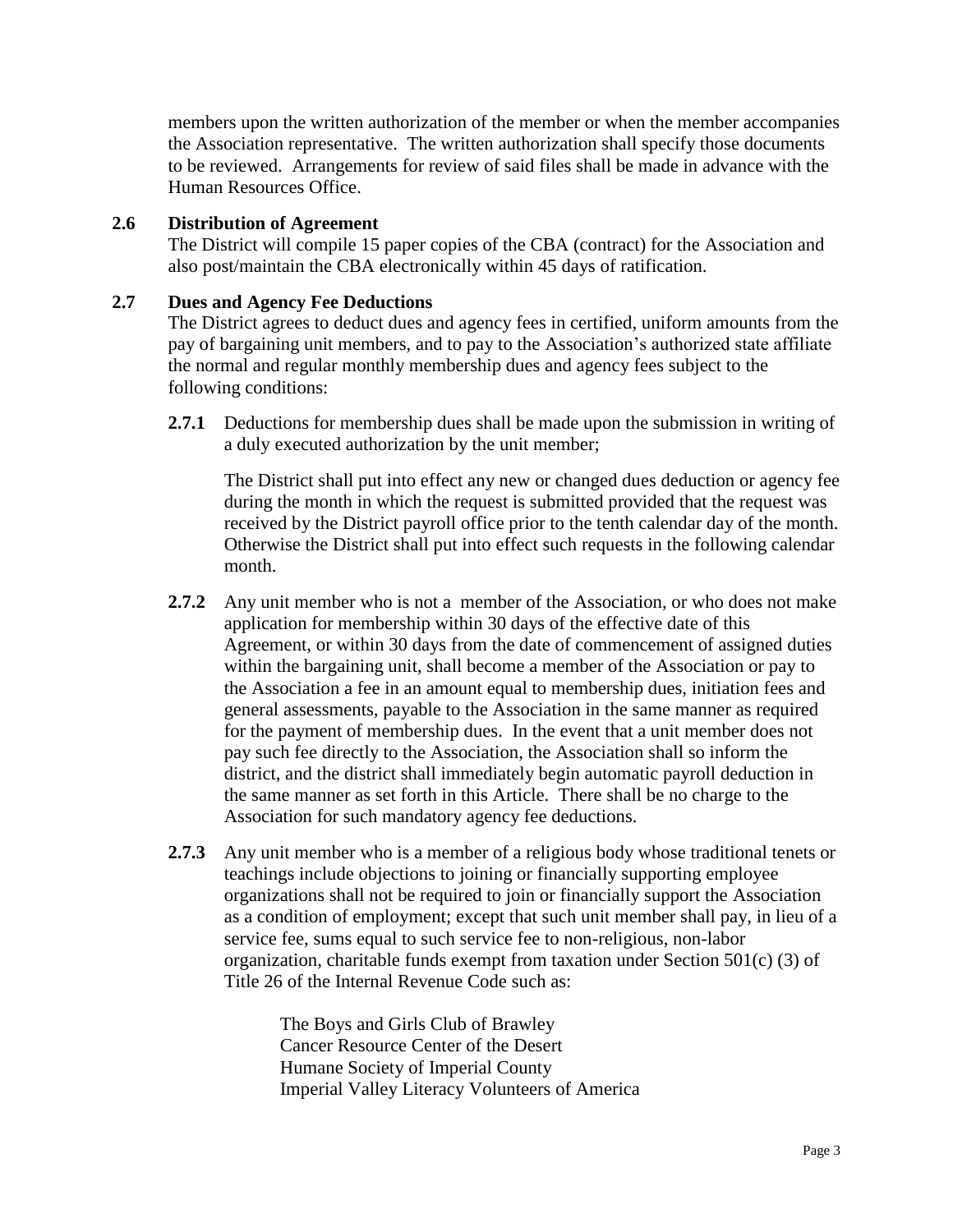members upon the written authorization of the member or when the member accompanies the Association representative. The written authorization shall specify those documents to be reviewed. Arrangements for review of said files shall be made in advance with the Human Resources Office.

### 2.6 Distribution of Agreement

The District will compile 15 paper copies of the CBA (contract) for the Association and also post/maintain the CBA electronically within 45 days of ratification.

### 2.7 Dues and Agency Fee Deductions

The District agrees to deduct dues and agency fees in certified, uniform amounts from the pay of bargaining unit members, and to pay to the Association's authorized state affiliate the normal and regular monthly membership dues and agency fees subject to the following conditions:

**2.7.1** Deductions for membership dues shall be made upon the submission in writing of a duly executed authorization by the unit member;

The District shall put into effect any new or changed dues deduction or agency fee during the month in which the request is submitted provided that the request was received by the District payroll office prior to the tenth calendar day of the month. Otherwise the District shall put into effect such requests in the following calendar month.

**2.7.2** Any unit member who is not a member of the Association, or who does not make application for membership within 30 days of the effective date of this Agreement, or within 30 days from the date of commencement of assigned duties within the bargaining unit, shall become a member of the Association or pay to the Association a fee in an amount equal to membership dues, initiation fees and general assessments, payable to the Association in the same manner as required for the payment of membership dues. In the event that a unit member does not pay such fee directly to the Association, the Association shall so inform the district, and the district shall immediately begin automatic payroll deduction in the same manner as set forth in this Article. There shall be no charge to the Association for such mandatory agency fee deductions.

**2.7.3** Any unit member who is a member of a religious body whose traditional tenets or teachings include objections to joining or financially supporting employee organizations shall not be required to join or financially support the Association as a condition of employment; except that such unit member shall pay, in lieu of a service fee, sums equal to such service fee to non-religious, non-labor organization, charitable funds exempt from taxation under Section 501(c) (3) of Title 26 of the Internal Revenue Code such as:

The Boys and Girls Club of Brawley
Cancer Resource Center of the Desert
Humane Society of Imperial County
Imperial Valley Literacy Volunteers of America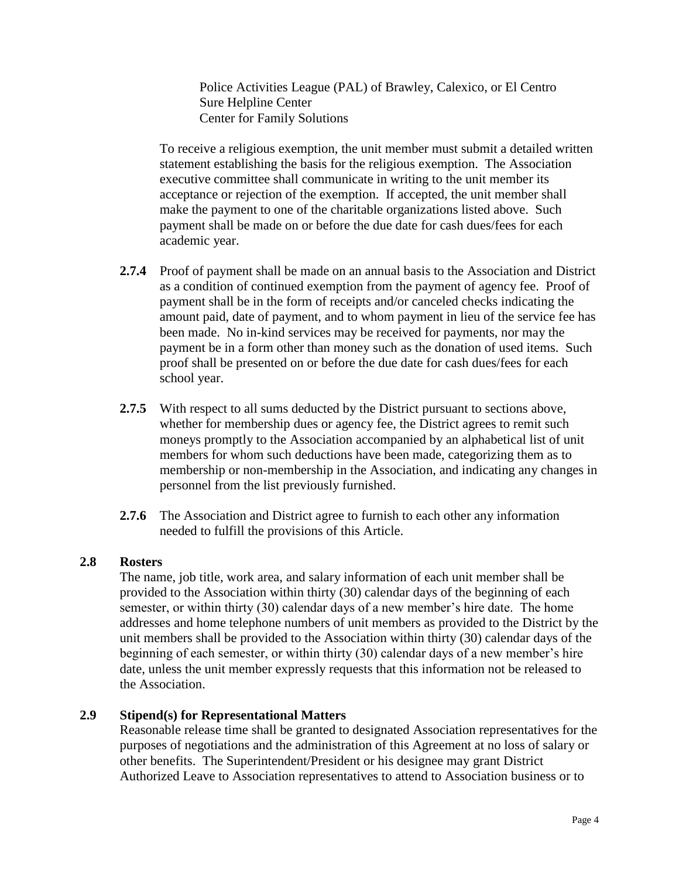Police Activities League (PAL) of Brawley, Calexico, or El Centro
Sure Helpline Center
Center for Family Solutions

To receive a religious exemption, the unit member must submit a detailed written statement establishing the basis for the religious exemption. The Association executive committee shall communicate in writing to the unit member its acceptance or rejection of the exemption. If accepted, the unit member shall make the payment to one of the charitable organizations listed above. Such payment shall be made on or before the due date for cash dues/fees for each academic year.

**2.7.4** Proof of payment shall be made on an annual basis to the Association and District as a condition of continued exemption from the payment of agency fee. Proof of payment shall be in the form of receipts and/or canceled checks indicating the amount paid, date of payment, and to whom payment in lieu of the service fee has been made. No in-kind services may be received for payments, nor may the payment be in a form other than money such as the donation of used items. Such proof shall be presented on or before the due date for cash dues/fees for each school year.

**2.7.5** With respect to all sums deducted by the District pursuant to sections above, whether for membership dues or agency fee, the District agrees to remit such moneys promptly to the Association accompanied by an alphabetical list of unit members for whom such deductions have been made, categorizing them as to membership or non-membership in the Association, and indicating any changes in personnel from the list previously furnished.

**2.7.6** The Association and District agree to furnish to each other any information needed to fulfill the provisions of this Article.

### 2.8 Rosters

The name, job title, work area, and salary information of each unit member shall be provided to the Association within thirty (30) calendar days of the beginning of each semester, or within thirty (30) calendar days of a new member's hire date. The home addresses and home telephone numbers of unit members as provided to the District by the unit members shall be provided to the Association within thirty (30) calendar days of the beginning of each semester, or within thirty (30) calendar days of a new member's hire date, unless the unit member expressly requests that this information not be released to the Association.

### 2.9 Stipend(s) for Representational Matters

Reasonable release time shall be granted to designated Association representatives for the purposes of negotiations and the administration of this Agreement at no loss of salary or other benefits. The Superintendent/President or his designee may grant District Authorized Leave to Association representatives to attend to Association business or to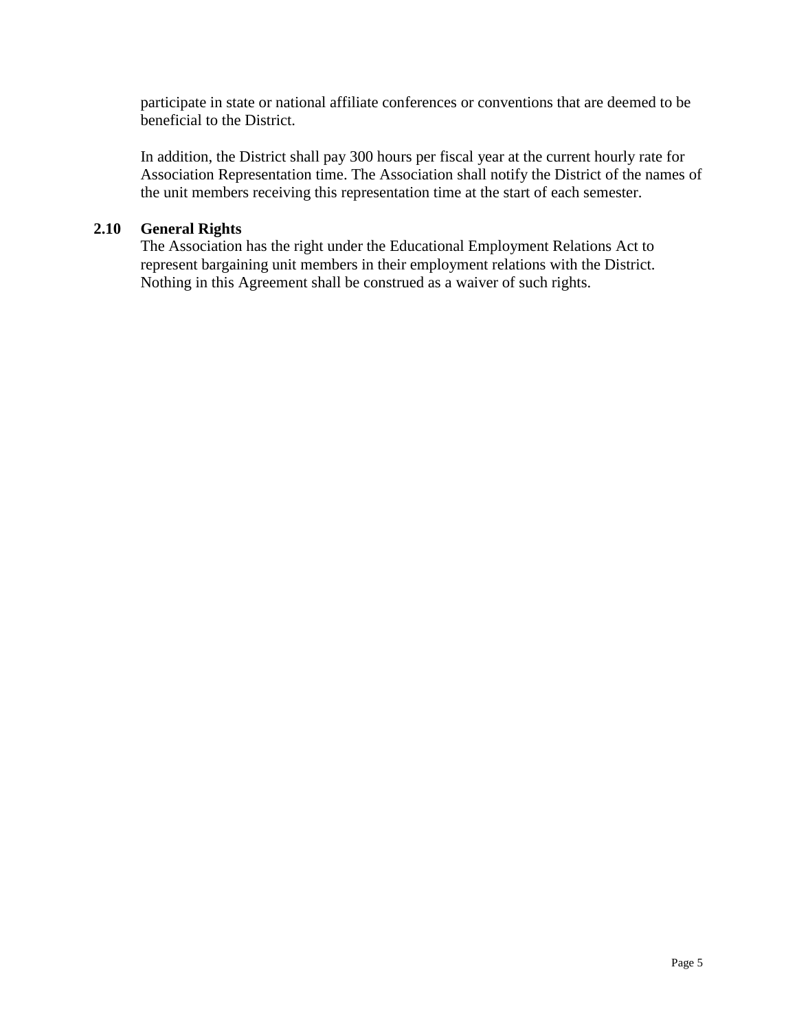participate in state or national affiliate conferences or conventions that are deemed to be beneficial to the District.

In addition, the District shall pay 300 hours per fiscal year at the current hourly rate for Association Representation time. The Association shall notify the District of the names of the unit members receiving this representation time at the start of each semester.

**2.10 General Rights**

The Association has the right under the Educational Employment Relations Act to represent bargaining unit members in their employment relations with the District. Nothing in this Agreement shall be construed as a waiver of such rights.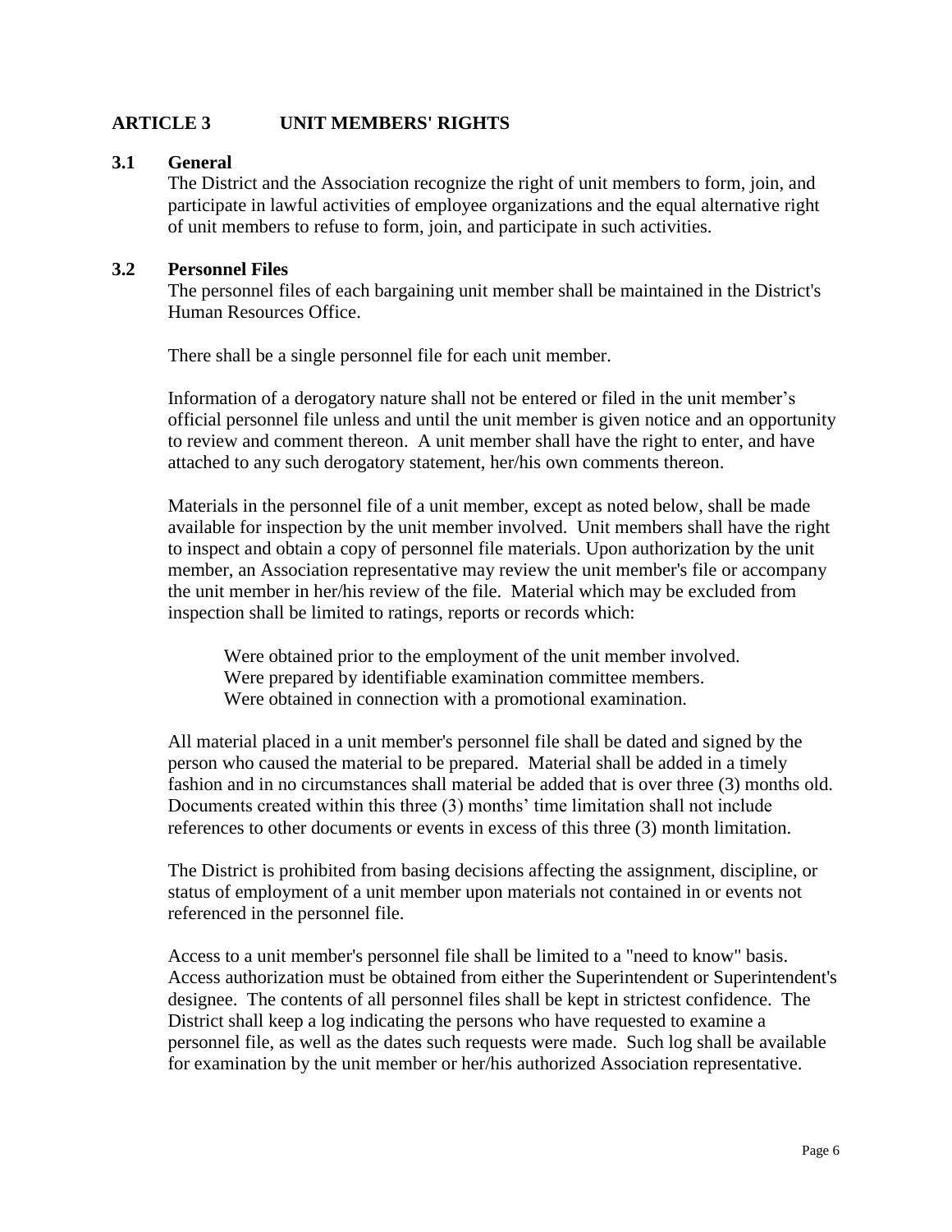# ARTICLE 3 UNIT MEMBERS' RIGHTS

## 3.1 General

The District and the Association recognize the right of unit members to form, join, and participate in lawful activities of employee organizations and the equal alternative right of unit members to refuse to form, join, and participate in such activities.

## 3.2 Personnel Files

The personnel files of each bargaining unit member shall be maintained in the District's Human Resources Office.

There shall be a single personnel file for each unit member.

Information of a derogatory nature shall not be entered or filed in the unit member's official personnel file unless and until the unit member is given notice and an opportunity to review and comment thereon. A unit member shall have the right to enter, and have attached to any such derogatory statement, her/his own comments thereon.

Materials in the personnel file of a unit member, except as noted below, shall be made available for inspection by the unit member involved. Unit members shall have the right to inspect and obtain a copy of personnel file materials. Upon authorization by the unit member, an Association representative may review the unit member's file or accompany the unit member in her/his review of the file. Material which may be excluded from inspection shall be limited to ratings, reports or records which:

Were obtained prior to the employment of the unit member involved.
Were prepared by identifiable examination committee members.
Were obtained in connection with a promotional examination.

All material placed in a unit member's personnel file shall be dated and signed by the person who caused the material to be prepared. Material shall be added in a timely fashion and in no circumstances shall material be added that is over three (3) months old. Documents created within this three (3) months' time limitation shall not include references to other documents or events in excess of this three (3) month limitation.

The District is prohibited from basing decisions affecting the assignment, discipline, or status of employment of a unit member upon materials not contained in or events not referenced in the personnel file.

Access to a unit member's personnel file shall be limited to a "need to know" basis. Access authorization must be obtained from either the Superintendent or Superintendent's designee. The contents of all personnel files shall be kept in strictest confidence. The District shall keep a log indicating the persons who have requested to examine a personnel file, as well as the dates such requests were made. Such log shall be available for examination by the unit member or her/his authorized Association representative.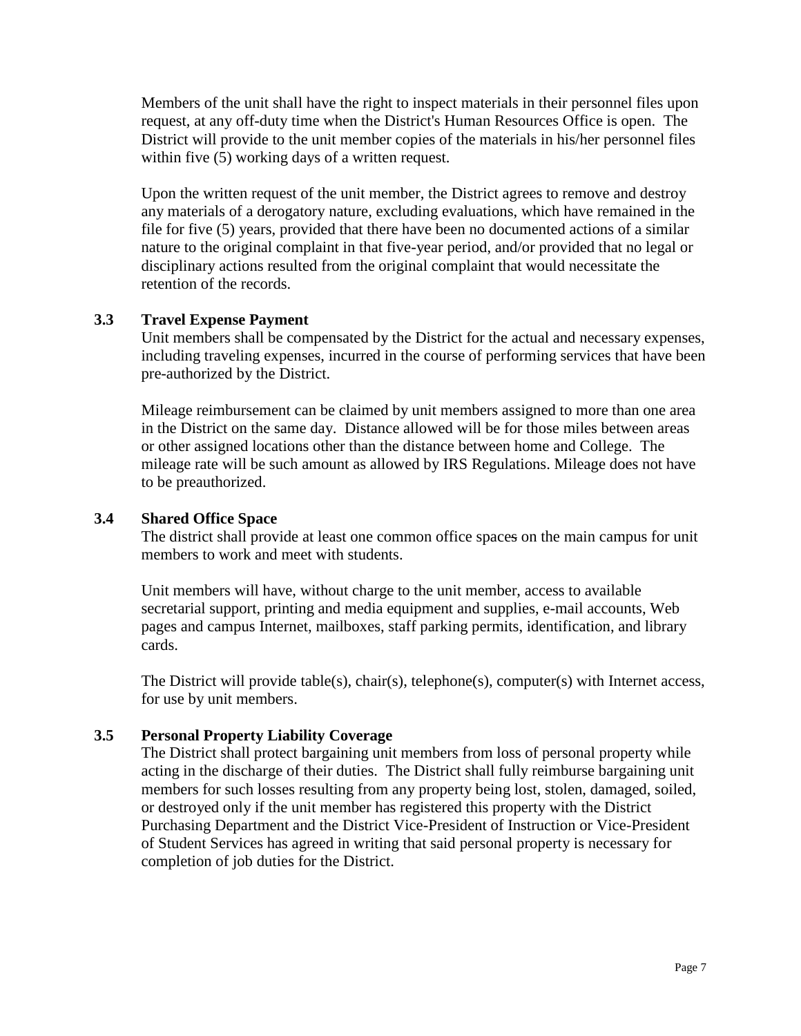Members of the unit shall have the right to inspect materials in their personnel files upon request, at any off-duty time when the District's Human Resources Office is open. The District will provide to the unit member copies of the materials in his/her personnel files within five (5) working days of a written request.

Upon the written request of the unit member, the District agrees to remove and destroy any materials of a derogatory nature, excluding evaluations, which have remained in the file for five (5) years, provided that there have been no documented actions of a similar nature to the original complaint in that five-year period, and/or provided that no legal or disciplinary actions resulted from the original complaint that would necessitate the retention of the records.

### 3.3 Travel Expense Payment

Unit members shall be compensated by the District for the actual and necessary expenses, including traveling expenses, incurred in the course of performing services that have been pre-authorized by the District.

Mileage reimbursement can be claimed by unit members assigned to more than one area in the District on the same day. Distance allowed will be for those miles between areas or other assigned locations other than the distance between home and College. The mileage rate will be such amount as allowed by IRS Regulations. Mileage does not have to be preauthorized.

### 3.4 Shared Office Space

The district shall provide at least one common office spaces on the main campus for unit members to work and meet with students.

Unit members will have, without charge to the unit member, access to available secretarial support, printing and media equipment and supplies, e-mail accounts, Web pages and campus Internet, mailboxes, staff parking permits, identification, and library cards.

The District will provide table(s), chair(s), telephone(s), computer(s) with Internet access, for use by unit members.

### 3.5 Personal Property Liability Coverage

The District shall protect bargaining unit members from loss of personal property while acting in the discharge of their duties. The District shall fully reimburse bargaining unit members for such losses resulting from any property being lost, stolen, damaged, soiled, or destroyed only if the unit member has registered this property with the District Purchasing Department and the District Vice-President of Instruction or Vice-President of Student Services has agreed in writing that said personal property is necessary for completion of job duties for the District.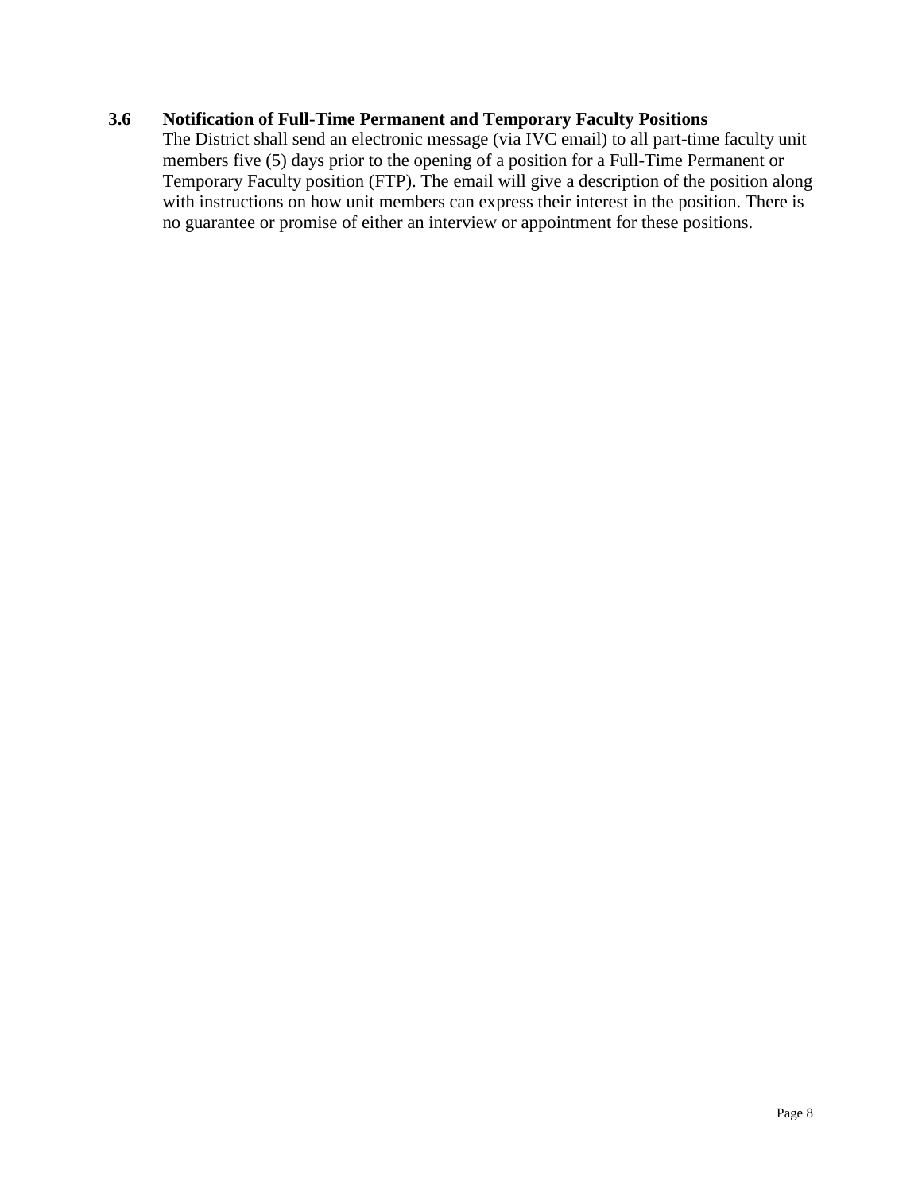### 3.6 Notification of Full-Time Permanent and Temporary Faculty Positions

The District shall send an electronic message (via IVC email) to all part-time faculty unit members five (5) days prior to the opening of a position for a Full-Time Permanent or Temporary Faculty position (FTP). The email will give a description of the position along with instructions on how unit members can express their interest in the position. There is no guarantee or promise of either an interview or appointment for these positions.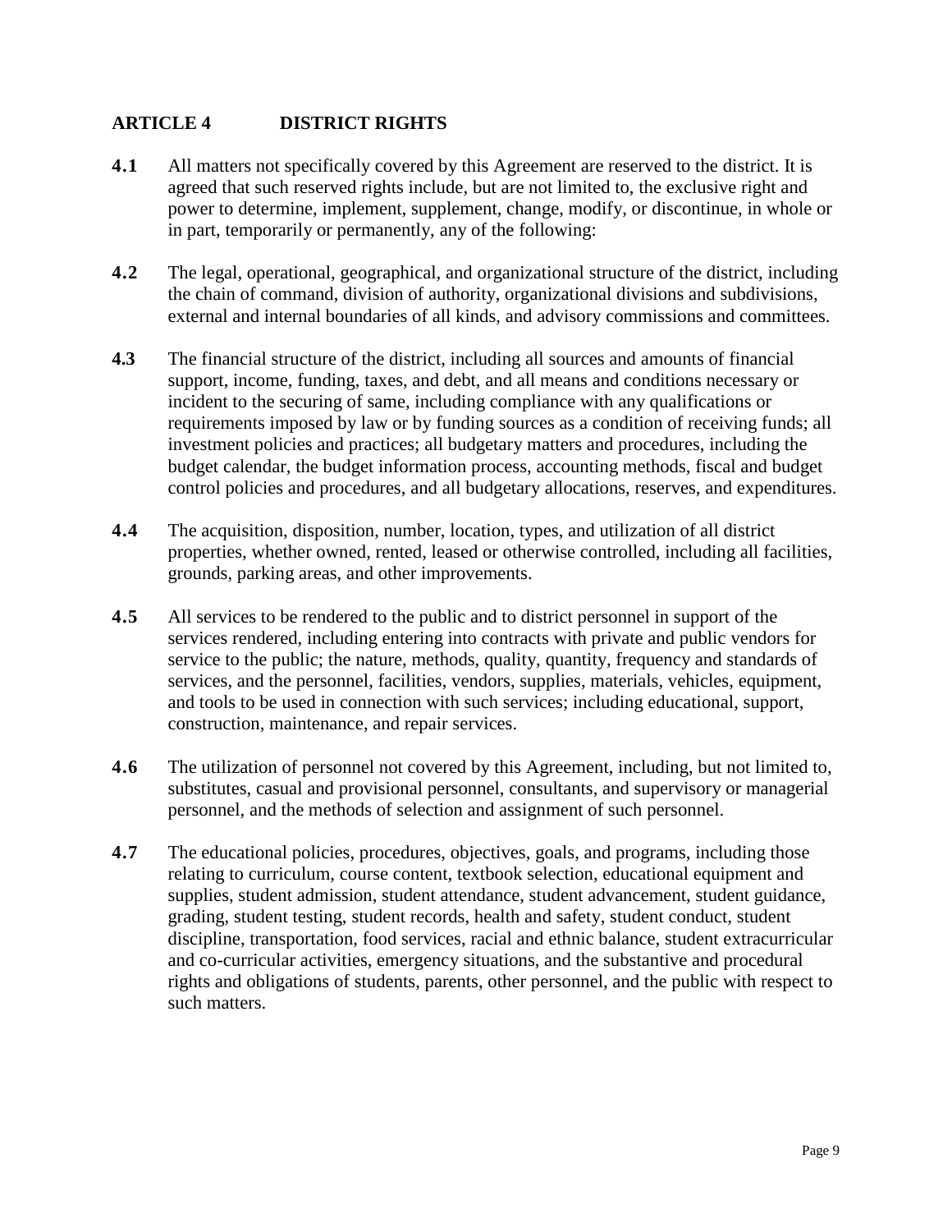## ARTICLE 4 DISTRICT RIGHTS

**4.1** All matters not specifically covered by this Agreement are reserved to the district. It is agreed that such reserved rights include, but are not limited to, the exclusive right and power to determine, implement, supplement, change, modify, or discontinue, in whole or in part, temporarily or permanently, any of the following:

**4.2** The legal, operational, geographical, and organizational structure of the district, including the chain of command, division of authority, organizational divisions and subdivisions, external and internal boundaries of all kinds, and advisory commissions and committees.

**4.3** The financial structure of the district, including all sources and amounts of financial support, income, funding, taxes, and debt, and all means and conditions necessary or incident to the securing of same, including compliance with any qualifications or requirements imposed by law or by funding sources as a condition of receiving funds; all investment policies and practices; all budgetary matters and procedures, including the budget calendar, the budget information process, accounting methods, fiscal and budget control policies and procedures, and all budgetary allocations, reserves, and expenditures.

**4.4** The acquisition, disposition, number, location, types, and utilization of all district properties, whether owned, rented, leased or otherwise controlled, including all facilities, grounds, parking areas, and other improvements.

**4.5** All services to be rendered to the public and to district personnel in support of the services rendered, including entering into contracts with private and public vendors for service to the public; the nature, methods, quality, quantity, frequency and standards of services, and the personnel, facilities, vendors, supplies, materials, vehicles, equipment, and tools to be used in connection with such services; including educational, support, construction, maintenance, and repair services.

**4.6** The utilization of personnel not covered by this Agreement, including, but not limited to, substitutes, casual and provisional personnel, consultants, and supervisory or managerial personnel, and the methods of selection and assignment of such personnel.

**4.7** The educational policies, procedures, objectives, goals, and programs, including those relating to curriculum, course content, textbook selection, educational equipment and supplies, student admission, student attendance, student advancement, student guidance, grading, student testing, student records, health and safety, student conduct, student discipline, transportation, food services, racial and ethnic balance, student extracurricular and co-curricular activities, emergency situations, and the substantive and procedural rights and obligations of students, parents, other personnel, and the public with respect to such matters.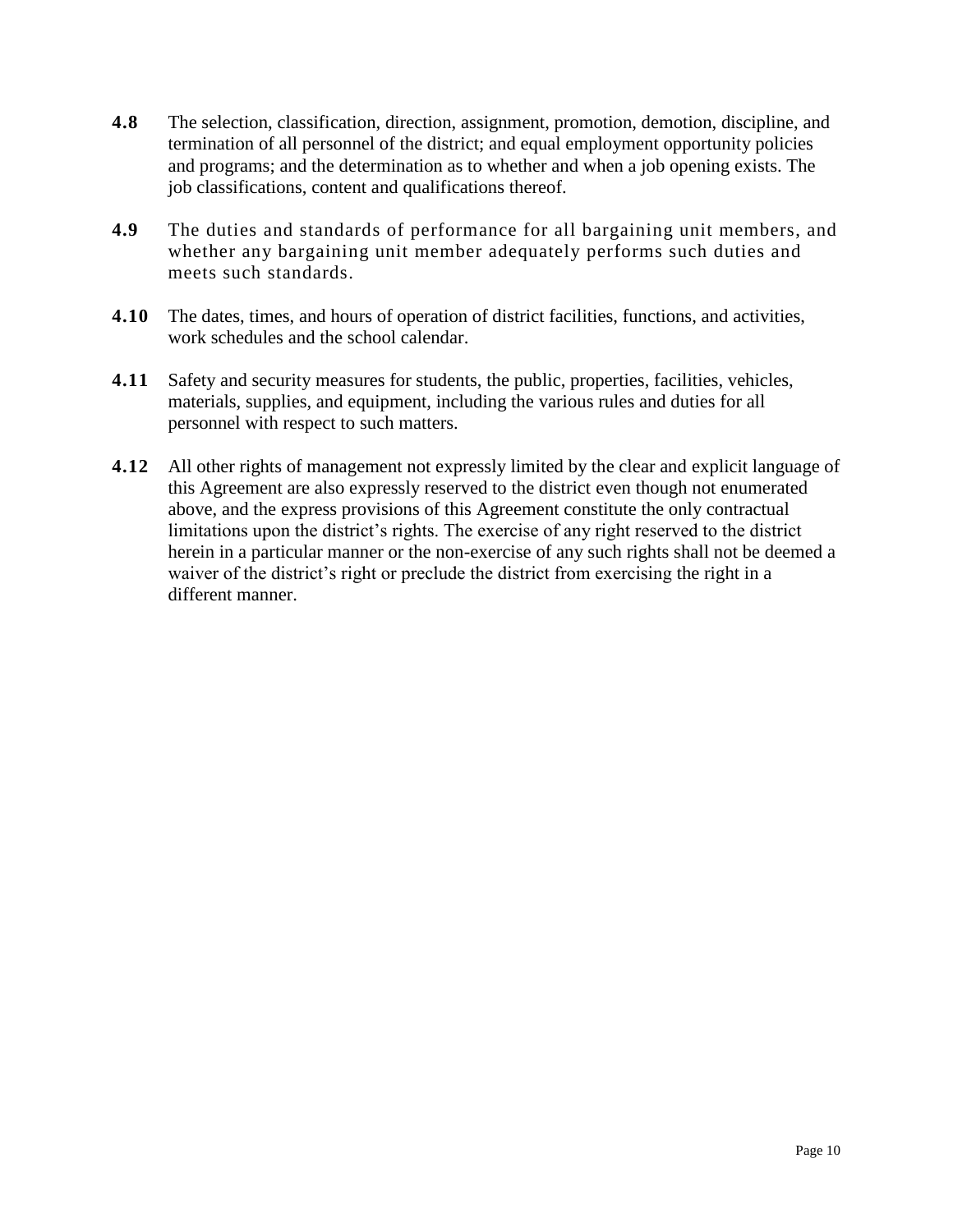**4.8** The selection, classification, direction, assignment, promotion, demotion, discipline, and termination of all personnel of the district; and equal employment opportunity policies and programs; and the determination as to whether and when a job opening exists. The job classifications, content and qualifications thereof.

**4.9** The duties and standards of performance for all bargaining unit members, and whether any bargaining unit member adequately performs such duties and meets such standards.

**4.10** The dates, times, and hours of operation of district facilities, functions, and activities, work schedules and the school calendar.

**4.11** Safety and security measures for students, the public, properties, facilities, vehicles, materials, supplies, and equipment, including the various rules and duties for all personnel with respect to such matters.

**4.12** All other rights of management not expressly limited by the clear and explicit language of this Agreement are also expressly reserved to the district even though not enumerated above, and the express provisions of this Agreement constitute the only contractual limitations upon the district's rights. The exercise of any right reserved to the district herein in a particular manner or the non-exercise of any such rights shall not be deemed a waiver of the district's right or preclude the district from exercising the right in a different manner.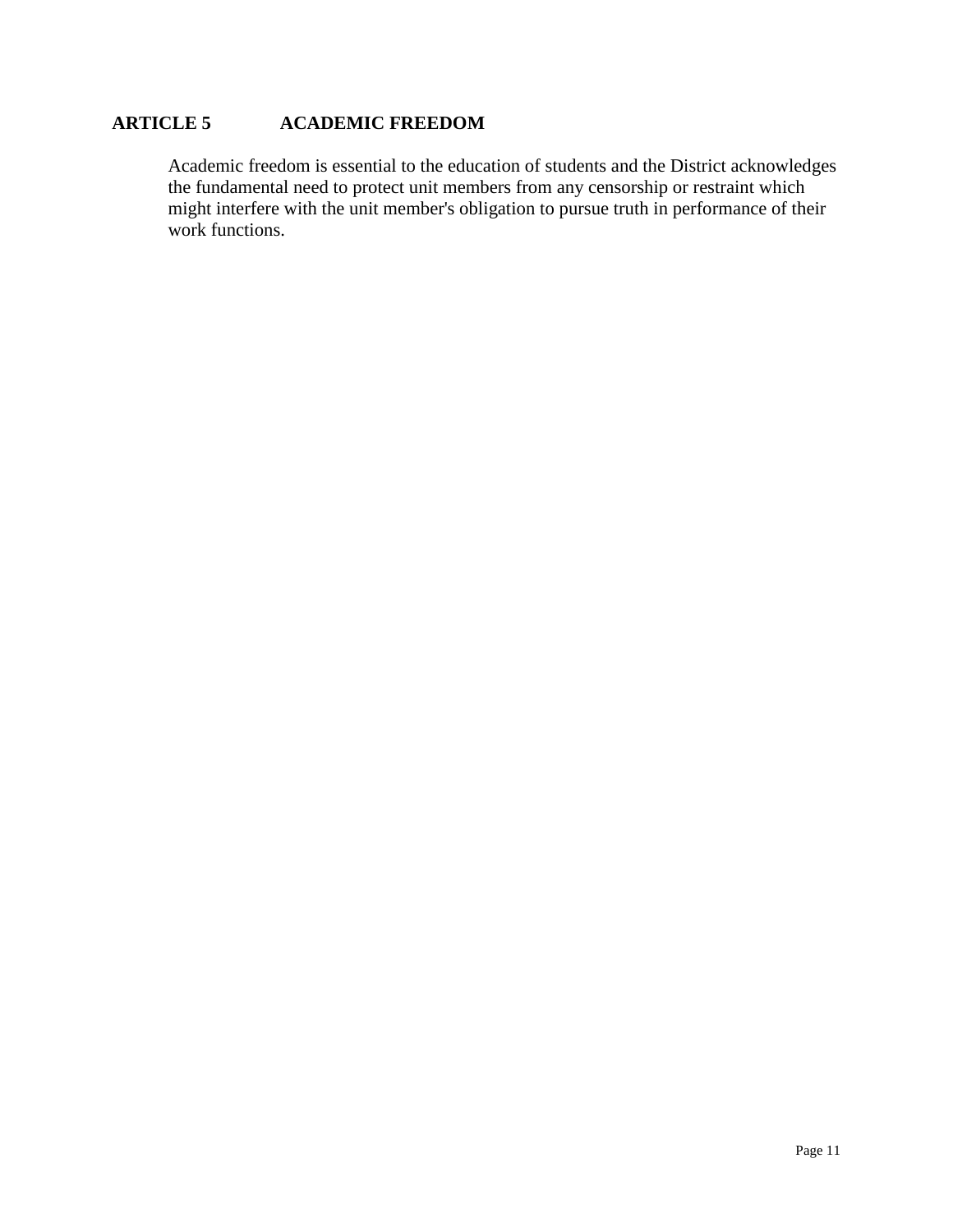## ARTICLE 5 ACADEMIC FREEDOM

Academic freedom is essential to the education of students and the District acknowledges the fundamental need to protect unit members from any censorship or restraint which might interfere with the unit member's obligation to pursue truth in performance of their work functions.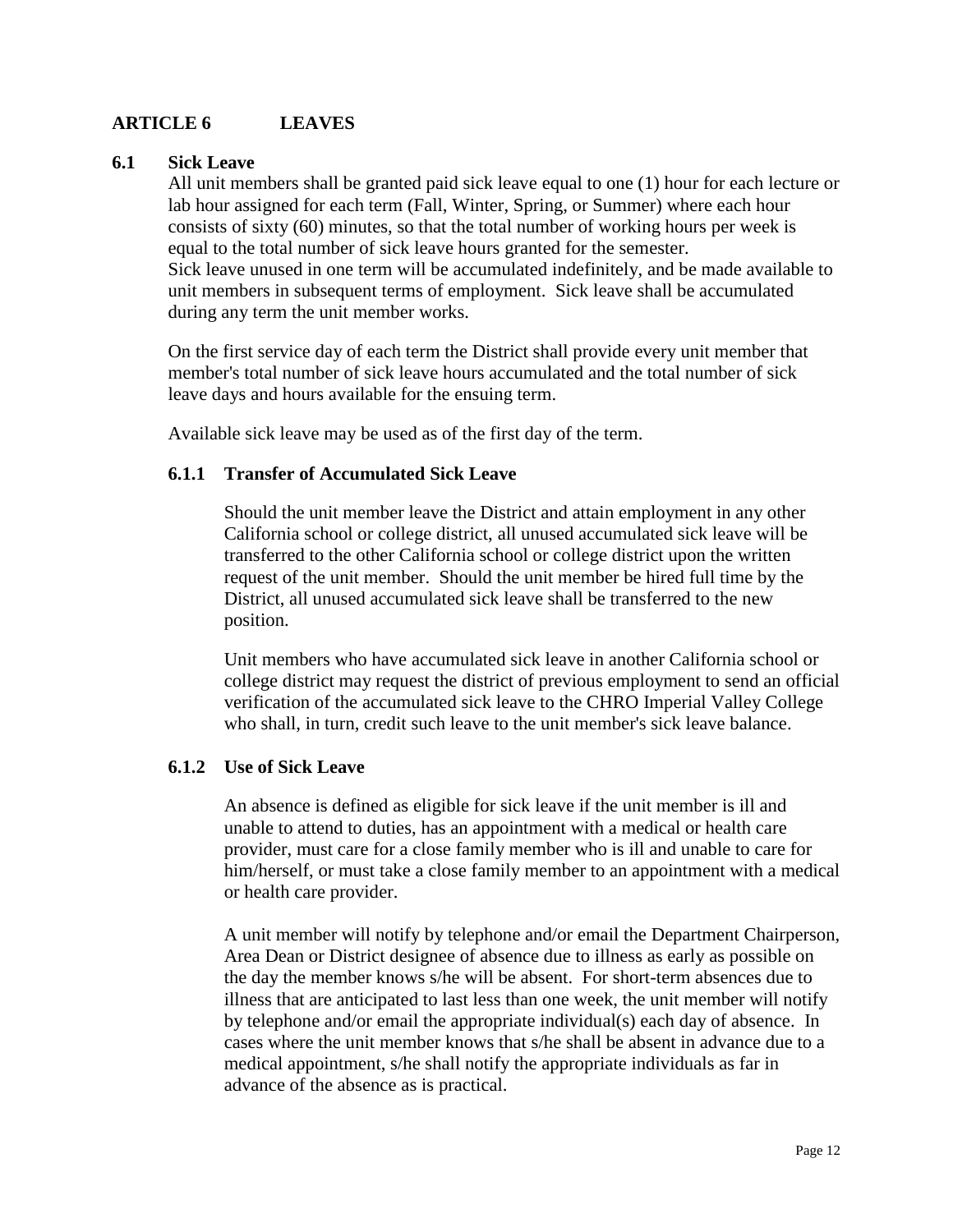## ARTICLE 6 LEAVES

### 6.1 Sick Leave

All unit members shall be granted paid sick leave equal to one (1) hour for each lecture or lab hour assigned for each term (Fall, Winter, Spring, or Summer) where each hour consists of sixty (60) minutes, so that the total number of working hours per week is equal to the total number of sick leave hours granted for the semester.
Sick leave unused in one term will be accumulated indefinitely, and be made available to unit members in subsequent terms of employment. Sick leave shall be accumulated during any term the unit member works.

On the first service day of each term the District shall provide every unit member that member's total number of sick leave hours accumulated and the total number of sick leave days and hours available for the ensuing term.

Available sick leave may be used as of the first day of the term.

#### 6.1.1 Transfer of Accumulated Sick Leave

Should the unit member leave the District and attain employment in any other California school or college district, all unused accumulated sick leave will be transferred to the other California school or college district upon the written request of the unit member. Should the unit member be hired full time by the District, all unused accumulated sick leave shall be transferred to the new position.

Unit members who have accumulated sick leave in another California school or college district may request the district of previous employment to send an official verification of the accumulated sick leave to the CHRO Imperial Valley College who shall, in turn, credit such leave to the unit member's sick leave balance.

#### 6.1.2 Use of Sick Leave

An absence is defined as eligible for sick leave if the unit member is ill and unable to attend to duties, has an appointment with a medical or health care provider, must care for a close family member who is ill and unable to care for him/herself, or must take a close family member to an appointment with a medical or health care provider.

A unit member will notify by telephone and/or email the Department Chairperson, Area Dean or District designee of absence due to illness as early as possible on the day the member knows s/he will be absent. For short-term absences due to illness that are anticipated to last less than one week, the unit member will notify by telephone and/or email the appropriate individual(s) each day of absence. In cases where the unit member knows that s/he shall be absent in advance due to a medical appointment, s/he shall notify the appropriate individuals as far in advance of the absence as is practical.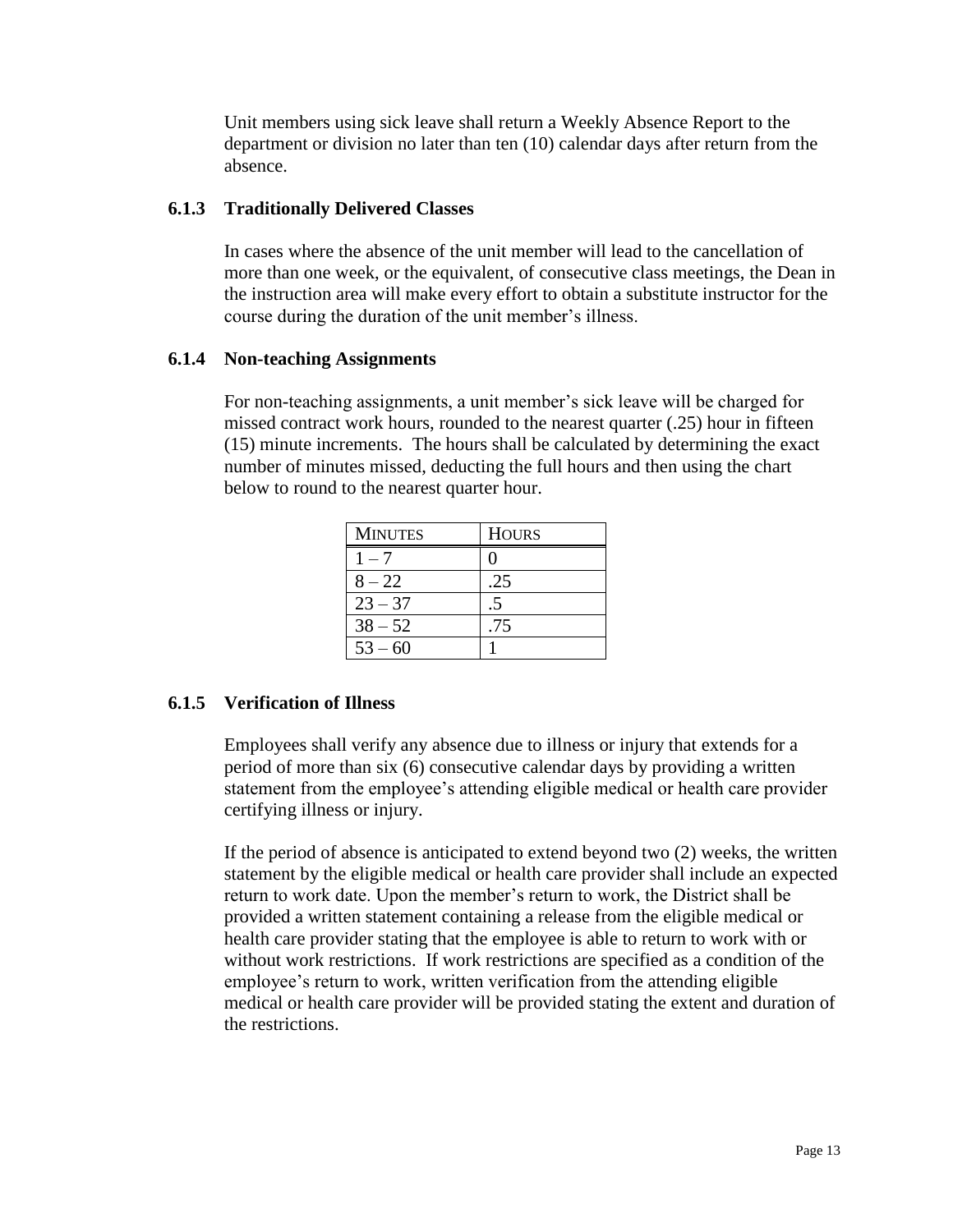Unit members using sick leave shall return a Weekly Absence Report to the department or division no later than ten (10) calendar days after return from the absence.

### 6.1.3 Traditionally Delivered Classes

In cases where the absence of the unit member will lead to the cancellation of more than one week, or the equivalent, of consecutive class meetings, the Dean in the instruction area will make every effort to obtain a substitute instructor for the course during the duration of the unit member's illness.

### 6.1.4 Non-teaching Assignments

For non-teaching assignments, a unit member's sick leave will be charged for missed contract work hours, rounded to the nearest quarter (.25) hour in fifteen (15) minute increments. The hours shall be calculated by determining the exact number of minutes missed, deducting the full hours and then using the chart below to round to the nearest quarter hour.

| MINUTES | HOURS |
|---|---|
| 1 – 7 | 0 |
| 8 – 22 | .25 |
| 23 – 37 | .5 |
| 38 – 52 | .75 |
| 53 – 60 | 1 |

### 6.1.5 Verification of Illness

Employees shall verify any absence due to illness or injury that extends for a period of more than six (6) consecutive calendar days by providing a written statement from the employee's attending eligible medical or health care provider certifying illness or injury.

If the period of absence is anticipated to extend beyond two (2) weeks, the written statement by the eligible medical or health care provider shall include an expected return to work date. Upon the member's return to work, the District shall be provided a written statement containing a release from the eligible medical or health care provider stating that the employee is able to return to work with or without work restrictions. If work restrictions are specified as a condition of the employee's return to work, written verification from the attending eligible medical or health care provider will be provided stating the extent and duration of the restrictions.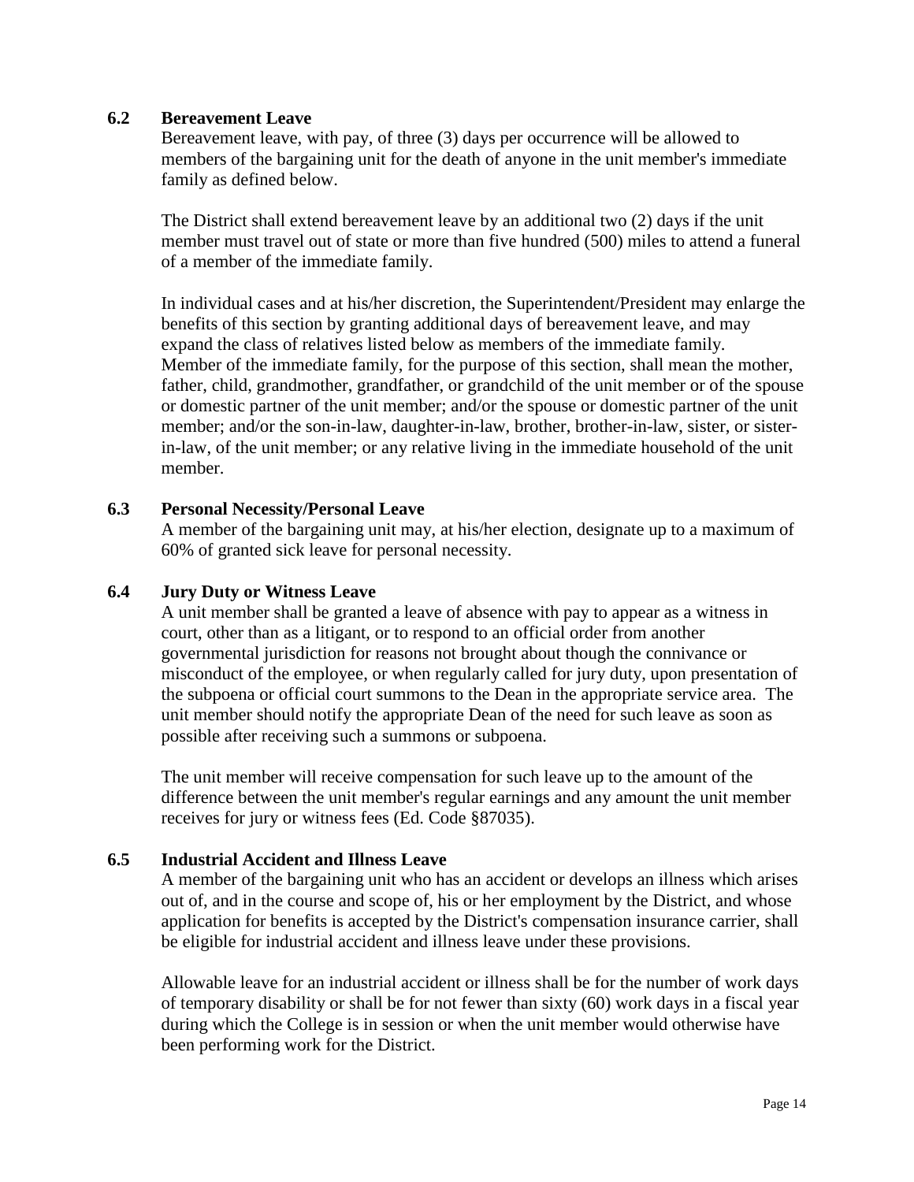### 6.2 Bereavement Leave

Bereavement leave, with pay, of three (3) days per occurrence will be allowed to members of the bargaining unit for the death of anyone in the unit member's immediate family as defined below.

The District shall extend bereavement leave by an additional two (2) days if the unit member must travel out of state or more than five hundred (500) miles to attend a funeral of a member of the immediate family.

In individual cases and at his/her discretion, the Superintendent/President may enlarge the benefits of this section by granting additional days of bereavement leave, and may expand the class of relatives listed below as members of the immediate family. Member of the immediate family, for the purpose of this section, shall mean the mother, father, child, grandmother, grandfather, or grandchild of the unit member or of the spouse or domestic partner of the unit member; and/or the spouse or domestic partner of the unit member; and/or the son-in-law, daughter-in-law, brother, brother-in-law, sister, or sister-in-law, of the unit member; or any relative living in the immediate household of the unit member.

### 6.3 Personal Necessity/Personal Leave

A member of the bargaining unit may, at his/her election, designate up to a maximum of 60% of granted sick leave for personal necessity.

### 6.4 Jury Duty or Witness Leave

A unit member shall be granted a leave of absence with pay to appear as a witness in court, other than as a litigant, or to respond to an official order from another governmental jurisdiction for reasons not brought about though the connivance or misconduct of the employee, or when regularly called for jury duty, upon presentation of the subpoena or official court summons to the Dean in the appropriate service area. The unit member should notify the appropriate Dean of the need for such leave as soon as possible after receiving such a summons or subpoena.

The unit member will receive compensation for such leave up to the amount of the difference between the unit member's regular earnings and any amount the unit member receives for jury or witness fees (Ed. Code §87035).

### 6.5 Industrial Accident and Illness Leave

A member of the bargaining unit who has an accident or develops an illness which arises out of, and in the course and scope of, his or her employment by the District, and whose application for benefits is accepted by the District's compensation insurance carrier, shall be eligible for industrial accident and illness leave under these provisions.

Allowable leave for an industrial accident or illness shall be for the number of work days of temporary disability or shall be for not fewer than sixty (60) work days in a fiscal year during which the College is in session or when the unit member would otherwise have been performing work for the District.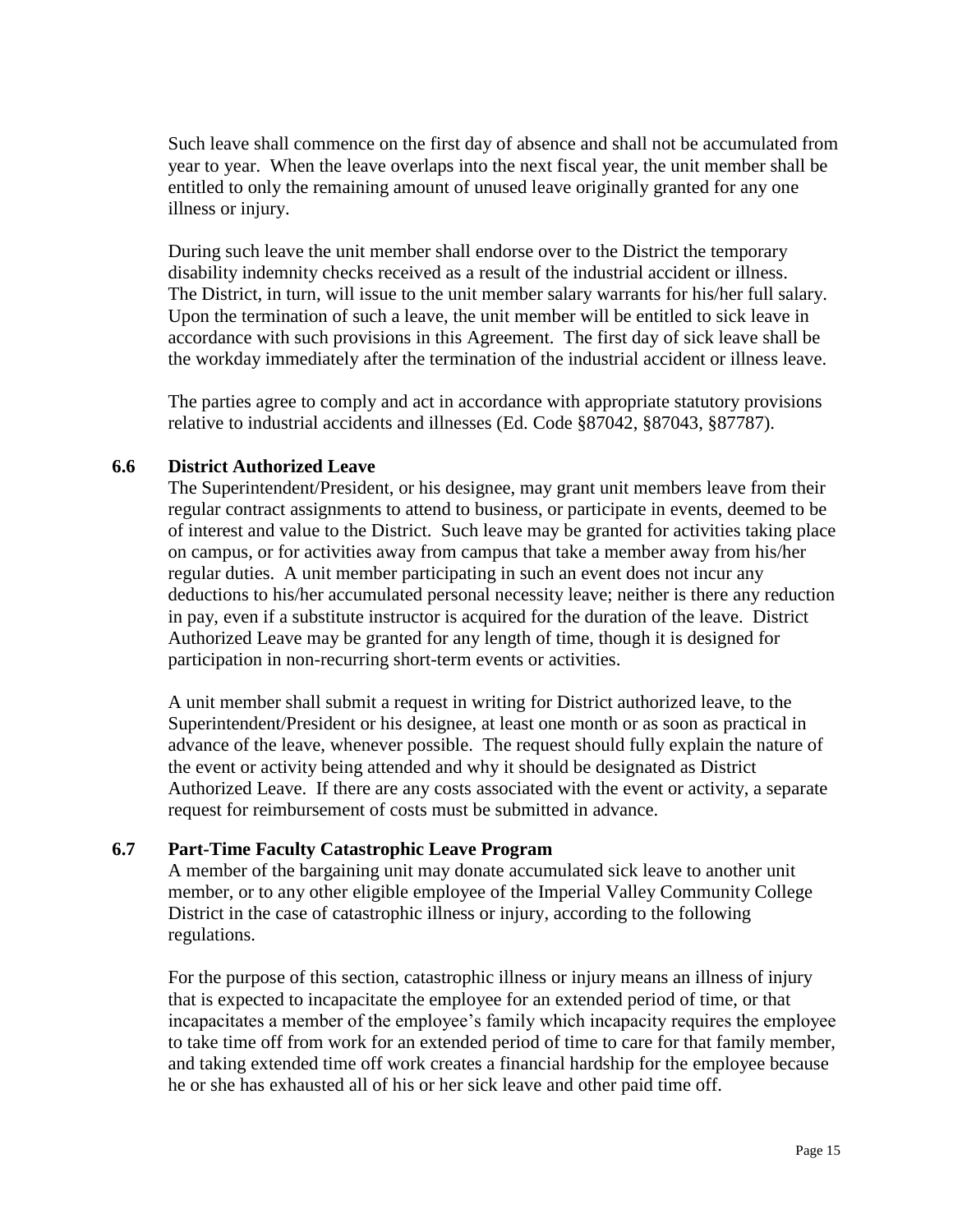Such leave shall commence on the first day of absence and shall not be accumulated from year to year. When the leave overlaps into the next fiscal year, the unit member shall be entitled to only the remaining amount of unused leave originally granted for any one illness or injury.

During such leave the unit member shall endorse over to the District the temporary disability indemnity checks received as a result of the industrial accident or illness. The District, in turn, will issue to the unit member salary warrants for his/her full salary. Upon the termination of such a leave, the unit member will be entitled to sick leave in accordance with such provisions in this Agreement. The first day of sick leave shall be the workday immediately after the termination of the industrial accident or illness leave.

The parties agree to comply and act in accordance with appropriate statutory provisions relative to industrial accidents and illnesses (Ed. Code §87042, §87043, §87787).

### 6.6 District Authorized Leave

The Superintendent/President, or his designee, may grant unit members leave from their regular contract assignments to attend to business, or participate in events, deemed to be of interest and value to the District. Such leave may be granted for activities taking place on campus, or for activities away from campus that take a member away from his/her regular duties. A unit member participating in such an event does not incur any deductions to his/her accumulated personal necessity leave; neither is there any reduction in pay, even if a substitute instructor is acquired for the duration of the leave. District Authorized Leave may be granted for any length of time, though it is designed for participation in non-recurring short-term events or activities.

A unit member shall submit a request in writing for District authorized leave, to the Superintendent/President or his designee, at least one month or as soon as practical in advance of the leave, whenever possible. The request should fully explain the nature of the event or activity being attended and why it should be designated as District Authorized Leave. If there are any costs associated with the event or activity, a separate request for reimbursement of costs must be submitted in advance.

### 6.7 Part-Time Faculty Catastrophic Leave Program

A member of the bargaining unit may donate accumulated sick leave to another unit member, or to any other eligible employee of the Imperial Valley Community College District in the case of catastrophic illness or injury, according to the following regulations.

For the purpose of this section, catastrophic illness or injury means an illness of injury that is expected to incapacitate the employee for an extended period of time, or that incapacitates a member of the employee's family which incapacity requires the employee to take time off from work for an extended period of time to care for that family member, and taking extended time off work creates a financial hardship for the employee because he or she has exhausted all of his or her sick leave and other paid time off.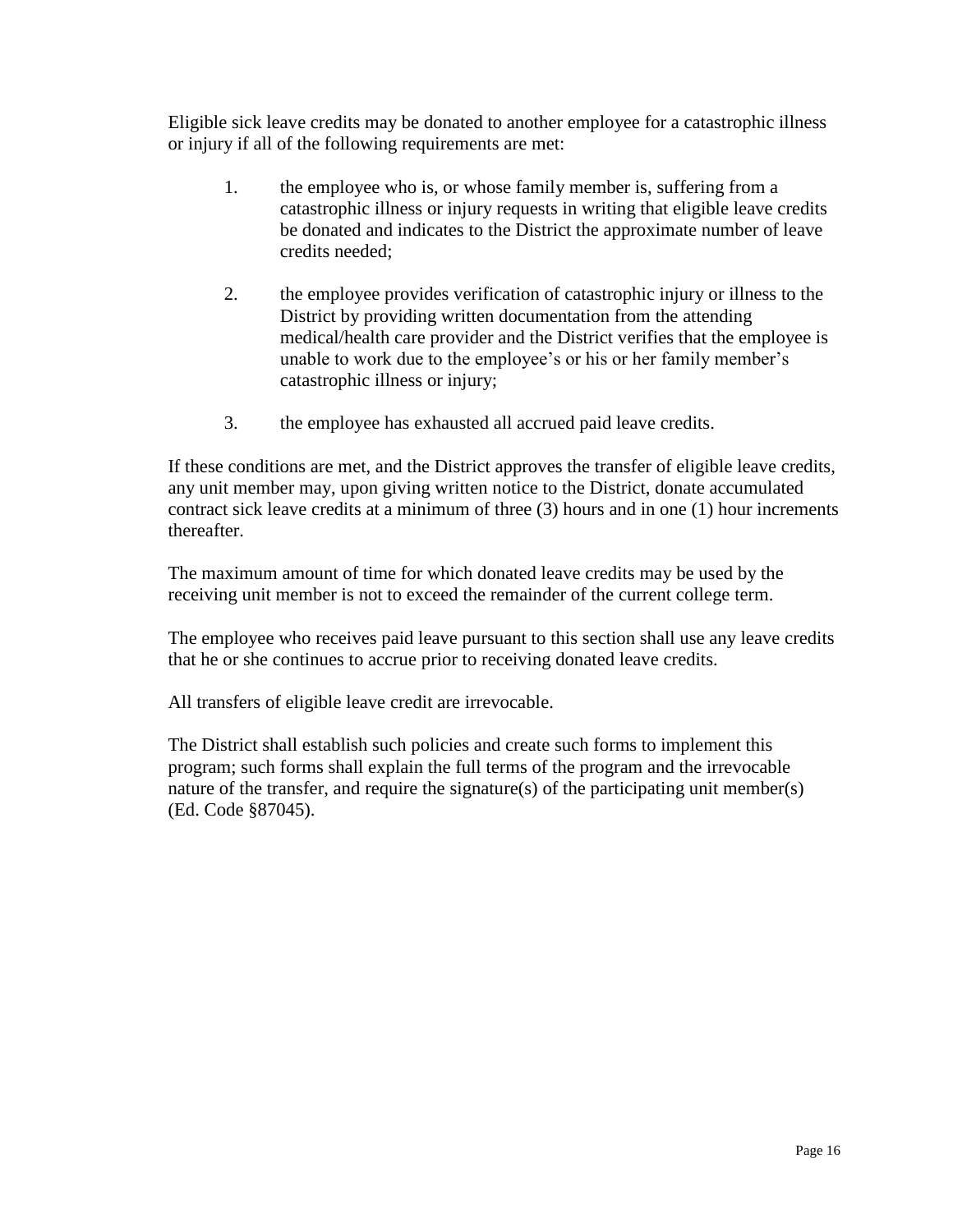Eligible sick leave credits may be donated to another employee for a catastrophic illness or injury if all of the following requirements are met:

1. the employee who is, or whose family member is, suffering from a catastrophic illness or injury requests in writing that eligible leave credits be donated and indicates to the District the approximate number of leave credits needed;

2. the employee provides verification of catastrophic injury or illness to the District by providing written documentation from the attending medical/health care provider and the District verifies that the employee is unable to work due to the employee's or his or her family member's catastrophic illness or injury;

3. the employee has exhausted all accrued paid leave credits.

If these conditions are met, and the District approves the transfer of eligible leave credits, any unit member may, upon giving written notice to the District, donate accumulated contract sick leave credits at a minimum of three (3) hours and in one (1) hour increments thereafter.

The maximum amount of time for which donated leave credits may be used by the receiving unit member is not to exceed the remainder of the current college term.

The employee who receives paid leave pursuant to this section shall use any leave credits that he or she continues to accrue prior to receiving donated leave credits.

All transfers of eligible leave credit are irrevocable.

The District shall establish such policies and create such forms to implement this program; such forms shall explain the full terms of the program and the irrevocable nature of the transfer, and require the signature(s) of the participating unit member(s) (Ed. Code §87045).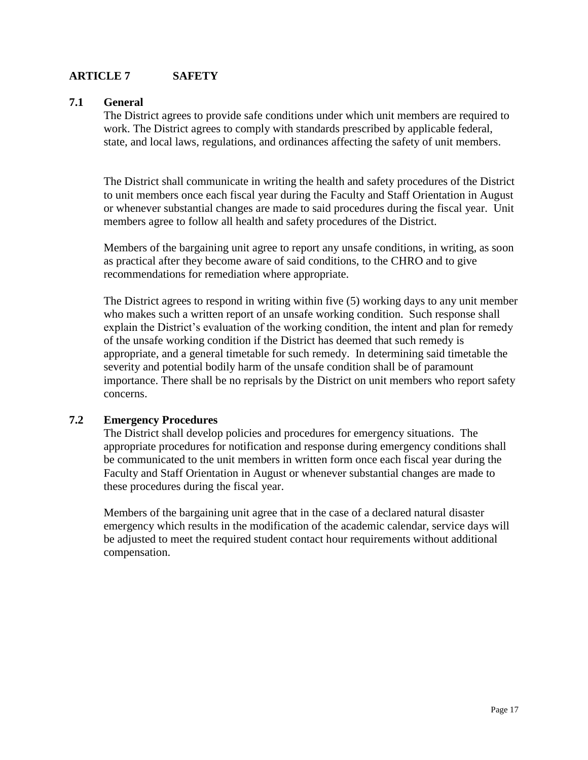## ARTICLE 7 SAFETY

### 7.1 General

The District agrees to provide safe conditions under which unit members are required to work. The District agrees to comply with standards prescribed by applicable federal, state, and local laws, regulations, and ordinances affecting the safety of unit members.

The District shall communicate in writing the health and safety procedures of the District to unit members once each fiscal year during the Faculty and Staff Orientation in August or whenever substantial changes are made to said procedures during the fiscal year. Unit members agree to follow all health and safety procedures of the District.

Members of the bargaining unit agree to report any unsafe conditions, in writing, as soon as practical after they become aware of said conditions, to the CHRO and to give recommendations for remediation where appropriate.

The District agrees to respond in writing within five (5) working days to any unit member who makes such a written report of an unsafe working condition. Such response shall explain the District's evaluation of the working condition, the intent and plan for remedy of the unsafe working condition if the District has deemed that such remedy is appropriate, and a general timetable for such remedy. In determining said timetable the severity and potential bodily harm of the unsafe condition shall be of paramount importance. There shall be no reprisals by the District on unit members who report safety concerns.

### 7.2 Emergency Procedures

The District shall develop policies and procedures for emergency situations. The appropriate procedures for notification and response during emergency conditions shall be communicated to the unit members in written form once each fiscal year during the Faculty and Staff Orientation in August or whenever substantial changes are made to these procedures during the fiscal year.

Members of the bargaining unit agree that in the case of a declared natural disaster emergency which results in the modification of the academic calendar, service days will be adjusted to meet the required student contact hour requirements without additional compensation.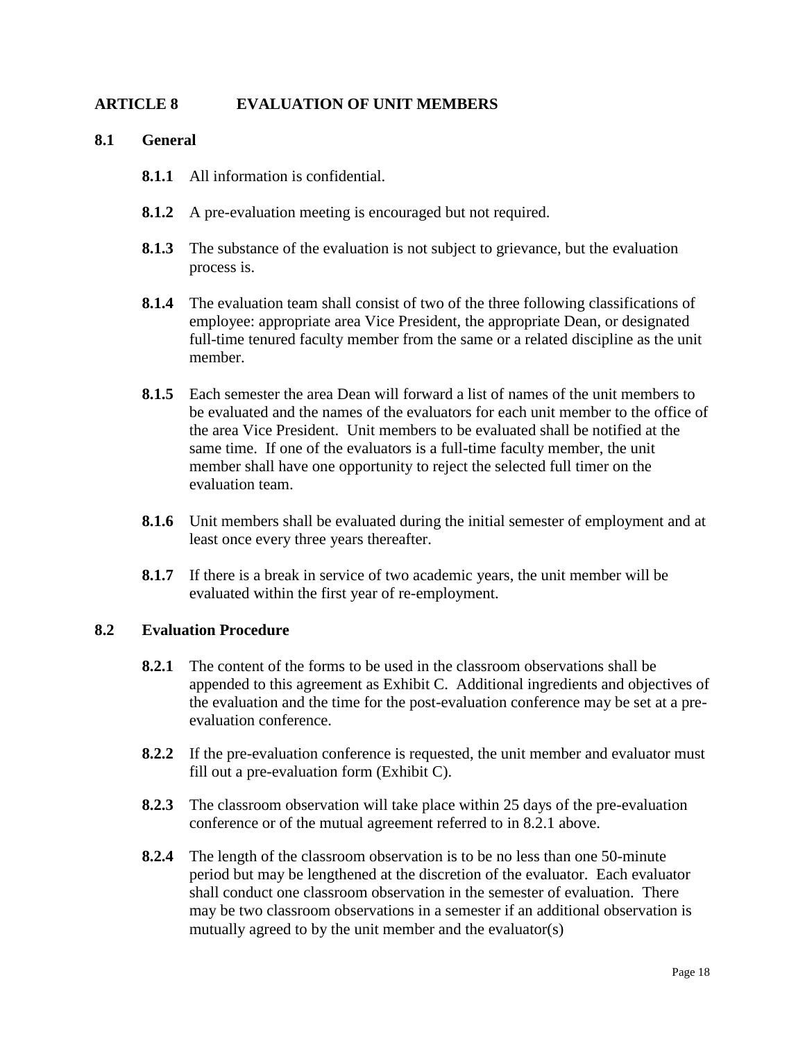# ARTICLE 8 EVALUATION OF UNIT MEMBERS

## 8.1 General

**8.1.1** All information is confidential.

**8.1.2** A pre-evaluation meeting is encouraged but not required.

**8.1.3** The substance of the evaluation is not subject to grievance, but the evaluation process is.

**8.1.4** The evaluation team shall consist of two of the three following classifications of employee: appropriate area Vice President, the appropriate Dean, or designated full-time tenured faculty member from the same or a related discipline as the unit member.

**8.1.5** Each semester the area Dean will forward a list of names of the unit members to be evaluated and the names of the evaluators for each unit member to the office of the area Vice President. Unit members to be evaluated shall be notified at the same time. If one of the evaluators is a full-time faculty member, the unit member shall have one opportunity to reject the selected full timer on the evaluation team.

**8.1.6** Unit members shall be evaluated during the initial semester of employment and at least once every three years thereafter.

**8.1.7** If there is a break in service of two academic years, the unit member will be evaluated within the first year of re-employment.

## 8.2 Evaluation Procedure

**8.2.1** The content of the forms to be used in the classroom observations shall be appended to this agreement as Exhibit C. Additional ingredients and objectives of the evaluation and the time for the post-evaluation conference may be set at a pre-evaluation conference.

**8.2.2** If the pre-evaluation conference is requested, the unit member and evaluator must fill out a pre-evaluation form (Exhibit C).

**8.2.3** The classroom observation will take place within 25 days of the pre-evaluation conference or of the mutual agreement referred to in 8.2.1 above.

**8.2.4** The length of the classroom observation is to be no less than one 50-minute period but may be lengthened at the discretion of the evaluator. Each evaluator shall conduct one classroom observation in the semester of evaluation. There may be two classroom observations in a semester if an additional observation is mutually agreed to by the unit member and the evaluator(s)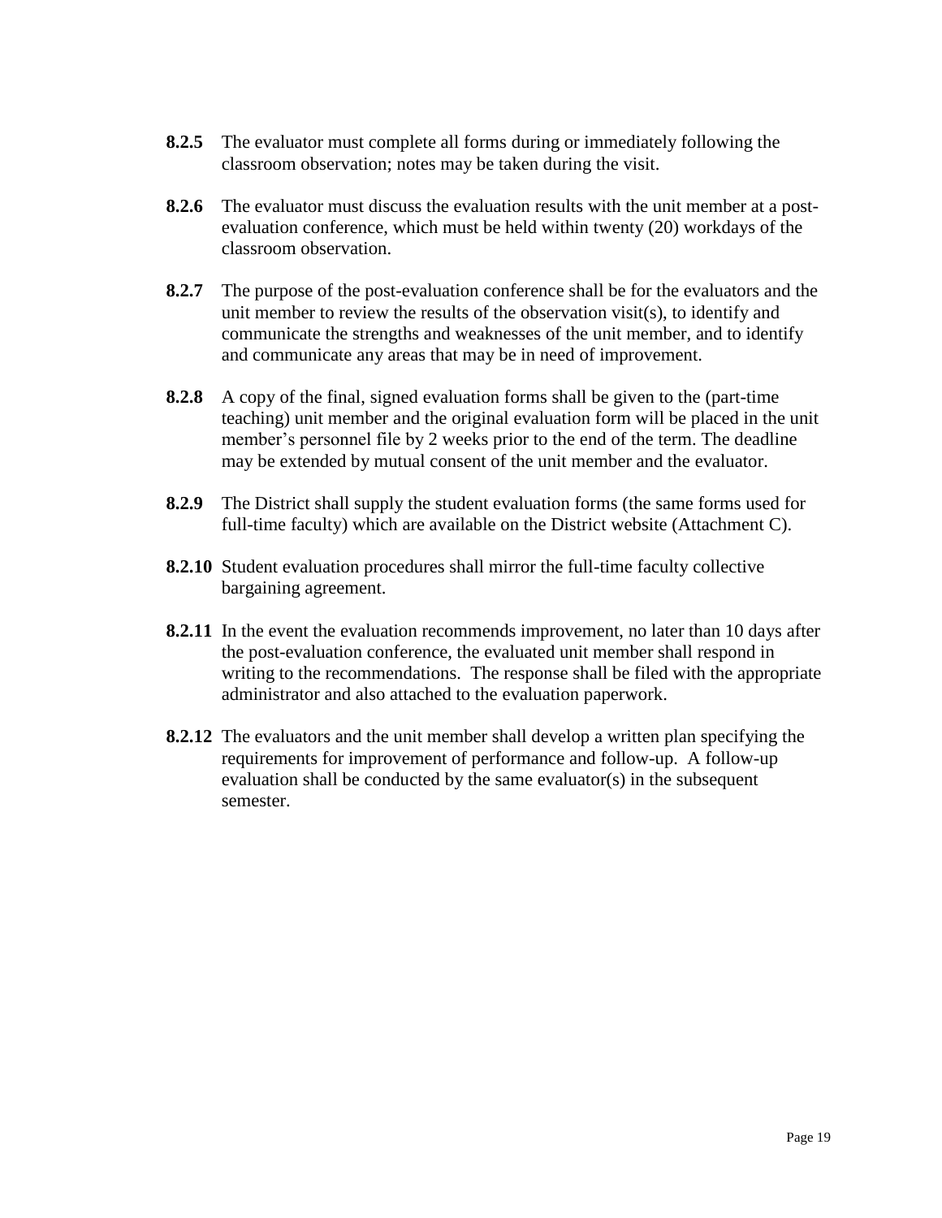**8.2.5** The evaluator must complete all forms during or immediately following the classroom observation; notes may be taken during the visit.

**8.2.6** The evaluator must discuss the evaluation results with the unit member at a post-evaluation conference, which must be held within twenty (20) workdays of the classroom observation.

**8.2.7** The purpose of the post-evaluation conference shall be for the evaluators and the unit member to review the results of the observation visit(s), to identify and communicate the strengths and weaknesses of the unit member, and to identify and communicate any areas that may be in need of improvement.

**8.2.8** A copy of the final, signed evaluation forms shall be given to the (part-time teaching) unit member and the original evaluation form will be placed in the unit member's personnel file by 2 weeks prior to the end of the term. The deadline may be extended by mutual consent of the unit member and the evaluator.

**8.2.9** The District shall supply the student evaluation forms (the same forms used for full-time faculty) which are available on the District website (Attachment C).

**8.2.10** Student evaluation procedures shall mirror the full-time faculty collective bargaining agreement.

**8.2.11** In the event the evaluation recommends improvement, no later than 10 days after the post-evaluation conference, the evaluated unit member shall respond in writing to the recommendations. The response shall be filed with the appropriate administrator and also attached to the evaluation paperwork.

**8.2.12** The evaluators and the unit member shall develop a written plan specifying the requirements for improvement of performance and follow-up. A follow-up evaluation shall be conducted by the same evaluator(s) in the subsequent semester.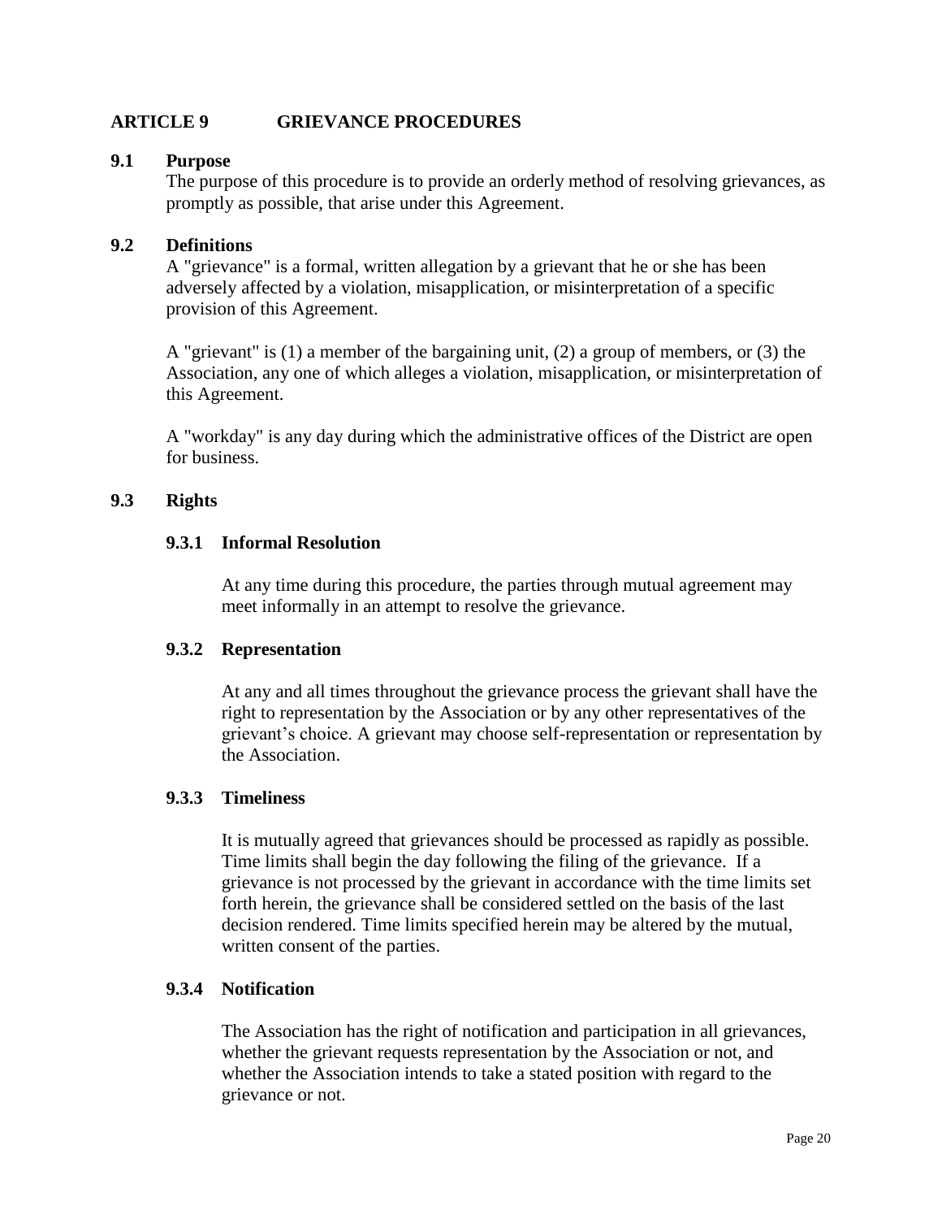# ARTICLE 9 GRIEVANCE PROCEDURES

## 9.1 Purpose

The purpose of this procedure is to provide an orderly method of resolving grievances, as promptly as possible, that arise under this Agreement.

## 9.2 Definitions

A "grievance" is a formal, written allegation by a grievant that he or she has been adversely affected by a violation, misapplication, or misinterpretation of a specific provision of this Agreement.

A "grievant" is (1) a member of the bargaining unit, (2) a group of members, or (3) the Association, any one of which alleges a violation, misapplication, or misinterpretation of this Agreement.

A "workday" is any day during which the administrative offices of the District are open for business.

## 9.3 Rights

### 9.3.1 Informal Resolution

At any time during this procedure, the parties through mutual agreement may meet informally in an attempt to resolve the grievance.

### 9.3.2 Representation

At any and all times throughout the grievance process the grievant shall have the right to representation by the Association or by any other representatives of the grievant's choice. A grievant may choose self-representation or representation by the Association.

### 9.3.3 Timeliness

It is mutually agreed that grievances should be processed as rapidly as possible. Time limits shall begin the day following the filing of the grievance. If a grievance is not processed by the grievant in accordance with the time limits set forth herein, the grievance shall be considered settled on the basis of the last decision rendered. Time limits specified herein may be altered by the mutual, written consent of the parties.

### 9.3.4 Notification

The Association has the right of notification and participation in all grievances, whether the grievant requests representation by the Association or not, and whether the Association intends to take a stated position with regard to the grievance or not.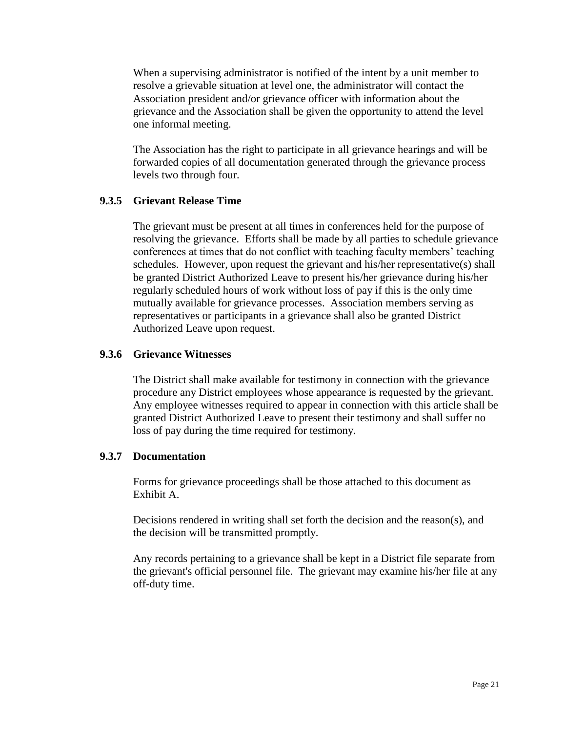When a supervising administrator is notified of the intent by a unit member to resolve a grievable situation at level one, the administrator will contact the Association president and/or grievance officer with information about the grievance and the Association shall be given the opportunity to attend the level one informal meeting.

The Association has the right to participate in all grievance hearings and will be forwarded copies of all documentation generated through the grievance process levels two through four.

### 9.3.5 Grievant Release Time

The grievant must be present at all times in conferences held for the purpose of resolving the grievance. Efforts shall be made by all parties to schedule grievance conferences at times that do not conflict with teaching faculty members' teaching schedules. However, upon request the grievant and his/her representative(s) shall be granted District Authorized Leave to present his/her grievance during his/her regularly scheduled hours of work without loss of pay if this is the only time mutually available for grievance processes. Association members serving as representatives or participants in a grievance shall also be granted District Authorized Leave upon request.

### 9.3.6 Grievance Witnesses

The District shall make available for testimony in connection with the grievance procedure any District employees whose appearance is requested by the grievant. Any employee witnesses required to appear in connection with this article shall be granted District Authorized Leave to present their testimony and shall suffer no loss of pay during the time required for testimony.

### 9.3.7 Documentation

Forms for grievance proceedings shall be those attached to this document as Exhibit A.

Decisions rendered in writing shall set forth the decision and the reason(s), and the decision will be transmitted promptly.

Any records pertaining to a grievance shall be kept in a District file separate from the grievant's official personnel file. The grievant may examine his/her file at any off-duty time.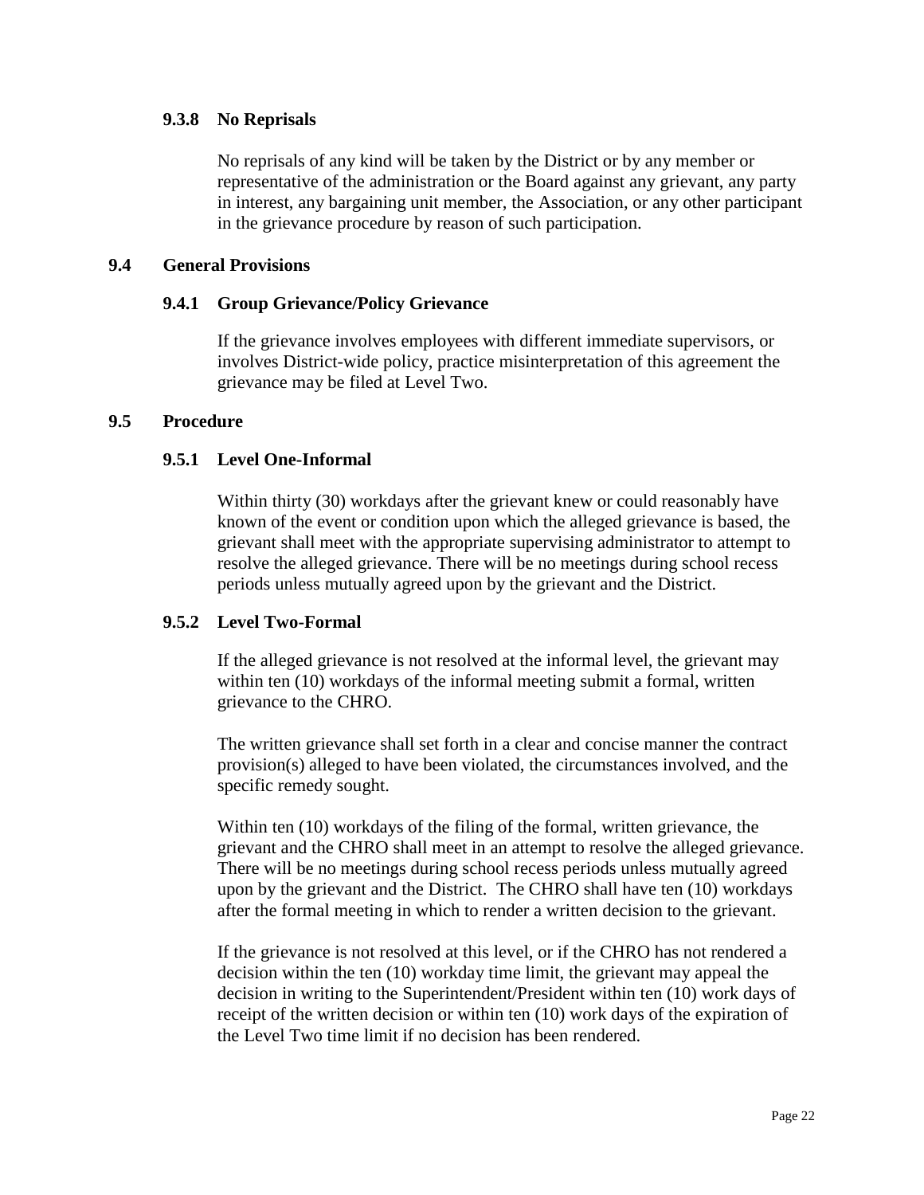#### 9.3.8 No Reprisals

No reprisals of any kind will be taken by the District or by any member or representative of the administration or the Board against any grievant, any party in interest, any bargaining unit member, the Association, or any other participant in the grievance procedure by reason of such participation.

### 9.4 General Provisions

#### 9.4.1 Group Grievance/Policy Grievance

If the grievance involves employees with different immediate supervisors, or involves District-wide policy, practice misinterpretation of this agreement the grievance may be filed at Level Two.

### 9.5 Procedure

#### 9.5.1 Level One-Informal

Within thirty (30) workdays after the grievant knew or could reasonably have known of the event or condition upon which the alleged grievance is based, the grievant shall meet with the appropriate supervising administrator to attempt to resolve the alleged grievance. There will be no meetings during school recess periods unless mutually agreed upon by the grievant and the District.

#### 9.5.2 Level Two-Formal

If the alleged grievance is not resolved at the informal level, the grievant may within ten (10) workdays of the informal meeting submit a formal, written grievance to the CHRO.

The written grievance shall set forth in a clear and concise manner the contract provision(s) alleged to have been violated, the circumstances involved, and the specific remedy sought.

Within ten (10) workdays of the filing of the formal, written grievance, the grievant and the CHRO shall meet in an attempt to resolve the alleged grievance. There will be no meetings during school recess periods unless mutually agreed upon by the grievant and the District. The CHRO shall have ten (10) workdays after the formal meeting in which to render a written decision to the grievant.

If the grievance is not resolved at this level, or if the CHRO has not rendered a decision within the ten (10) workday time limit, the grievant may appeal the decision in writing to the Superintendent/President within ten (10) work days of receipt of the written decision or within ten (10) work days of the expiration of the Level Two time limit if no decision has been rendered.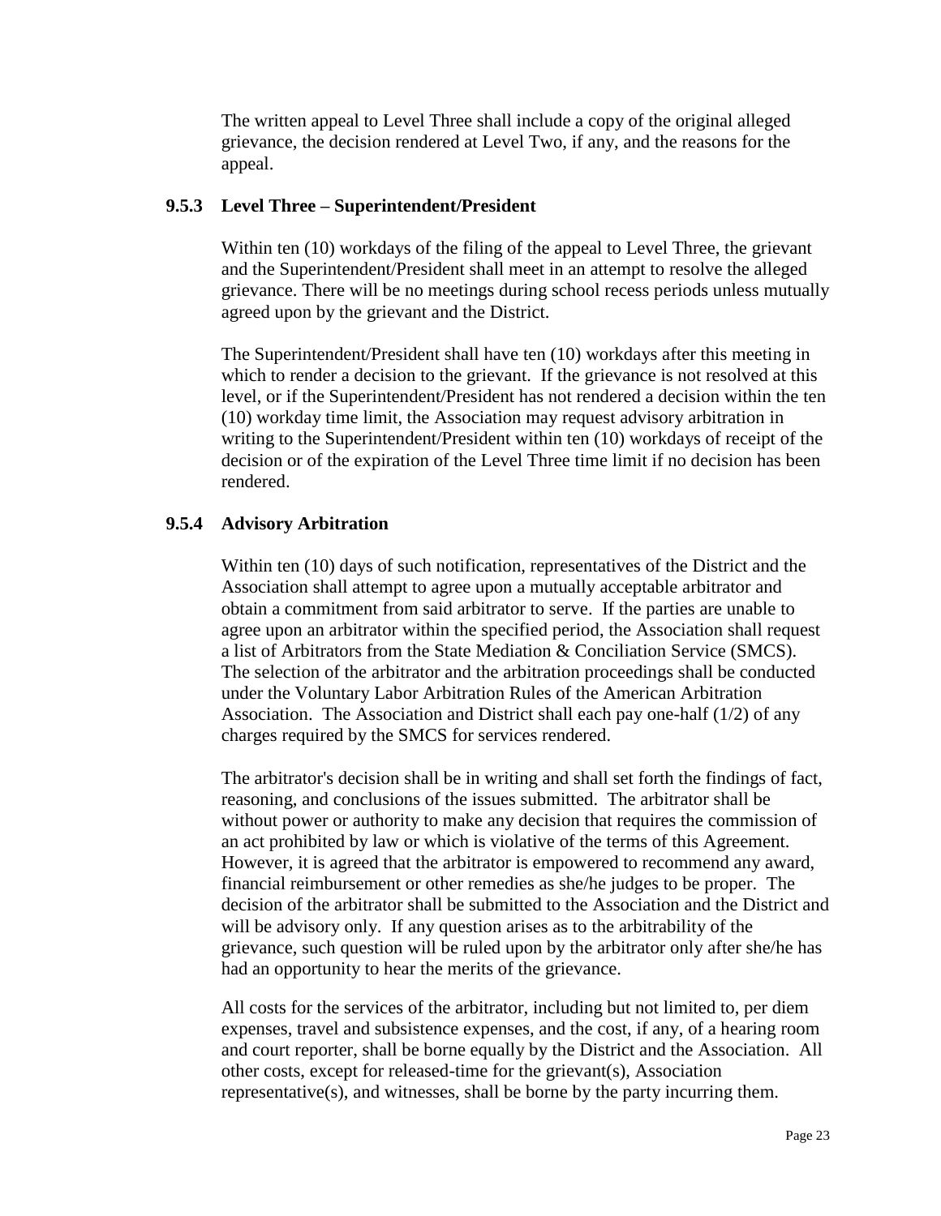The written appeal to Level Three shall include a copy of the original alleged grievance, the decision rendered at Level Two, if any, and the reasons for the appeal.

### 9.5.3 Level Three – Superintendent/President

Within ten (10) workdays of the filing of the appeal to Level Three, the grievant and the Superintendent/President shall meet in an attempt to resolve the alleged grievance. There will be no meetings during school recess periods unless mutually agreed upon by the grievant and the District.

The Superintendent/President shall have ten (10) workdays after this meeting in which to render a decision to the grievant. If the grievance is not resolved at this level, or if the Superintendent/President has not rendered a decision within the ten (10) workday time limit, the Association may request advisory arbitration in writing to the Superintendent/President within ten (10) workdays of receipt of the decision or of the expiration of the Level Three time limit if no decision has been rendered.

### 9.5.4 Advisory Arbitration

Within ten (10) days of such notification, representatives of the District and the Association shall attempt to agree upon a mutually acceptable arbitrator and obtain a commitment from said arbitrator to serve. If the parties are unable to agree upon an arbitrator within the specified period, the Association shall request a list of Arbitrators from the State Mediation & Conciliation Service (SMCS). The selection of the arbitrator and the arbitration proceedings shall be conducted under the Voluntary Labor Arbitration Rules of the American Arbitration Association. The Association and District shall each pay one-half (1/2) of any charges required by the SMCS for services rendered.

The arbitrator's decision shall be in writing and shall set forth the findings of fact, reasoning, and conclusions of the issues submitted. The arbitrator shall be without power or authority to make any decision that requires the commission of an act prohibited by law or which is violative of the terms of this Agreement. However, it is agreed that the arbitrator is empowered to recommend any award, financial reimbursement or other remedies as she/he judges to be proper. The decision of the arbitrator shall be submitted to the Association and the District and will be advisory only. If any question arises as to the arbitrability of the grievance, such question will be ruled upon by the arbitrator only after she/he has had an opportunity to hear the merits of the grievance.

All costs for the services of the arbitrator, including but not limited to, per diem expenses, travel and subsistence expenses, and the cost, if any, of a hearing room and court reporter, shall be borne equally by the District and the Association. All other costs, except for released-time for the grievant(s), Association representative(s), and witnesses, shall be borne by the party incurring them.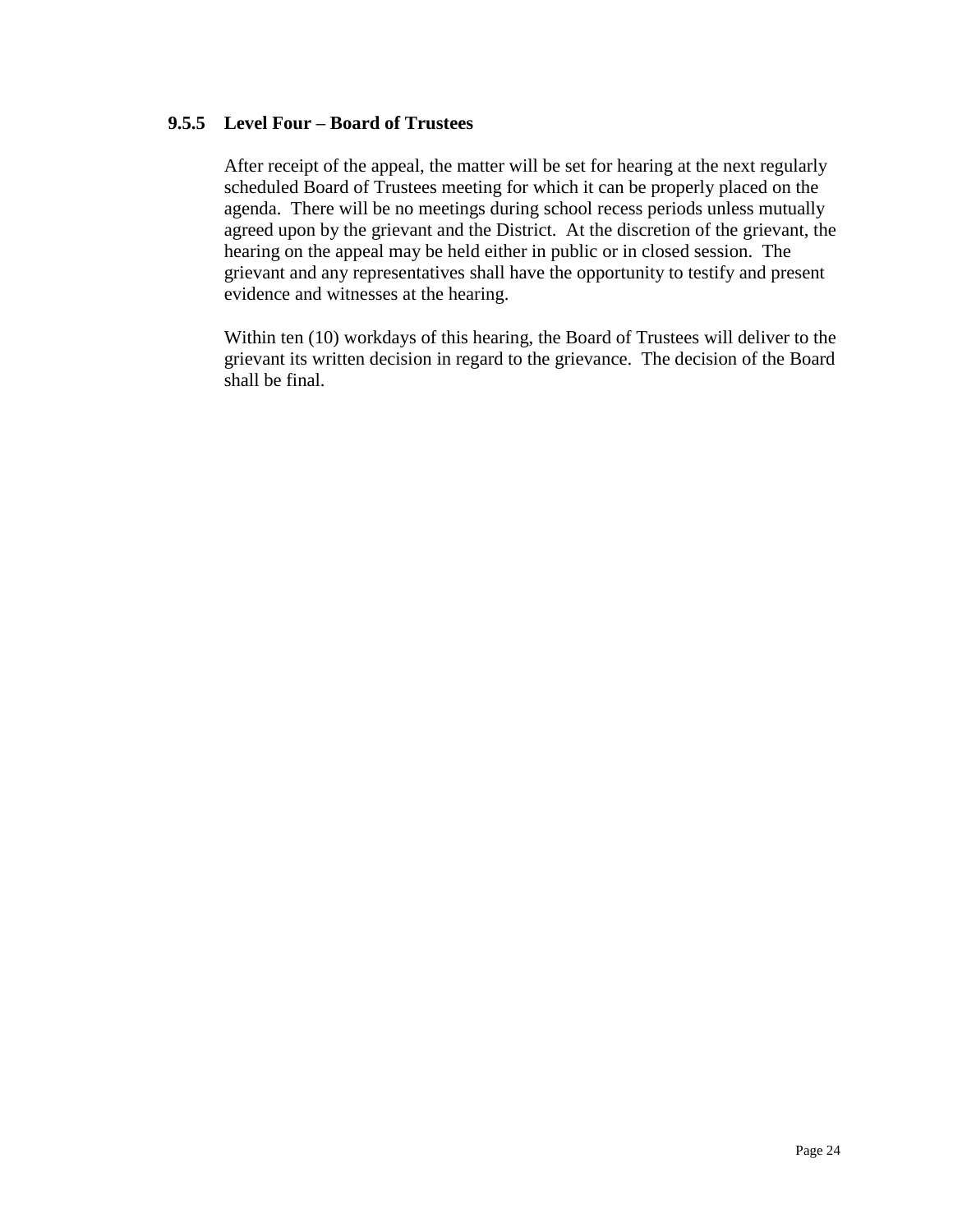### 9.5.5 Level Four – Board of Trustees

After receipt of the appeal, the matter will be set for hearing at the next regularly scheduled Board of Trustees meeting for which it can be properly placed on the agenda. There will be no meetings during school recess periods unless mutually agreed upon by the grievant and the District. At the discretion of the grievant, the hearing on the appeal may be held either in public or in closed session. The grievant and any representatives shall have the opportunity to testify and present evidence and witnesses at the hearing.

Within ten (10) workdays of this hearing, the Board of Trustees will deliver to the grievant its written decision in regard to the grievance. The decision of the Board shall be final.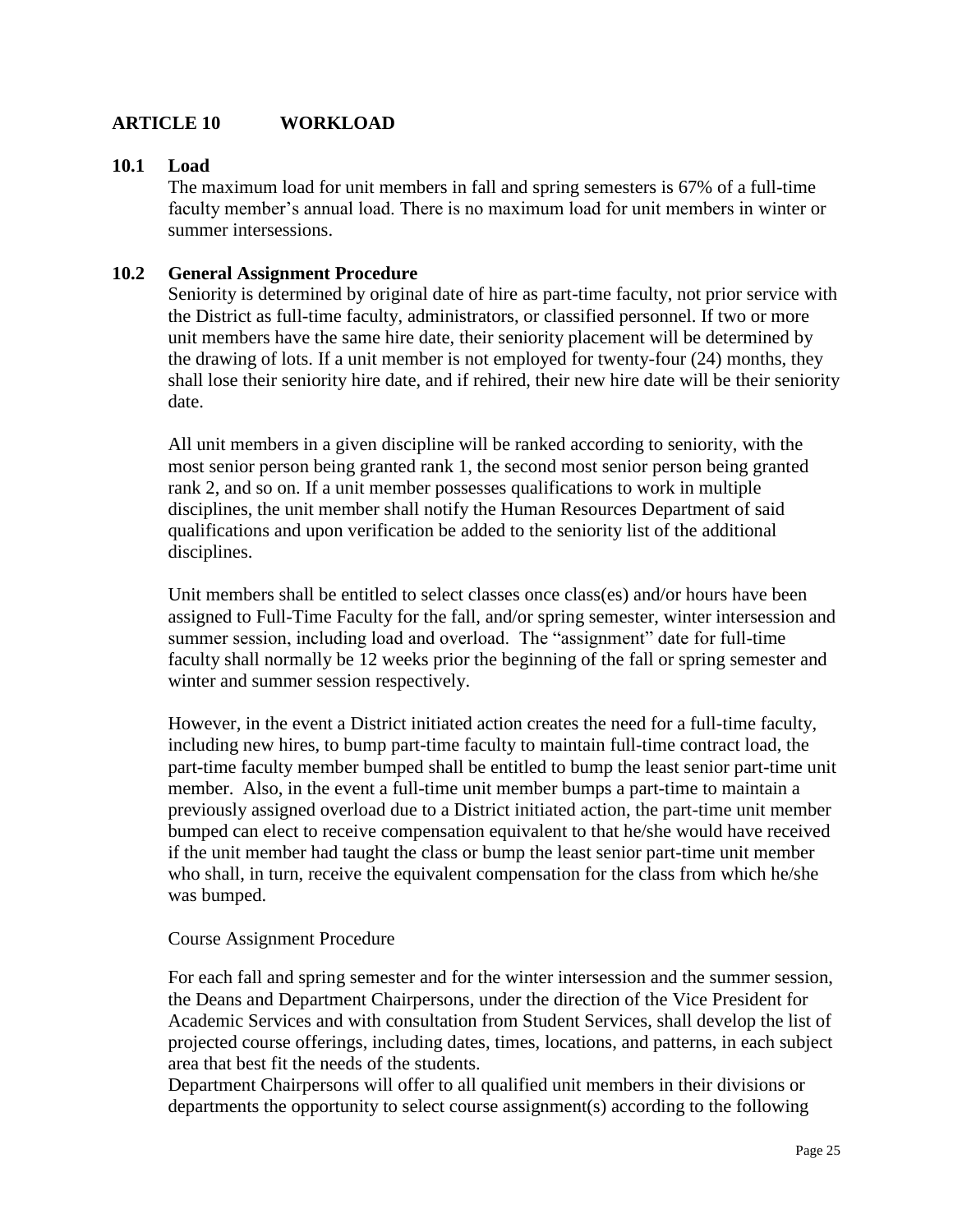## ARTICLE 10 WORKLOAD

### 10.1 Load

The maximum load for unit members in fall and spring semesters is 67% of a full-time faculty member's annual load. There is no maximum load for unit members in winter or summer intersessions.

### 10.2 General Assignment Procedure

Seniority is determined by original date of hire as part-time faculty, not prior service with the District as full-time faculty, administrators, or classified personnel. If two or more unit members have the same hire date, their seniority placement will be determined by the drawing of lots. If a unit member is not employed for twenty-four (24) months, they shall lose their seniority hire date, and if rehired, their new hire date will be their seniority date.

All unit members in a given discipline will be ranked according to seniority, with the most senior person being granted rank 1, the second most senior person being granted rank 2, and so on. If a unit member possesses qualifications to work in multiple disciplines, the unit member shall notify the Human Resources Department of said qualifications and upon verification be added to the seniority list of the additional disciplines.

Unit members shall be entitled to select classes once class(es) and/or hours have been assigned to Full-Time Faculty for the fall, and/or spring semester, winter intersession and summer session, including load and overload. The "assignment" date for full-time faculty shall normally be 12 weeks prior the beginning of the fall or spring semester and winter and summer session respectively.

However, in the event a District initiated action creates the need for a full-time faculty, including new hires, to bump part-time faculty to maintain full-time contract load, the part-time faculty member bumped shall be entitled to bump the least senior part-time unit member. Also, in the event a full-time unit member bumps a part-time to maintain a previously assigned overload due to a District initiated action, the part-time unit member bumped can elect to receive compensation equivalent to that he/she would have received if the unit member had taught the class or bump the least senior part-time unit member who shall, in turn, receive the equivalent compensation for the class from which he/she was bumped.

Course Assignment Procedure

For each fall and spring semester and for the winter intersession and the summer session, the Deans and Department Chairpersons, under the direction of the Vice President for Academic Services and with consultation from Student Services, shall develop the list of projected course offerings, including dates, times, locations, and patterns, in each subject area that best fit the needs of the students.
Department Chairpersons will offer to all qualified unit members in their divisions or departments the opportunity to select course assignment(s) according to the following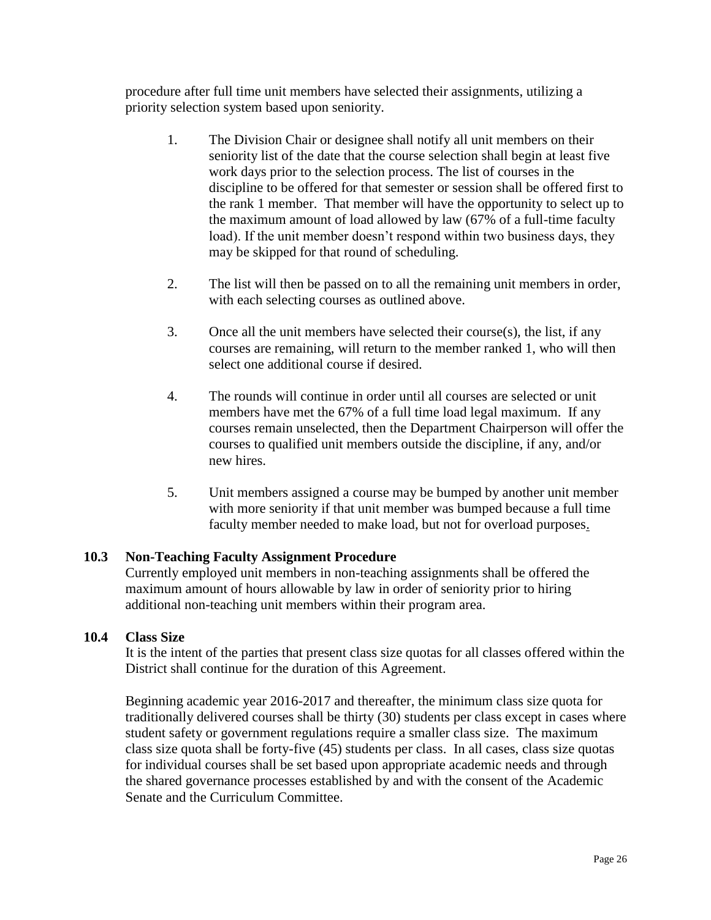procedure after full time unit members have selected their assignments, utilizing a priority selection system based upon seniority.

1. The Division Chair or designee shall notify all unit members on their seniority list of the date that the course selection shall begin at least five work days prior to the selection process. The list of courses in the discipline to be offered for that semester or session shall be offered first to the rank 1 member. That member will have the opportunity to select up to the maximum amount of load allowed by law (67% of a full-time faculty load). If the unit member doesn't respond within two business days, they may be skipped for that round of scheduling.

2. The list will then be passed on to all the remaining unit members in order, with each selecting courses as outlined above.

3. Once all the unit members have selected their course(s), the list, if any courses are remaining, will return to the member ranked 1, who will then select one additional course if desired.

4. The rounds will continue in order until all courses are selected or unit members have met the 67% of a full time load legal maximum. If any courses remain unselected, then the Department Chairperson will offer the courses to qualified unit members outside the discipline, if any, and/or new hires.

5. Unit members assigned a course may be bumped by another unit member with more seniority if that unit member was bumped because a full time faculty member needed to make load, but not for overload purposes.

### 10.3 Non-Teaching Faculty Assignment Procedure

Currently employed unit members in non-teaching assignments shall be offered the maximum amount of hours allowable by law in order of seniority prior to hiring additional non-teaching unit members within their program area.

### 10.4 Class Size

It is the intent of the parties that present class size quotas for all classes offered within the District shall continue for the duration of this Agreement.

Beginning academic year 2016-2017 and thereafter, the minimum class size quota for traditionally delivered courses shall be thirty (30) students per class except in cases where student safety or government regulations require a smaller class size. The maximum class size quota shall be forty-five (45) students per class. In all cases, class size quotas for individual courses shall be set based upon appropriate academic needs and through the shared governance processes established by and with the consent of the Academic Senate and the Curriculum Committee.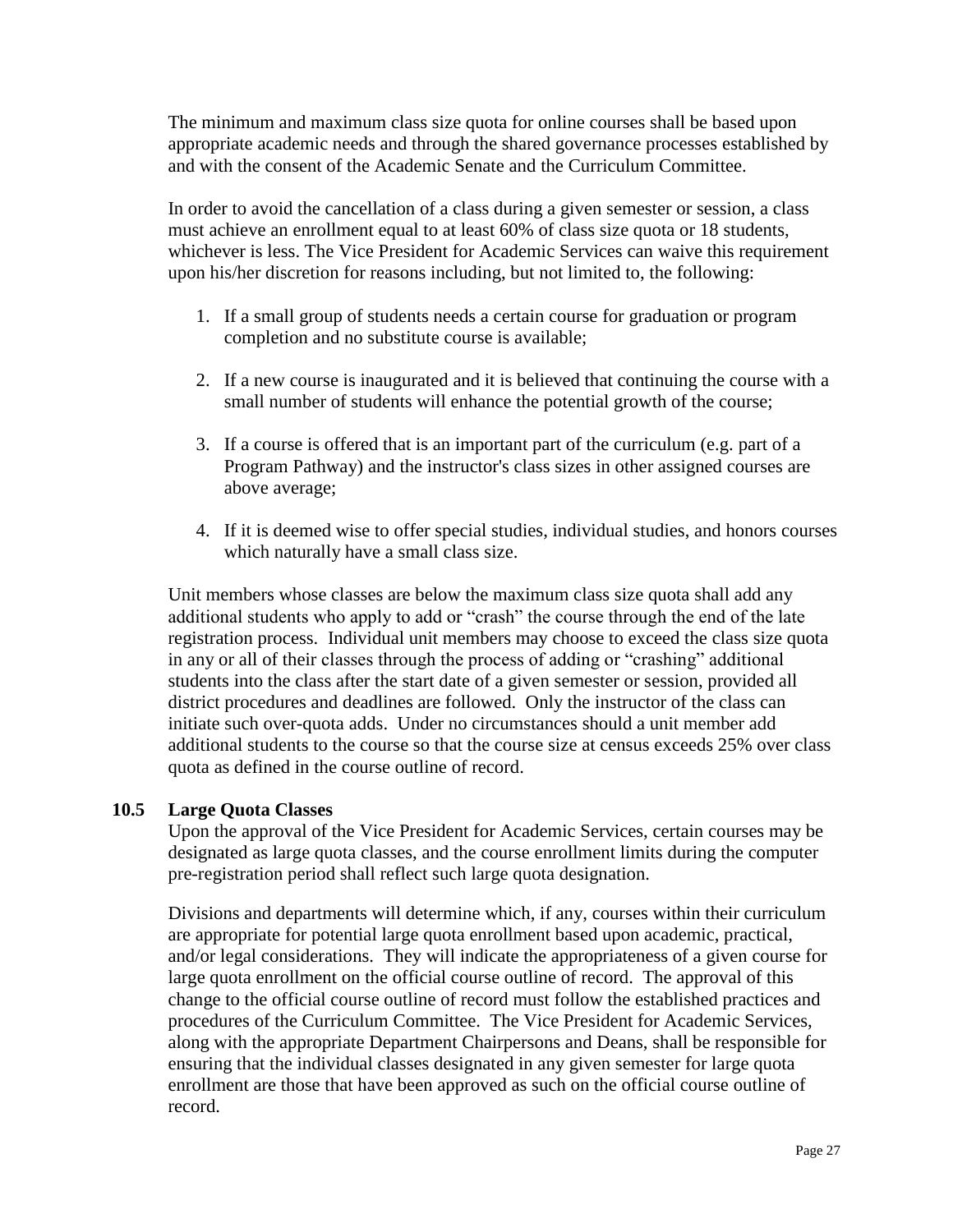The minimum and maximum class size quota for online courses shall be based upon appropriate academic needs and through the shared governance processes established by and with the consent of the Academic Senate and the Curriculum Committee.

In order to avoid the cancellation of a class during a given semester or session, a class must achieve an enrollment equal to at least 60% of class size quota or 18 students, whichever is less. The Vice President for Academic Services can waive this requirement upon his/her discretion for reasons including, but not limited to, the following:

1. If a small group of students needs a certain course for graduation or program completion and no substitute course is available;

2. If a new course is inaugurated and it is believed that continuing the course with a small number of students will enhance the potential growth of the course;

3. If a course is offered that is an important part of the curriculum (e.g. part of a Program Pathway) and the instructor's class sizes in other assigned courses are above average;

4. If it is deemed wise to offer special studies, individual studies, and honors courses which naturally have a small class size.

Unit members whose classes are below the maximum class size quota shall add any additional students who apply to add or "crash" the course through the end of the late registration process. Individual unit members may choose to exceed the class size quota in any or all of their classes through the process of adding or "crashing" additional students into the class after the start date of a given semester or session, provided all district procedures and deadlines are followed. Only the instructor of the class can initiate such over-quota adds. Under no circumstances should a unit member add additional students to the course so that the course size at census exceeds 25% over class quota as defined in the course outline of record.

### 10.5 Large Quota Classes

Upon the approval of the Vice President for Academic Services, certain courses may be designated as large quota classes, and the course enrollment limits during the computer pre-registration period shall reflect such large quota designation.

Divisions and departments will determine which, if any, courses within their curriculum are appropriate for potential large quota enrollment based upon academic, practical, and/or legal considerations. They will indicate the appropriateness of a given course for large quota enrollment on the official course outline of record. The approval of this change to the official course outline of record must follow the established practices and procedures of the Curriculum Committee. The Vice President for Academic Services, along with the appropriate Department Chairpersons and Deans, shall be responsible for ensuring that the individual classes designated in any given semester for large quota enrollment are those that have been approved as such on the official course outline of record.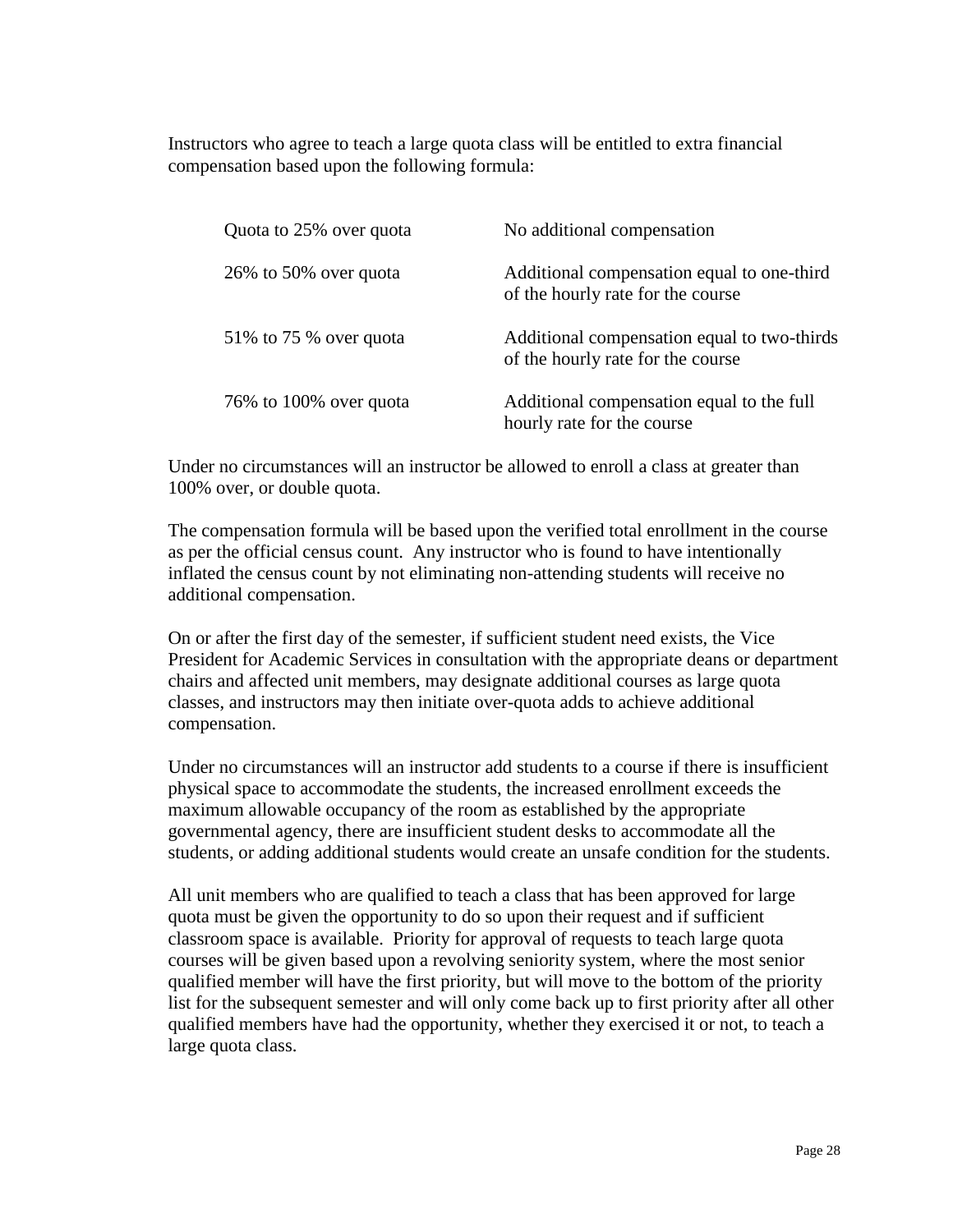Instructors who agree to teach a large quota class will be entitled to extra financial compensation based upon the following formula:

| | |
|---|---|
| Quota to 25% over quota | No additional compensation |
| 26% to 50% over quota | Additional compensation equal to one-third of the hourly rate for the course |
| 51% to 75 % over quota | Additional compensation equal to two-thirds of the hourly rate for the course |
| 76% to 100% over quota | Additional compensation equal to the full hourly rate for the course |

Under no circumstances will an instructor be allowed to enroll a class at greater than 100% over, or double quota.

The compensation formula will be based upon the verified total enrollment in the course as per the official census count. Any instructor who is found to have intentionally inflated the census count by not eliminating non-attending students will receive no additional compensation.

On or after the first day of the semester, if sufficient student need exists, the Vice President for Academic Services in consultation with the appropriate deans or department chairs and affected unit members, may designate additional courses as large quota classes, and instructors may then initiate over-quota adds to achieve additional compensation.

Under no circumstances will an instructor add students to a course if there is insufficient physical space to accommodate the students, the increased enrollment exceeds the maximum allowable occupancy of the room as established by the appropriate governmental agency, there are insufficient student desks to accommodate all the students, or adding additional students would create an unsafe condition for the students.

All unit members who are qualified to teach a class that has been approved for large quota must be given the opportunity to do so upon their request and if sufficient classroom space is available. Priority for approval of requests to teach large quota courses will be given based upon a revolving seniority system, where the most senior qualified member will have the first priority, but will move to the bottom of the priority list for the subsequent semester and will only come back up to first priority after all other qualified members have had the opportunity, whether they exercised it or not, to teach a large quota class.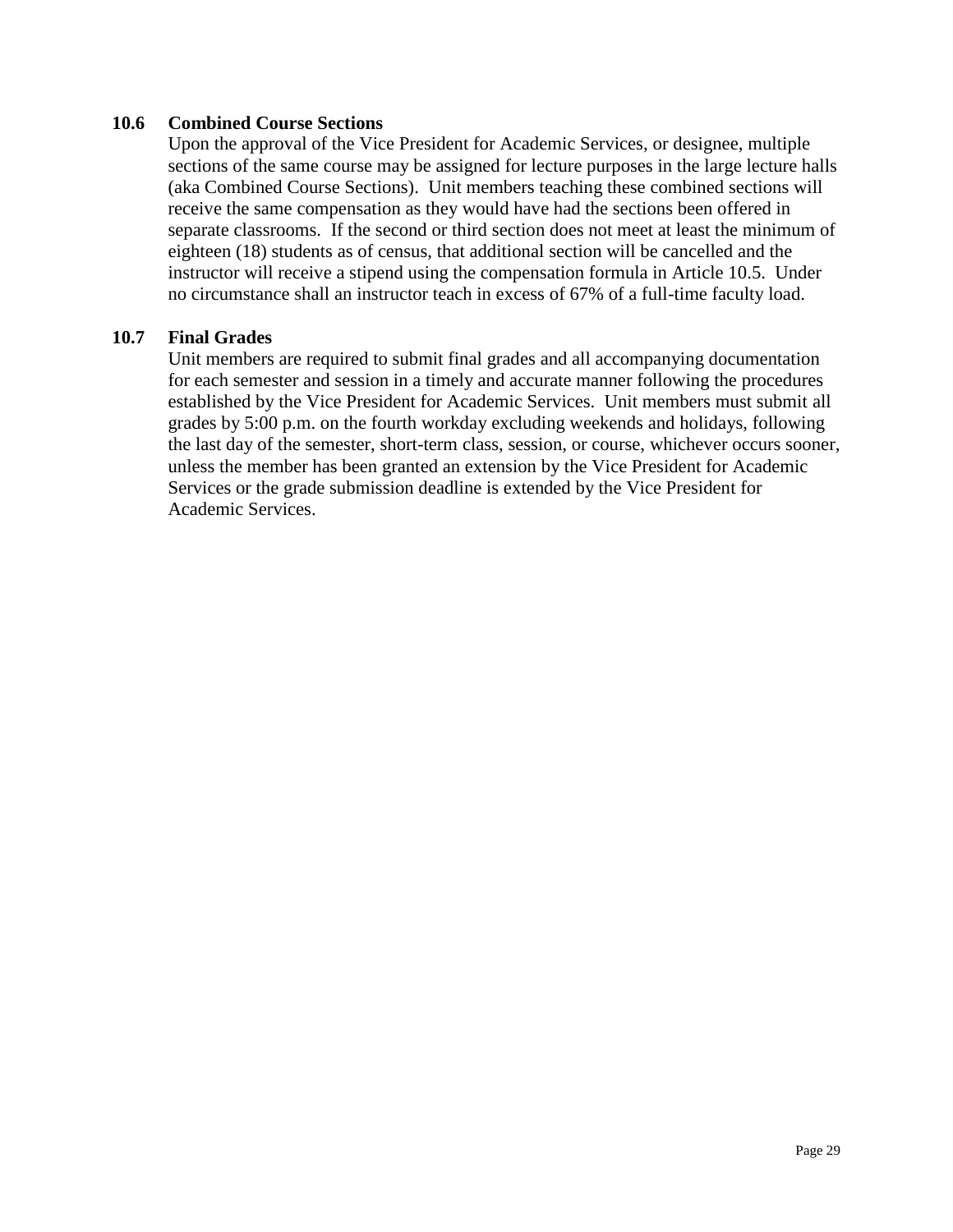### 10.6 Combined Course Sections

Upon the approval of the Vice President for Academic Services, or designee, multiple sections of the same course may be assigned for lecture purposes in the large lecture halls (aka Combined Course Sections). Unit members teaching these combined sections will receive the same compensation as they would have had the sections been offered in separate classrooms. If the second or third section does not meet at least the minimum of eighteen (18) students as of census, that additional section will be cancelled and the instructor will receive a stipend using the compensation formula in Article 10.5. Under no circumstance shall an instructor teach in excess of 67% of a full-time faculty load.

### 10.7 Final Grades

Unit members are required to submit final grades and all accompanying documentation for each semester and session in a timely and accurate manner following the procedures established by the Vice President for Academic Services. Unit members must submit all grades by 5:00 p.m. on the fourth workday excluding weekends and holidays, following the last day of the semester, short-term class, session, or course, whichever occurs sooner, unless the member has been granted an extension by the Vice President for Academic Services or the grade submission deadline is extended by the Vice President for Academic Services.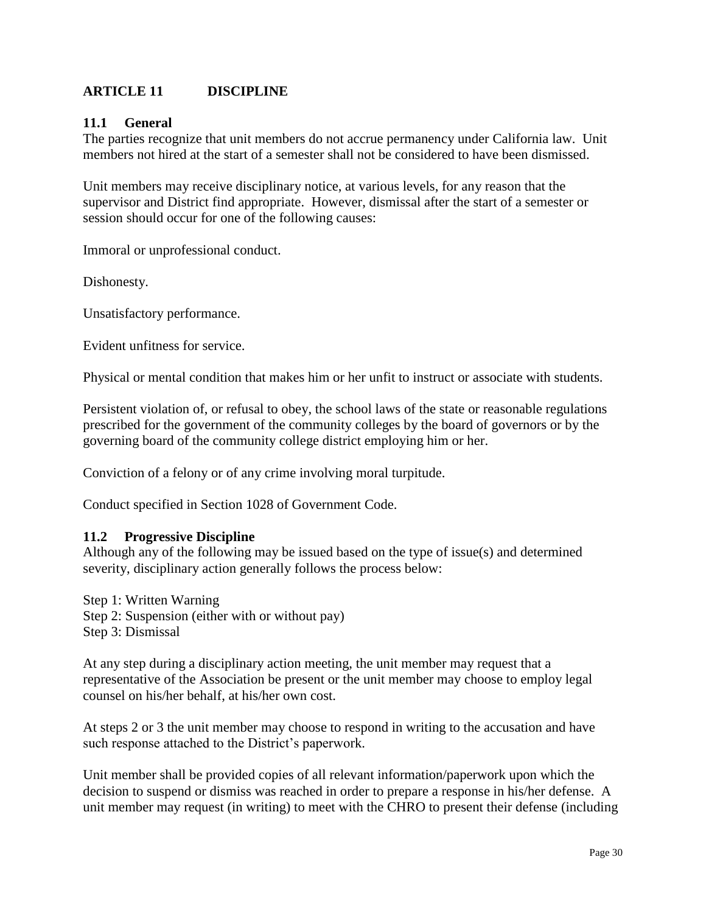## ARTICLE 11 DISCIPLINE

### 11.1 General

The parties recognize that unit members do not accrue permanency under California law. Unit members not hired at the start of a semester shall not be considered to have been dismissed.

Unit members may receive disciplinary notice, at various levels, for any reason that the supervisor and District find appropriate. However, dismissal after the start of a semester or session should occur for one of the following causes:

Immoral or unprofessional conduct.

Dishonesty.

Unsatisfactory performance.

Evident unfitness for service.

Physical or mental condition that makes him or her unfit to instruct or associate with students.

Persistent violation of, or refusal to obey, the school laws of the state or reasonable regulations prescribed for the government of the community colleges by the board of governors or by the governing board of the community college district employing him or her.

Conviction of a felony or of any crime involving moral turpitude.

Conduct specified in Section 1028 of Government Code.

### 11.2 Progressive Discipline

Although any of the following may be issued based on the type of issue(s) and determined severity, disciplinary action generally follows the process below:

Step 1: Written Warning
Step 2: Suspension (either with or without pay)
Step 3: Dismissal

At any step during a disciplinary action meeting, the unit member may request that a representative of the Association be present or the unit member may choose to employ legal counsel on his/her behalf, at his/her own cost.

At steps 2 or 3 the unit member may choose to respond in writing to the accusation and have such response attached to the District's paperwork.

Unit member shall be provided copies of all relevant information/paperwork upon which the decision to suspend or dismiss was reached in order to prepare a response in his/her defense. A unit member may request (in writing) to meet with the CHRO to present their defense (including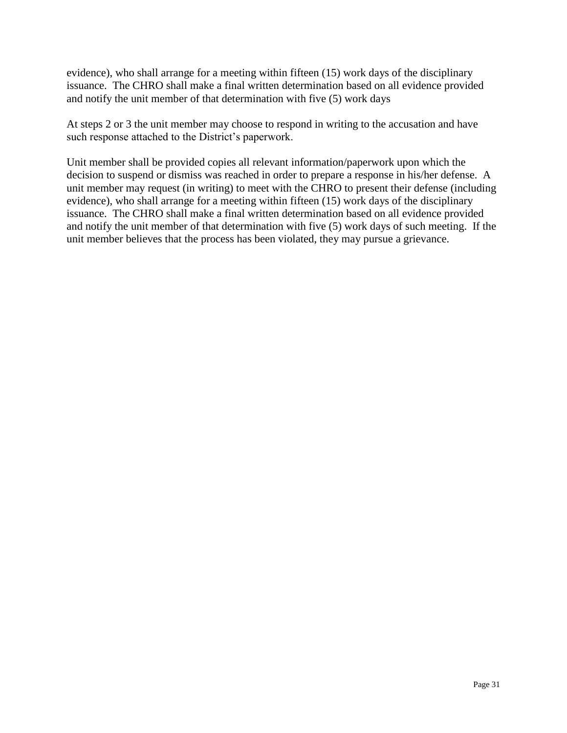evidence), who shall arrange for a meeting within fifteen (15) work days of the disciplinary issuance. The CHRO shall make a final written determination based on all evidence provided and notify the unit member of that determination with five (5) work days

At steps 2 or 3 the unit member may choose to respond in writing to the accusation and have such response attached to the District's paperwork.

Unit member shall be provided copies all relevant information/paperwork upon which the decision to suspend or dismiss was reached in order to prepare a response in his/her defense. A unit member may request (in writing) to meet with the CHRO to present their defense (including evidence), who shall arrange for a meeting within fifteen (15) work days of the disciplinary issuance. The CHRO shall make a final written determination based on all evidence provided and notify the unit member of that determination with five (5) work days of such meeting. If the unit member believes that the process has been violated, they may pursue a grievance.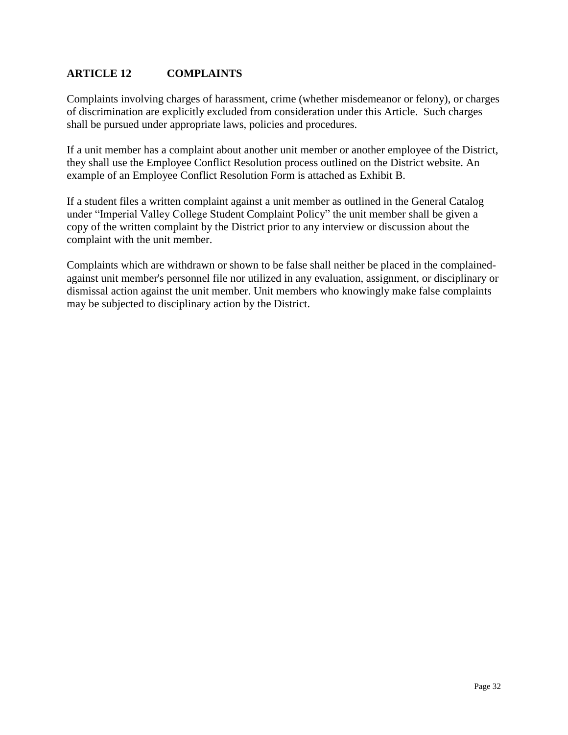## ARTICLE 12 COMPLAINTS

Complaints involving charges of harassment, crime (whether misdemeanor or felony), or charges of discrimination are explicitly excluded from consideration under this Article. Such charges shall be pursued under appropriate laws, policies and procedures.

If a unit member has a complaint about another unit member or another employee of the District, they shall use the Employee Conflict Resolution process outlined on the District website. An example of an Employee Conflict Resolution Form is attached as Exhibit B.

If a student files a written complaint against a unit member as outlined in the General Catalog under "Imperial Valley College Student Complaint Policy" the unit member shall be given a copy of the written complaint by the District prior to any interview or discussion about the complaint with the unit member.

Complaints which are withdrawn or shown to be false shall neither be placed in the complained-against unit member's personnel file nor utilized in any evaluation, assignment, or disciplinary or dismissal action against the unit member. Unit members who knowingly make false complaints may be subjected to disciplinary action by the District.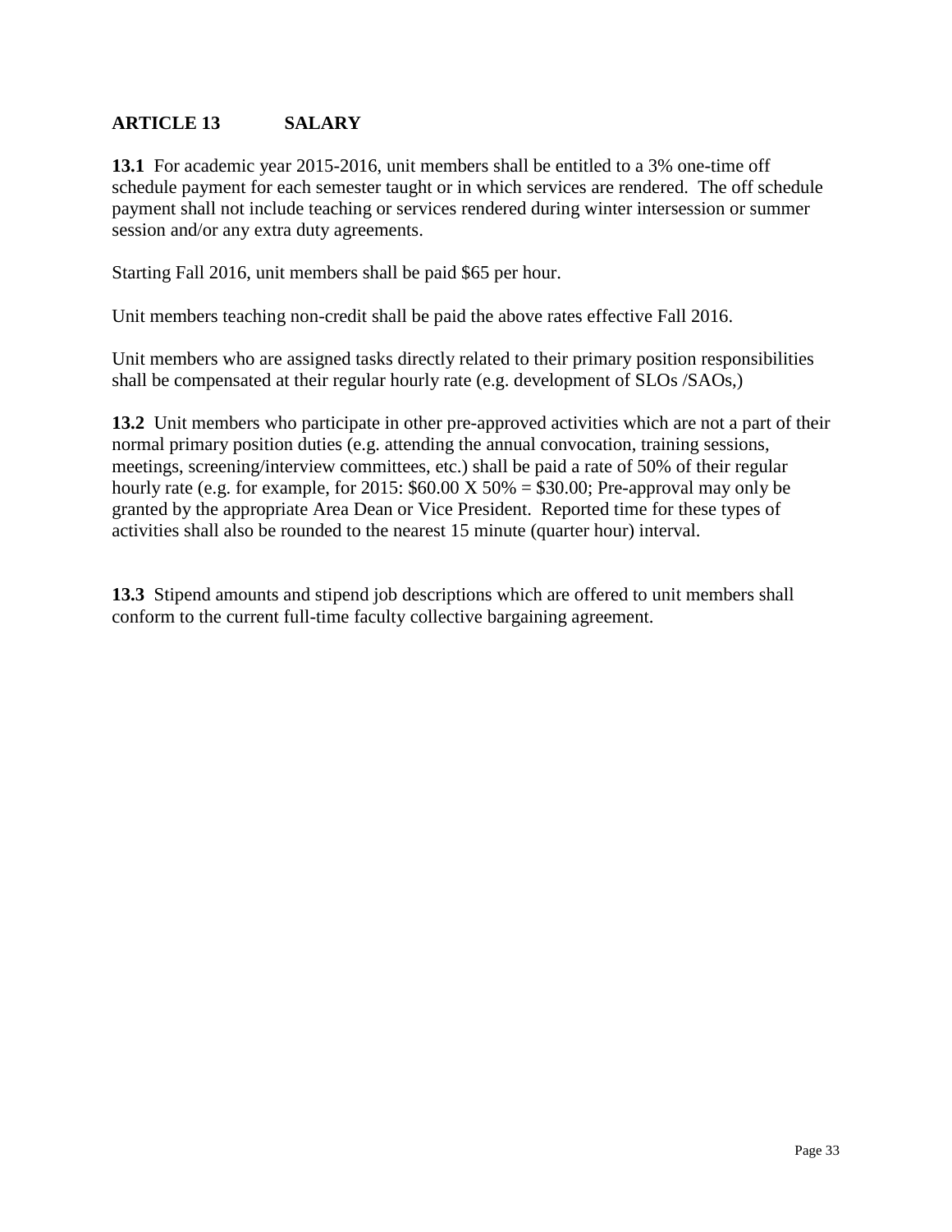## ARTICLE 13 SALARY

**13.1** For academic year 2015-2016, unit members shall be entitled to a 3% one-time off schedule payment for each semester taught or in which services are rendered. The off schedule payment shall not include teaching or services rendered during winter intersession or summer session and/or any extra duty agreements.

Starting Fall 2016, unit members shall be paid $65 per hour.

Unit members teaching non-credit shall be paid the above rates effective Fall 2016.

Unit members who are assigned tasks directly related to their primary position responsibilities shall be compensated at their regular hourly rate (e.g. development of SLOs /SAOs,)

**13.2** Unit members who participate in other pre-approved activities which are not a part of their normal primary position duties (e.g. attending the annual convocation, training sessions, meetings, screening/interview committees, etc.) shall be paid a rate of 50% of their regular hourly rate (e.g. for example, for 2015: $60.00 X 50% = $30.00; Pre-approval may only be granted by the appropriate Area Dean or Vice President. Reported time for these types of activities shall also be rounded to the nearest 15 minute (quarter hour) interval.

**13.3** Stipend amounts and stipend job descriptions which are offered to unit members shall conform to the current full-time faculty collective bargaining agreement.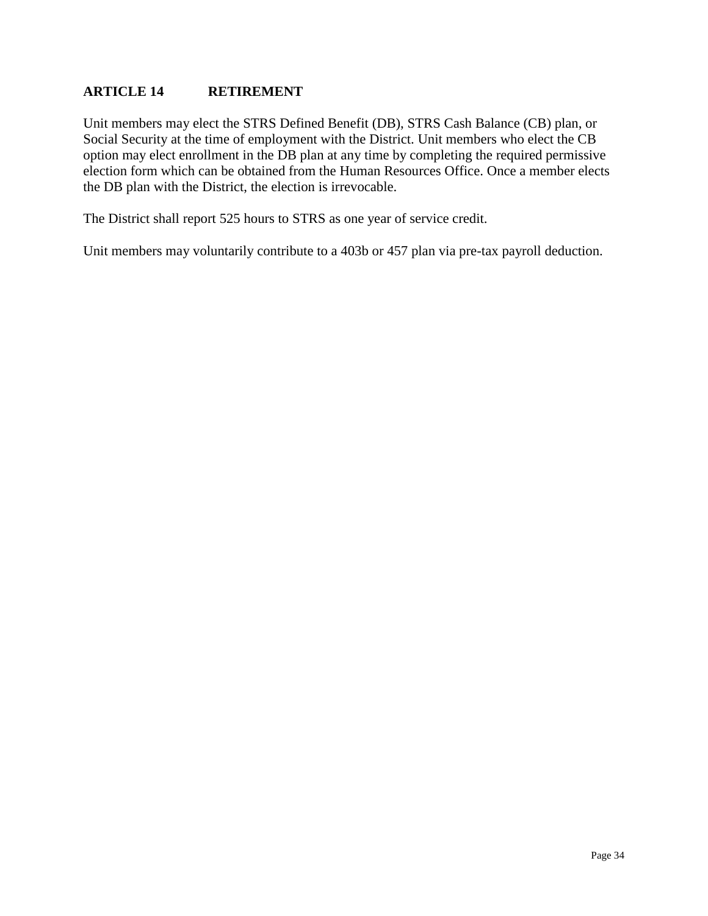## ARTICLE 14 RETIREMENT

Unit members may elect the STRS Defined Benefit (DB), STRS Cash Balance (CB) plan, or Social Security at the time of employment with the District. Unit members who elect the CB option may elect enrollment in the DB plan at any time by completing the required permissive election form which can be obtained from the Human Resources Office. Once a member elects the DB plan with the District, the election is irrevocable.

The District shall report 525 hours to STRS as one year of service credit.

Unit members may voluntarily contribute to a 403b or 457 plan via pre-tax payroll deduction.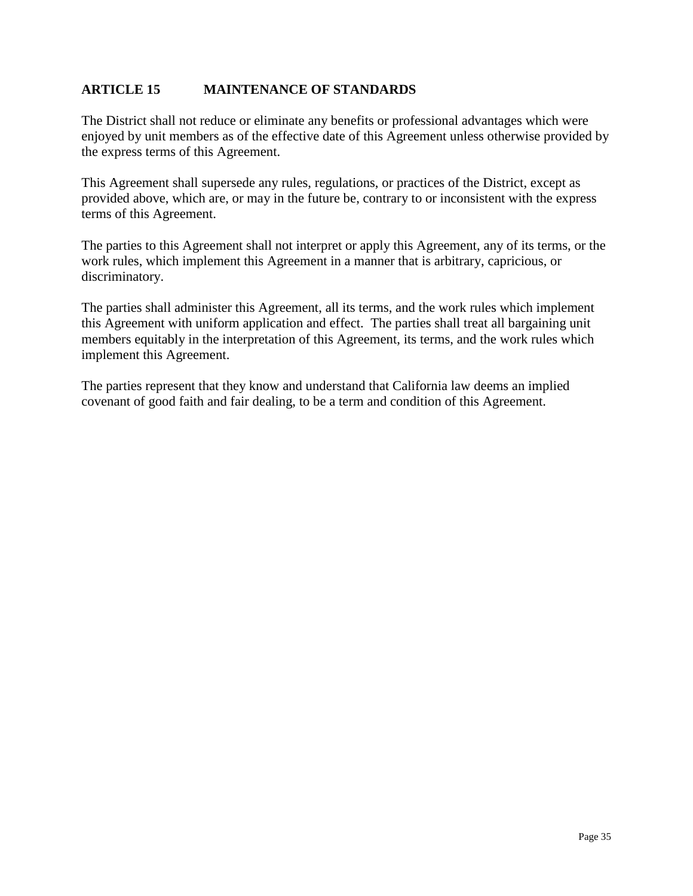## ARTICLE 15 MAINTENANCE OF STANDARDS

The District shall not reduce or eliminate any benefits or professional advantages which were enjoyed by unit members as of the effective date of this Agreement unless otherwise provided by the express terms of this Agreement.

This Agreement shall supersede any rules, regulations, or practices of the District, except as provided above, which are, or may in the future be, contrary to or inconsistent with the express terms of this Agreement.

The parties to this Agreement shall not interpret or apply this Agreement, any of its terms, or the work rules, which implement this Agreement in a manner that is arbitrary, capricious, or discriminatory.

The parties shall administer this Agreement, all its terms, and the work rules which implement this Agreement with uniform application and effect. The parties shall treat all bargaining unit members equitably in the interpretation of this Agreement, its terms, and the work rules which implement this Agreement.

The parties represent that they know and understand that California law deems an implied covenant of good faith and fair dealing, to be a term and condition of this Agreement.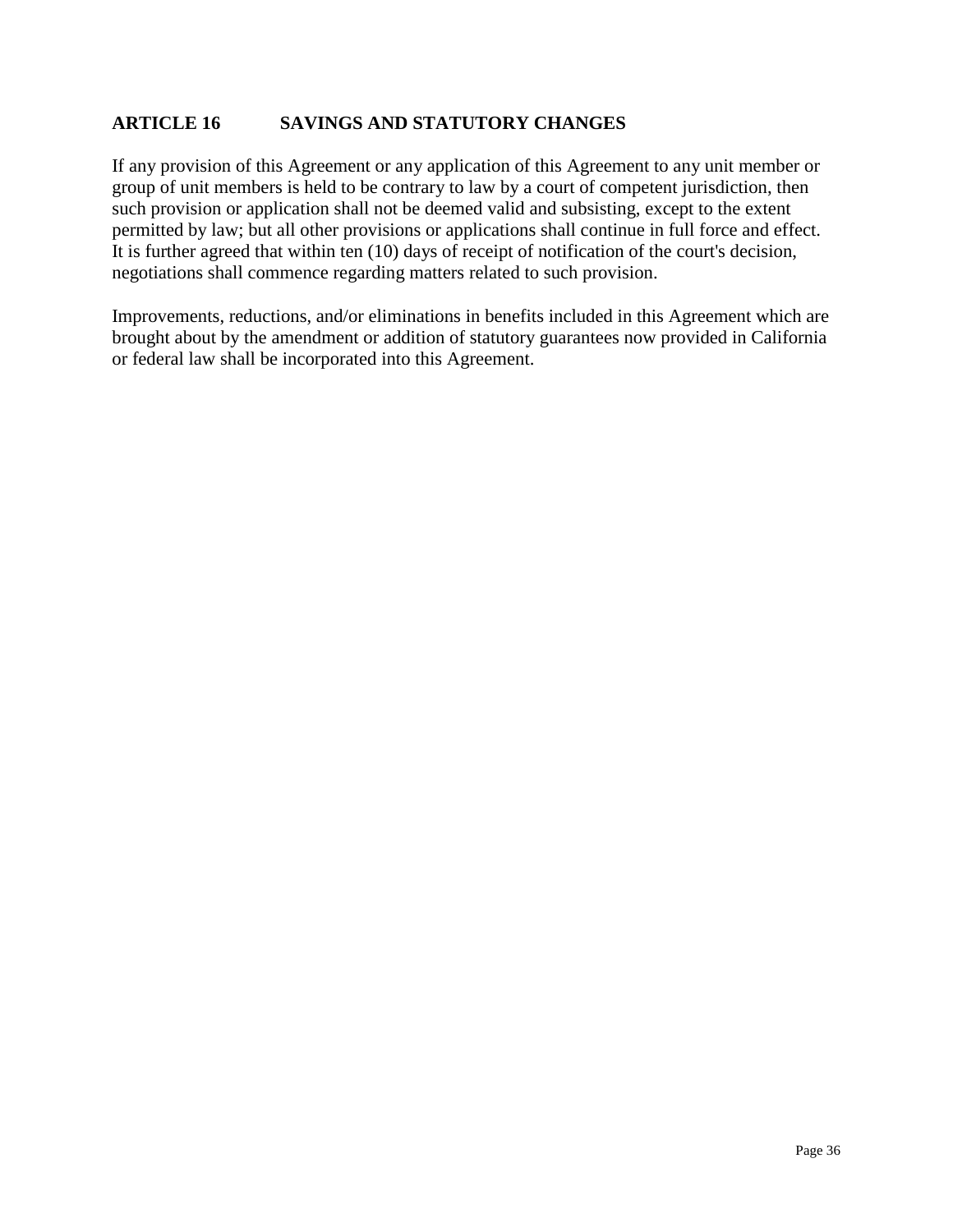## ARTICLE 16 SAVINGS AND STATUTORY CHANGES

If any provision of this Agreement or any application of this Agreement to any unit member or group of unit members is held to be contrary to law by a court of competent jurisdiction, then such provision or application shall not be deemed valid and subsisting, except to the extent permitted by law; but all other provisions or applications shall continue in full force and effect. It is further agreed that within ten (10) days of receipt of notification of the court's decision, negotiations shall commence regarding matters related to such provision.

Improvements, reductions, and/or eliminations in benefits included in this Agreement which are brought about by the amendment or addition of statutory guarantees now provided in California or federal law shall be incorporated into this Agreement.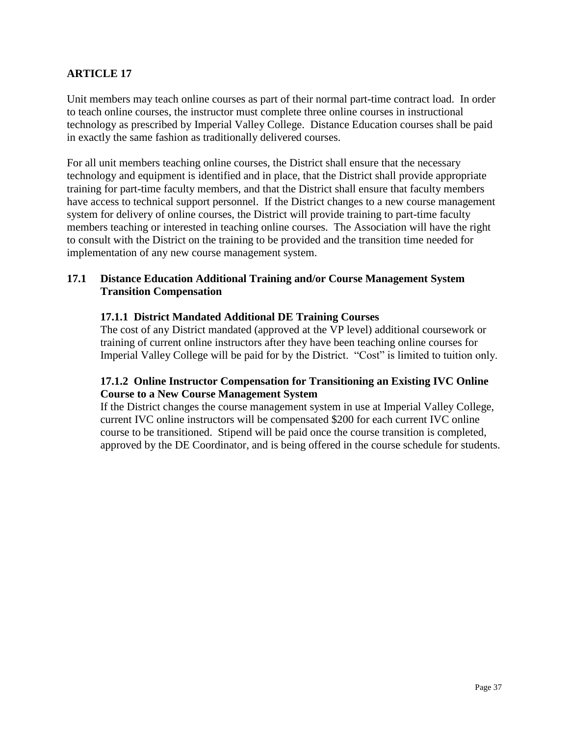## ARTICLE 17

Unit members may teach online courses as part of their normal part-time contract load. In order to teach online courses, the instructor must complete three online courses in instructional technology as prescribed by Imperial Valley College. Distance Education courses shall be paid in exactly the same fashion as traditionally delivered courses.

For all unit members teaching online courses, the District shall ensure that the necessary technology and equipment is identified and in place, that the District shall provide appropriate training for part-time faculty members, and that the District shall ensure that faculty members have access to technical support personnel. If the District changes to a new course management system for delivery of online courses, the District will provide training to part-time faculty members teaching or interested in teaching online courses. The Association will have the right to consult with the District on the training to be provided and the transition time needed for implementation of any new course management system.

### 17.1 Distance Education Additional Training and/or Course Management System Transition Compensation

#### 17.1.1 District Mandated Additional DE Training Courses

The cost of any District mandated (approved at the VP level) additional coursework or training of current online instructors after they have been teaching online courses for Imperial Valley College will be paid for by the District. "Cost" is limited to tuition only.

#### 17.1.2 Online Instructor Compensation for Transitioning an Existing IVC Online Course to a New Course Management System

If the District changes the course management system in use at Imperial Valley College, current IVC online instructors will be compensated $200 for each current IVC online course to be transitioned. Stipend will be paid once the course transition is completed, approved by the DE Coordinator, and is being offered in the course schedule for students.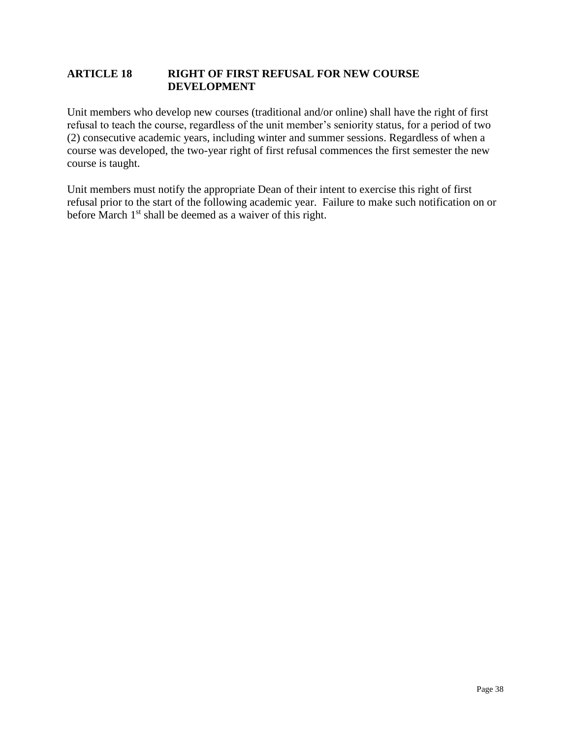## ARTICLE 18 RIGHT OF FIRST REFUSAL FOR NEW COURSE DEVELOPMENT

Unit members who develop new courses (traditional and/or online) shall have the right of first refusal to teach the course, regardless of the unit member's seniority status, for a period of two (2) consecutive academic years, including winter and summer sessions. Regardless of when a course was developed, the two-year right of first refusal commences the first semester the new course is taught.

Unit members must notify the appropriate Dean of their intent to exercise this right of first refusal prior to the start of the following academic year. Failure to make such notification on or before March 1st shall be deemed as a waiver of this right.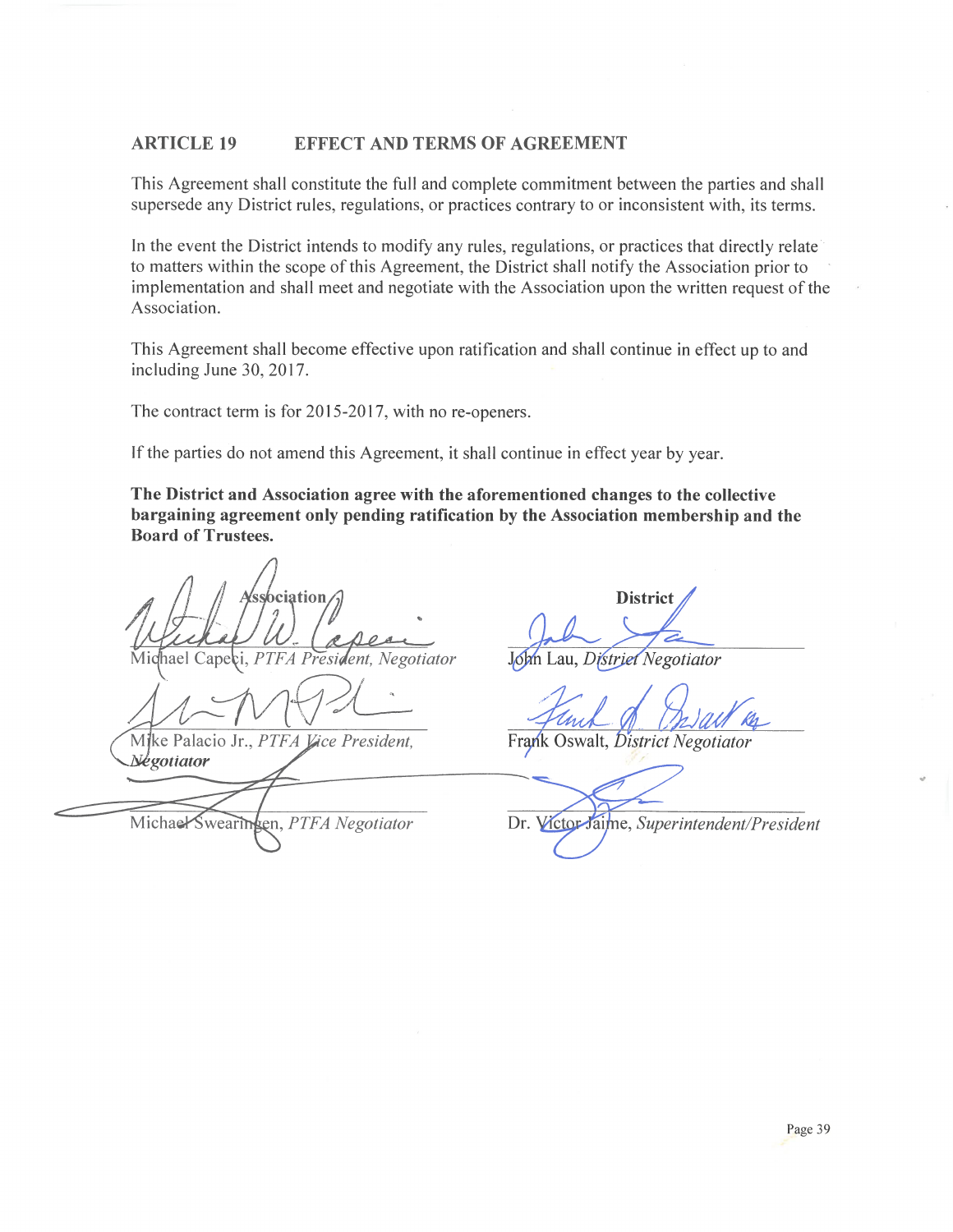## ARTICLE 19 EFFECT AND TERMS OF AGREEMENT

This Agreement shall constitute the full and complete commitment between the parties and shall supersede any District rules, regulations, or practices contrary to or inconsistent with, its terms.

In the event the District intends to modify any rules, regulations, or practices that directly relate to matters within the scope of this Agreement, the District shall notify the Association prior to implementation and shall meet and negotiate with the Association upon the written request of the Association.

This Agreement shall become effective upon ratification and shall continue in effect up to and including June 30, 2017.

The contract term is for 2015-2017, with no re-openers.

If the parties do not amend this Agreement, it shall continue in effect year by year.

**The District and Association agree with the aforementioned changes to the collective bargaining agreement only pending ratification by the Association membership and the Board of Trustees.**

| **Association** | **District** |
|---|---|
| Michael Capeci, *PTFA President, Negotiator* | John Lau, *District Negotiator* |
| Mike Palacio Jr., *PTFA Vice President, Negotiator* | Frank Oswalt, *District Negotiator* |
| Michael Swearingen, *PTFA Negotiator* | Dr. Victor Jaime, *Superintendent/President* |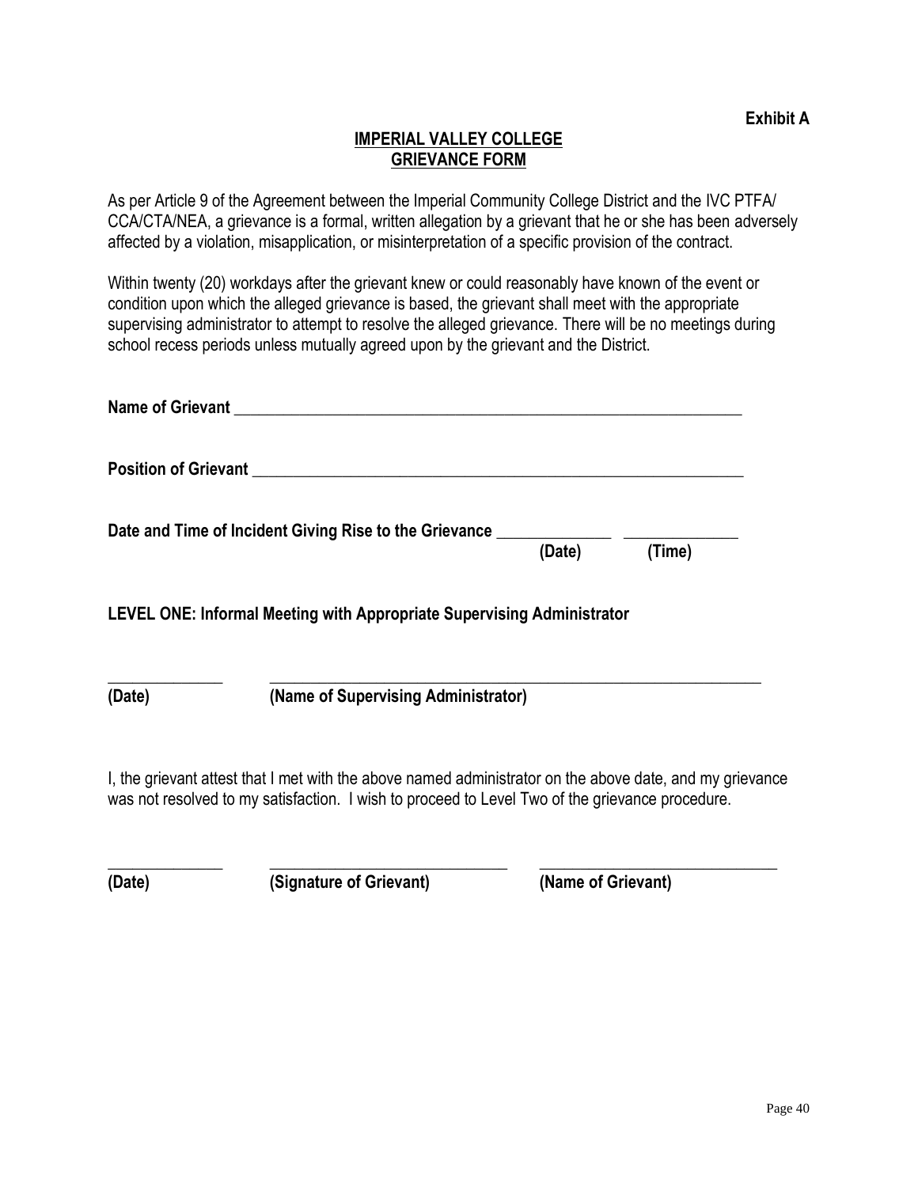**Exhibit A**

# IMPERIAL VALLEY COLLEGE
## GRIEVANCE FORM

As per Article 9 of the Agreement between the Imperial Community College District and the IVC PTFA/ CCA/CTA/NEA, a grievance is a formal, written allegation by a grievant that he or she has been adversely affected by a violation, misapplication, or misinterpretation of a specific provision of the contract.

Within twenty (20) workdays after the grievant knew or could reasonably have known of the event or condition upon which the alleged grievance is based, the grievant shall meet with the appropriate supervising administrator to attempt to resolve the alleged grievance. There will be no meetings during school recess periods unless mutually agreed upon by the grievant and the District.

**Name of Grievant** ______________________________________________________________

**Position of Grievant** ____________________________________________________________

**Date and Time of Incident Giving Rise to the Grievance** _____________ _____________
**(Date)** **(Time)**

**LEVEL ONE: Informal Meeting with Appropriate Supervising Administrator**

_____________ ____________________________________________________________
**(Date)** **(Name of Supervising Administrator)**

I, the grievant attest that I met with the above named administrator on the above date, and my grievance was not resolved to my satisfaction. I wish to proceed to Level Two of the grievance procedure.

_____________ _____________________________ _____________________________
**(Date)** **(Signature of Grievant)** **(Name of Grievant)**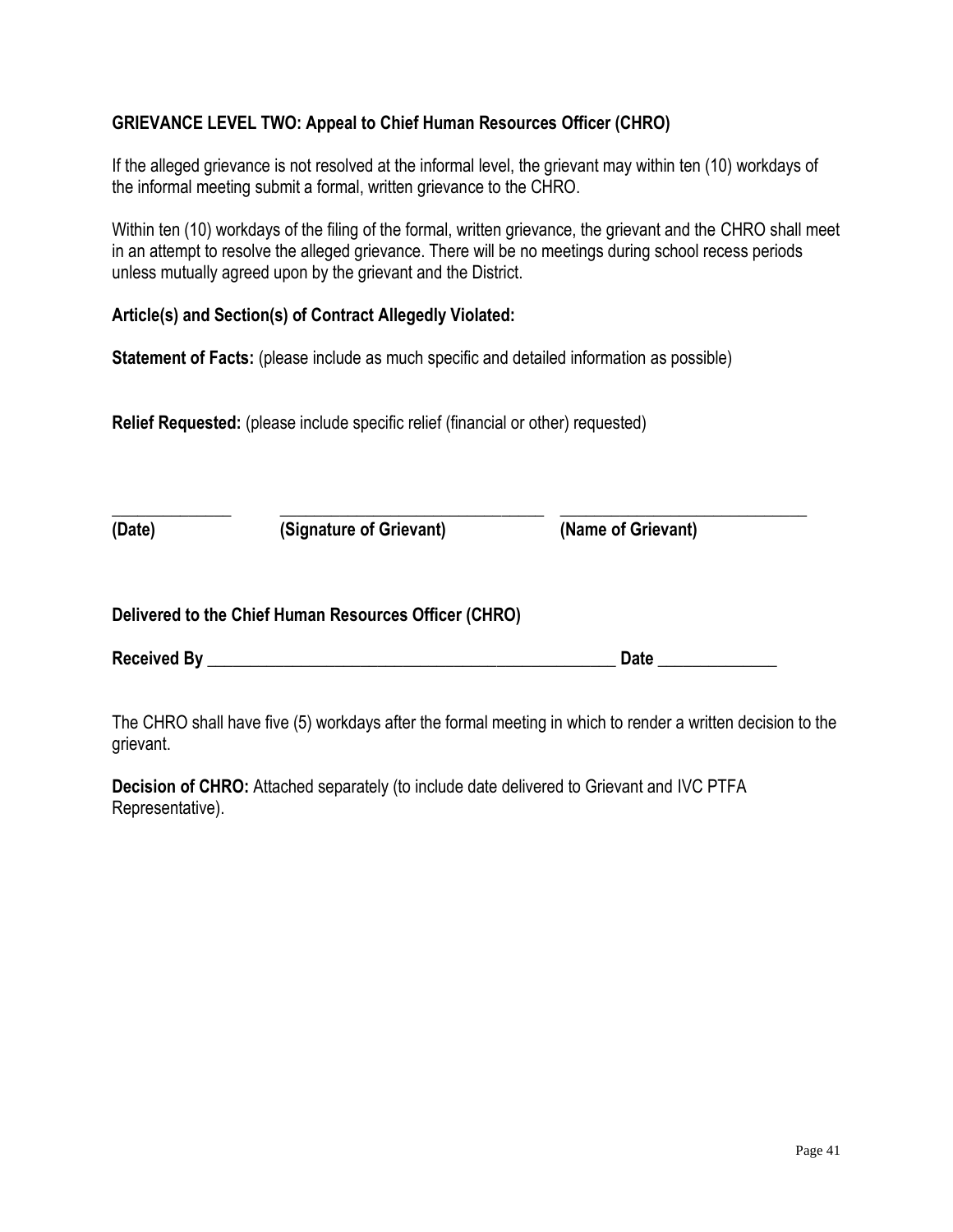**GRIEVANCE LEVEL TWO: Appeal to Chief Human Resources Officer (CHRO)**

If the alleged grievance is not resolved at the informal level, the grievant may within ten (10) workdays of the informal meeting submit a formal, written grievance to the CHRO.

Within ten (10) workdays of the filing of the formal, written grievance, the grievant and the CHRO shall meet in an attempt to resolve the alleged grievance. There will be no meetings during school recess periods unless mutually agreed upon by the grievant and the District.

**Article(s) and Section(s) of Contract Allegedly Violated:**

**Statement of Facts:** (please include as much specific and detailed information as possible)

**Relief Requested:** (please include specific relief (financial or other) requested)

| \_\_\_\_\_\_\_\_\_\_\_\_\_\_\_ | \_\_\_\_\_\_\_\_\_\_\_\_\_\_\_\_\_\_\_\_\_\_\_\_\_\_\_\_\_\_\_\_\_\_ | \_\_\_\_\_\_\_\_\_\_\_\_\_\_\_\_\_\_\_\_\_\_\_\_\_\_\_\_\_\_\_\_ |
|---|---|---|
| **(Date)** | **(Signature of Grievant)** | **(Name of Grievant)** |

**Delivered to the Chief Human Resources Officer (CHRO)**

**Received By** \_\_\_\_\_\_\_\_\_\_\_\_\_\_\_\_\_\_\_\_\_\_\_\_\_\_\_\_\_\_\_\_\_\_\_\_\_\_\_\_\_\_\_\_\_\_\_\_\_\_ **Date** \_\_\_\_\_\_\_\_\_\_\_\_\_\_\_

The CHRO shall have five (5) workdays after the formal meeting in which to render a written decision to the grievant.

**Decision of CHRO:** Attached separately (to include date delivered to Grievant and IVC PTFA Representative).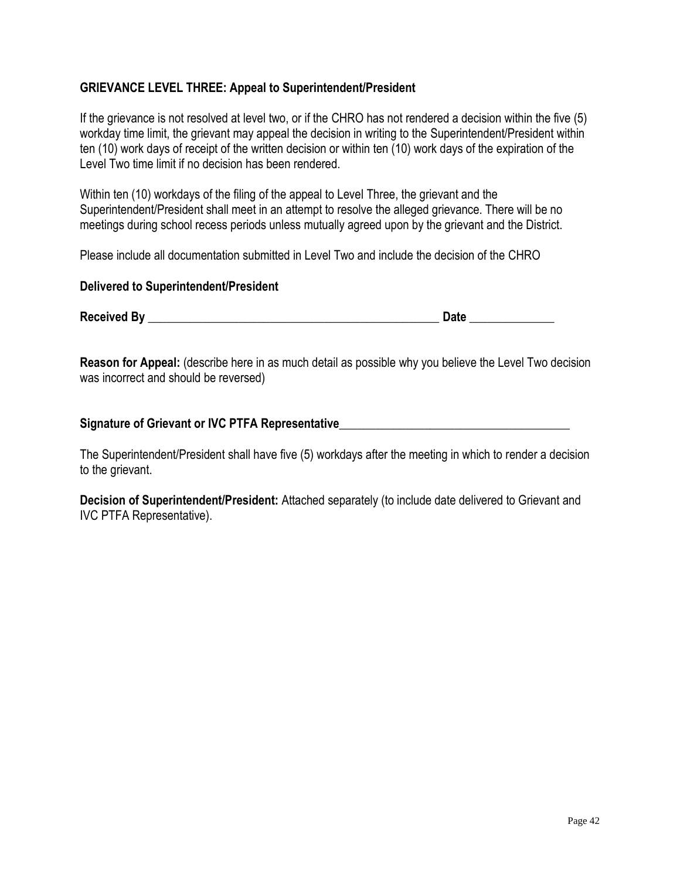**GRIEVANCE LEVEL THREE: Appeal to Superintendent/President**

If the grievance is not resolved at level two, or if the CHRO has not rendered a decision within the five (5) workday time limit, the grievant may appeal the decision in writing to the Superintendent/President within ten (10) work days of receipt of the written decision or within ten (10) work days of the expiration of the Level Two time limit if no decision has been rendered.

Within ten (10) workdays of the filing of the appeal to Level Three, the grievant and the Superintendent/President shall meet in an attempt to resolve the alleged grievance. There will be no meetings during school recess periods unless mutually agreed upon by the grievant and the District.

Please include all documentation submitted in Level Two and include the decision of the CHRO

**Delivered to Superintendent/President**

**Received By** __________________________________________________ **Date** ______________

**Reason for Appeal:** (describe here in as much detail as possible why you believe the Level Two decision was incorrect and should be reversed)

**Signature of Grievant or IVC PTFA Representative**_______________________________________

The Superintendent/President shall have five (5) workdays after the meeting in which to render a decision to the grievant.

**Decision of Superintendent/President:** Attached separately (to include date delivered to Grievant and IVC PTFA Representative).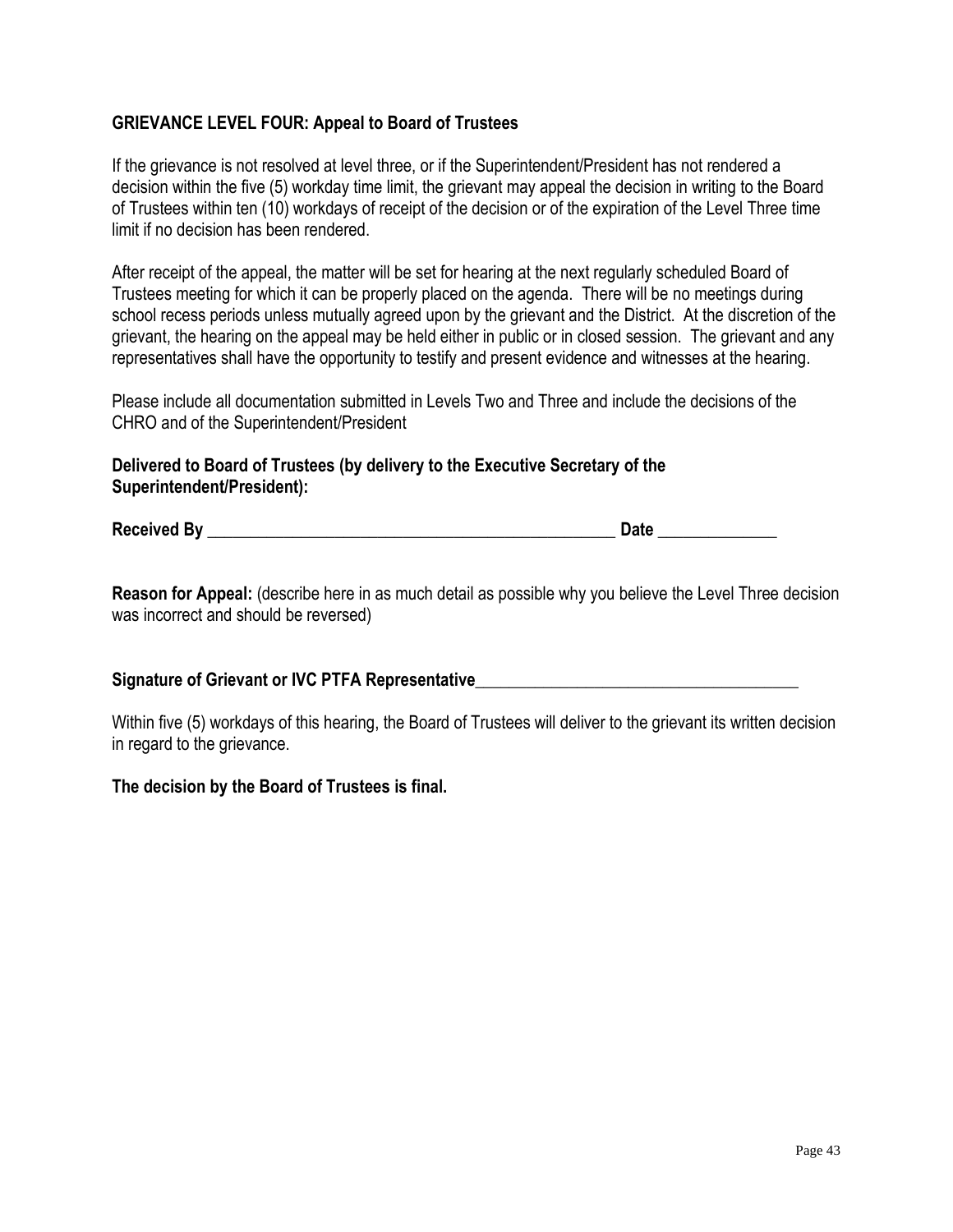**GRIEVANCE LEVEL FOUR: Appeal to Board of Trustees**

If the grievance is not resolved at level three, or if the Superintendent/President has not rendered a decision within the five (5) workday time limit, the grievant may appeal the decision in writing to the Board of Trustees within ten (10) workdays of receipt of the decision or of the expiration of the Level Three time limit if no decision has been rendered.

After receipt of the appeal, the matter will be set for hearing at the next regularly scheduled Board of Trustees meeting for which it can be properly placed on the agenda. There will be no meetings during school recess periods unless mutually agreed upon by the grievant and the District. At the discretion of the grievant, the hearing on the appeal may be held either in public or in closed session. The grievant and any representatives shall have the opportunity to testify and present evidence and witnesses at the hearing.

Please include all documentation submitted in Levels Two and Three and include the decisions of the CHRO and of the Superintendent/President

**Delivered to Board of Trustees (by delivery to the Executive Secretary of the Superintendent/President):**

**Received By** _________________________________________________ **Date** ______________

**Reason for Appeal:** (describe here in as much detail as possible why you believe the Level Three decision was incorrect and should be reversed)

**Signature of Grievant or IVC PTFA Representative**______________________________________

Within five (5) workdays of this hearing, the Board of Trustees will deliver to the grievant its written decision in regard to the grievance.

**The decision by the Board of Trustees is final.**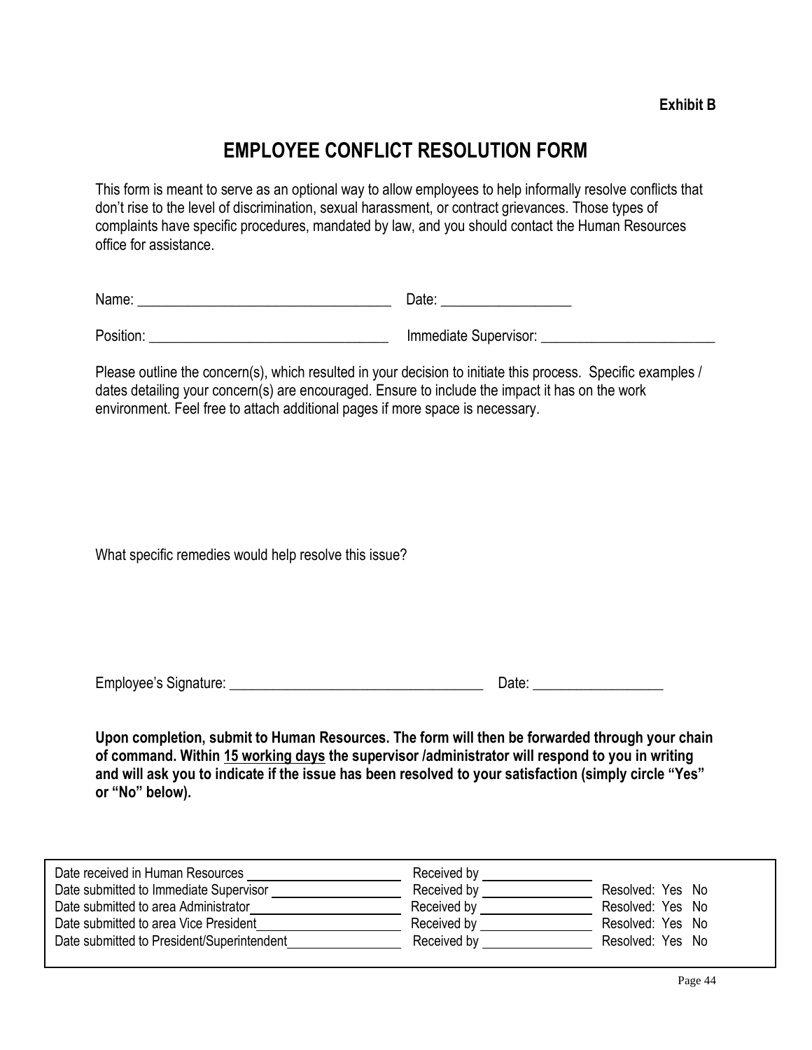**Exhibit B**

# EMPLOYEE CONFLICT RESOLUTION FORM

This form is meant to serve as an optional way to allow employees to help informally resolve conflicts that don't rise to the level of discrimination, sexual harassment, or contract grievances. Those types of complaints have specific procedures, mandated by law, and you should contact the Human Resources office for assistance.

Name: ___________________________________ Date: __________________

Position: ________________________________ Immediate Supervisor: ________________________

Please outline the concern(s), which resulted in your decision to initiate this process. Specific examples / dates detailing your concern(s) are encouraged. Ensure to include the impact it has on the work environment. Feel free to attach additional pages if more space is necessary.

What specific remedies would help resolve this issue?

Employee's Signature: ___________________________________ Date: __________________

**Upon completion, submit to Human Resources. The form will then be forwarded through your chain of command. Within <u>15 working days</u> the supervisor /administrator will respond to you in writing and will ask you to indicate if the issue has been resolved to your satisfaction (simply circle "Yes" or "No" below).**

| | | |
|---|---|---|
| Date received in Human Resources ____________ | Received by ____________ | |
| Date submitted to Immediate Supervisor ____________ | Received by ____________ | Resolved: Yes No |
| Date submitted to area Administrator ____________ | Received by ____________ | Resolved: Yes No |
| Date submitted to area Vice President ____________ | Received by ____________ | Resolved: Yes No |
| Date submitted to President/Superintendent ____________ | Received by ____________ | Resolved: Yes No |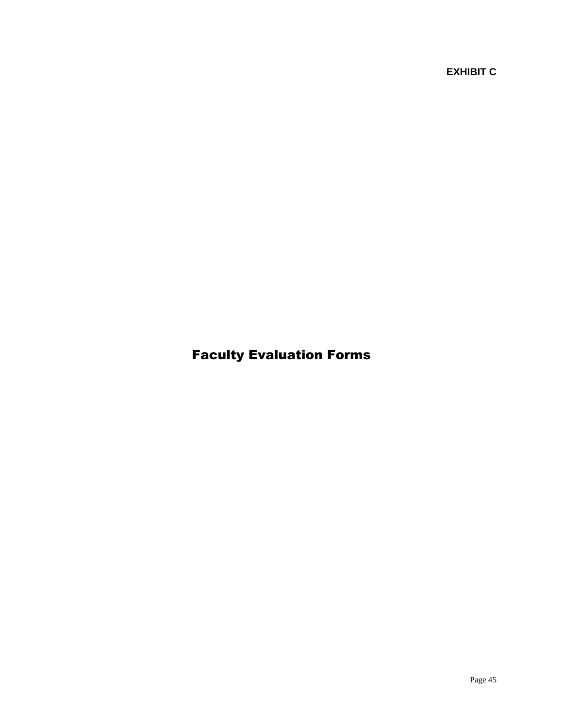**EXHIBIT C**

# Faculty Evaluation Forms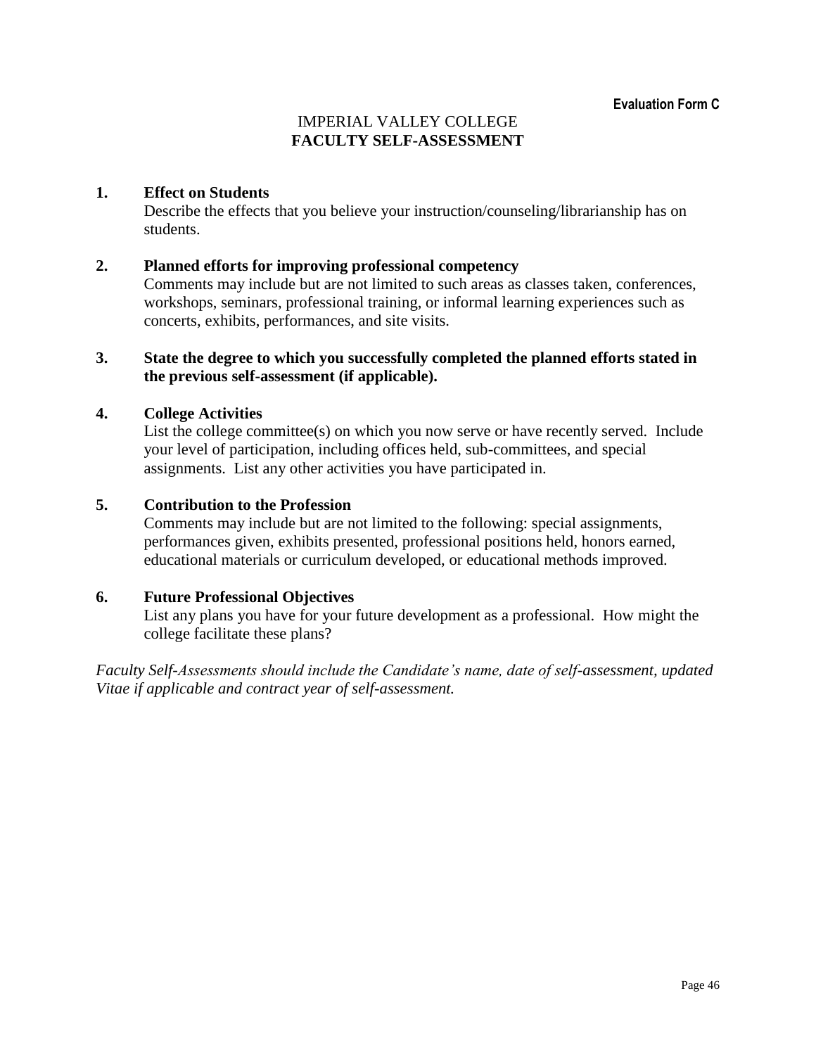**Evaluation Form C**

IMPERIAL VALLEY COLLEGE
**FACULTY SELF-ASSESSMENT**

1. **Effect on Students**
   Describe the effects that you believe your instruction/counseling/librarianship has on students.

2. **Planned efforts for improving professional competency**
   Comments may include but are not limited to such areas as classes taken, conferences, workshops, seminars, professional training, or informal learning experiences such as concerts, exhibits, performances, and site visits.

3. **State the degree to which you successfully completed the planned efforts stated in the previous self-assessment (if applicable).**

4. **College Activities**
   List the college committee(s) on which you now serve or have recently served. Include your level of participation, including offices held, sub-committees, and special assignments. List any other activities you have participated in.

5. **Contribution to the Profession**
   Comments may include but are not limited to the following: special assignments, performances given, exhibits presented, professional positions held, honors earned, educational materials or curriculum developed, or educational methods improved.

6. **Future Professional Objectives**
   List any plans you have for your future development as a professional. How might the college facilitate these plans?

*Faculty Self-Assessments should include the Candidate's name, date of self-assessment, updated Vitae if applicable and contract year of self-assessment.*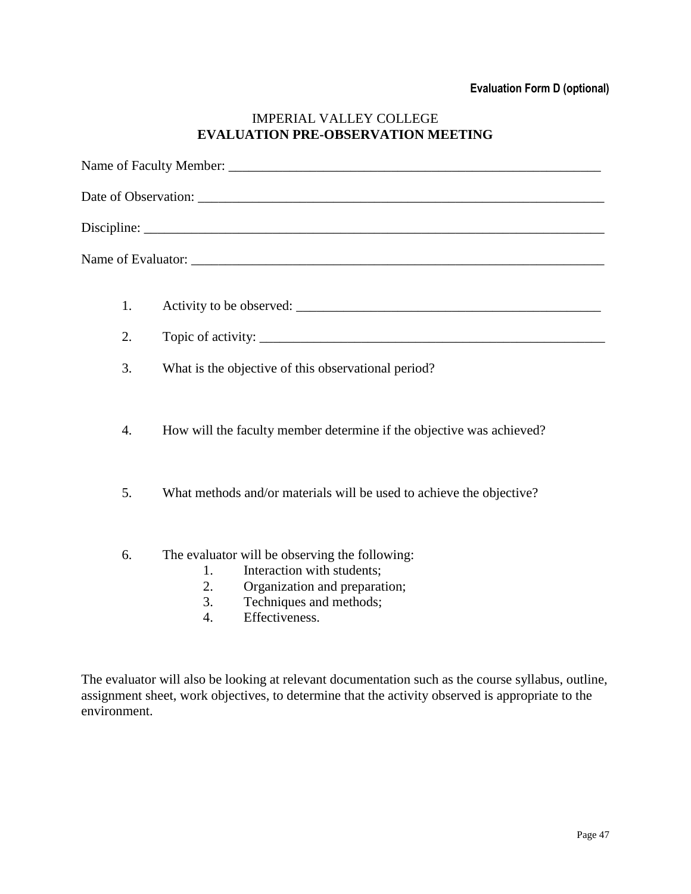**Evaluation Form D (optional)**

IMPERIAL VALLEY COLLEGE
**EVALUATION PRE-OBSERVATION MEETING**

Name of Faculty Member: _______________________________________________________

Date of Observation: ___________________________________________________________

Discipline: ___________________________________________________________________

Name of Evaluator: _____________________________________________________________

1. Activity to be observed: ______________________________________________

2. Topic of activity: ____________________________________________________

3. What is the objective of this observational period?

4. How will the faculty member determine if the objective was achieved?

5. What methods and/or materials will be used to achieve the objective?

6. The evaluator will be observing the following:
    1. Interaction with students;
    2. Organization and preparation;
    3. Techniques and methods;
    4. Effectiveness.

The evaluator will also be looking at relevant documentation such as the course syllabus, outline, assignment sheet, work objectives, to determine that the activity observed is appropriate to the environment.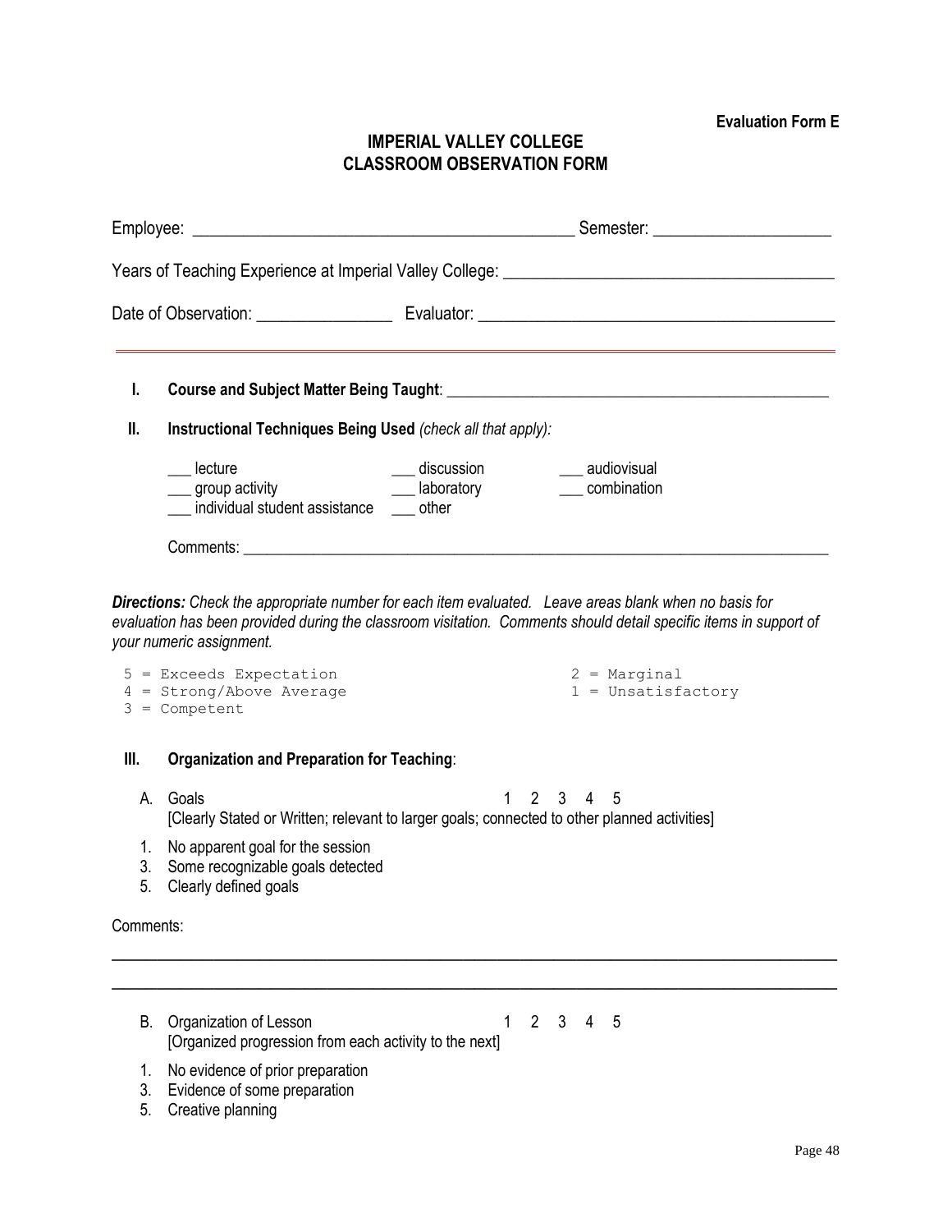**Evaluation Form E**

# IMPERIAL VALLEY COLLEGE
# CLASSROOM OBSERVATION FORM

Employee: ____________________________________________ Semester: ____________________

Years of Teaching Experience at Imperial Valley College: ______________________________________

Date of Observation: ________________ Evaluator: ________________________________________

---

**I. Course and Subject Matter Being Taught**: ______________________________________________

**II. Instructional Techniques Being Used** *(check all that apply):*

___ lecture ___ discussion ___ audiovisual
___ group activity ___ laboratory ___ combination
___ individual student assistance ___ other

Comments: ___________________________________________________________________________

***Directions:*** *Check the appropriate number for each item evaluated. Leave areas blank when no basis for evaluation has been provided during the classroom visitation. Comments should detail specific items in support of your numeric assignment.*

```
5 = Exceeds Expectation                              2 = Marginal
4 = Strong/Above Average                             1 = Unsatisfactory
3 = Competent
```

**III. Organization and Preparation for Teaching**:

A. Goals 1 2 3 4 5
[Clearly Stated or Written; relevant to larger goals; connected to other planned activities]

1. No apparent goal for the session
3. Some recognizable goals detected
5. Clearly defined goals

Comments:

______________________________________________________________________________________

______________________________________________________________________________________

B. Organization of Lesson 1 2 3 4 5
[Organized progression from each activity to the next]

1. No evidence of prior preparation
3. Evidence of some preparation
5. Creative planning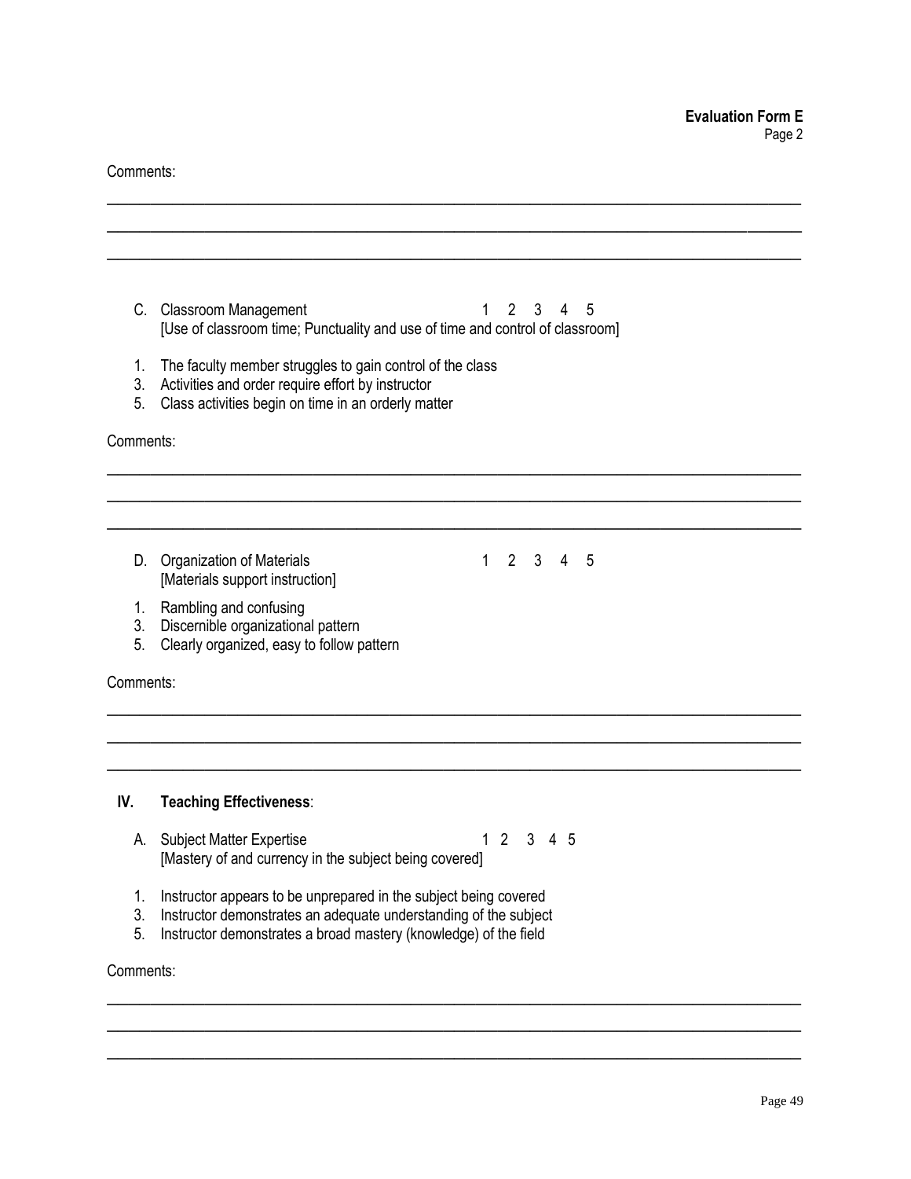Comments:

\_\_\_\_\_\_\_\_\_\_\_\_\_\_\_\_\_\_\_\_\_\_\_\_\_\_\_\_\_\_\_\_\_\_\_\_\_\_\_\_\_\_\_\_\_\_\_\_\_\_\_\_\_\_\_\_\_\_\_\_\_\_\_\_\_\_\_\_\_\_\_\_\_\_\_\_\_\_

\_\_\_\_\_\_\_\_\_\_\_\_\_\_\_\_\_\_\_\_\_\_\_\_\_\_\_\_\_\_\_\_\_\_\_\_\_\_\_\_\_\_\_\_\_\_\_\_\_\_\_\_\_\_\_\_\_\_\_\_\_\_\_\_\_\_\_\_\_\_\_\_\_\_\_\_\_\_

\_\_\_\_\_\_\_\_\_\_\_\_\_\_\_\_\_\_\_\_\_\_\_\_\_\_\_\_\_\_\_\_\_\_\_\_\_\_\_\_\_\_\_\_\_\_\_\_\_\_\_\_\_\_\_\_\_\_\_\_\_\_\_\_\_\_\_\_\_\_\_\_\_\_\_\_\_\_

C. Classroom Management 1 2 3 4 5
[Use of classroom time; Punctuality and use of time and control of classroom]

1. The faculty member struggles to gain control of the class
3. Activities and order require effort by instructor
5. Class activities begin on time in an orderly matter

Comments:

\_\_\_\_\_\_\_\_\_\_\_\_\_\_\_\_\_\_\_\_\_\_\_\_\_\_\_\_\_\_\_\_\_\_\_\_\_\_\_\_\_\_\_\_\_\_\_\_\_\_\_\_\_\_\_\_\_\_\_\_\_\_\_\_\_\_\_\_\_\_\_\_\_\_\_\_\_\_

\_\_\_\_\_\_\_\_\_\_\_\_\_\_\_\_\_\_\_\_\_\_\_\_\_\_\_\_\_\_\_\_\_\_\_\_\_\_\_\_\_\_\_\_\_\_\_\_\_\_\_\_\_\_\_\_\_\_\_\_\_\_\_\_\_\_\_\_\_\_\_\_\_\_\_\_\_\_

\_\_\_\_\_\_\_\_\_\_\_\_\_\_\_\_\_\_\_\_\_\_\_\_\_\_\_\_\_\_\_\_\_\_\_\_\_\_\_\_\_\_\_\_\_\_\_\_\_\_\_\_\_\_\_\_\_\_\_\_\_\_\_\_\_\_\_\_\_\_\_\_\_\_\_\_\_\_

D. Organization of Materials 1 2 3 4 5
[Materials support instruction]

1. Rambling and confusing
3. Discernible organizational pattern
5. Clearly organized, easy to follow pattern

Comments:

\_\_\_\_\_\_\_\_\_\_\_\_\_\_\_\_\_\_\_\_\_\_\_\_\_\_\_\_\_\_\_\_\_\_\_\_\_\_\_\_\_\_\_\_\_\_\_\_\_\_\_\_\_\_\_\_\_\_\_\_\_\_\_\_\_\_\_\_\_\_\_\_\_\_\_\_\_\_

\_\_\_\_\_\_\_\_\_\_\_\_\_\_\_\_\_\_\_\_\_\_\_\_\_\_\_\_\_\_\_\_\_\_\_\_\_\_\_\_\_\_\_\_\_\_\_\_\_\_\_\_\_\_\_\_\_\_\_\_\_\_\_\_\_\_\_\_\_\_\_\_\_\_\_\_\_\_

\_\_\_\_\_\_\_\_\_\_\_\_\_\_\_\_\_\_\_\_\_\_\_\_\_\_\_\_\_\_\_\_\_\_\_\_\_\_\_\_\_\_\_\_\_\_\_\_\_\_\_\_\_\_\_\_\_\_\_\_\_\_\_\_\_\_\_\_\_\_\_\_\_\_\_\_\_\_

## IV. Teaching Effectiveness:

A. Subject Matter Expertise 1 2 3 4 5
[Mastery of and currency in the subject being covered]

1. Instructor appears to be unprepared in the subject being covered
3. Instructor demonstrates an adequate understanding of the subject
5. Instructor demonstrates a broad mastery (knowledge) of the field

Comments:

\_\_\_\_\_\_\_\_\_\_\_\_\_\_\_\_\_\_\_\_\_\_\_\_\_\_\_\_\_\_\_\_\_\_\_\_\_\_\_\_\_\_\_\_\_\_\_\_\_\_\_\_\_\_\_\_\_\_\_\_\_\_\_\_\_\_\_\_\_\_\_\_\_\_\_\_\_\_

\_\_\_\_\_\_\_\_\_\_\_\_\_\_\_\_\_\_\_\_\_\_\_\_\_\_\_\_\_\_\_\_\_\_\_\_\_\_\_\_\_\_\_\_\_\_\_\_\_\_\_\_\_\_\_\_\_\_\_\_\_\_\_\_\_\_\_\_\_\_\_\_\_\_\_\_\_\_

\_\_\_\_\_\_\_\_\_\_\_\_\_\_\_\_\_\_\_\_\_\_\_\_\_\_\_\_\_\_\_\_\_\_\_\_\_\_\_\_\_\_\_\_\_\_\_\_\_\_\_\_\_\_\_\_\_\_\_\_\_\_\_\_\_\_\_\_\_\_\_\_\_\_\_\_\_\_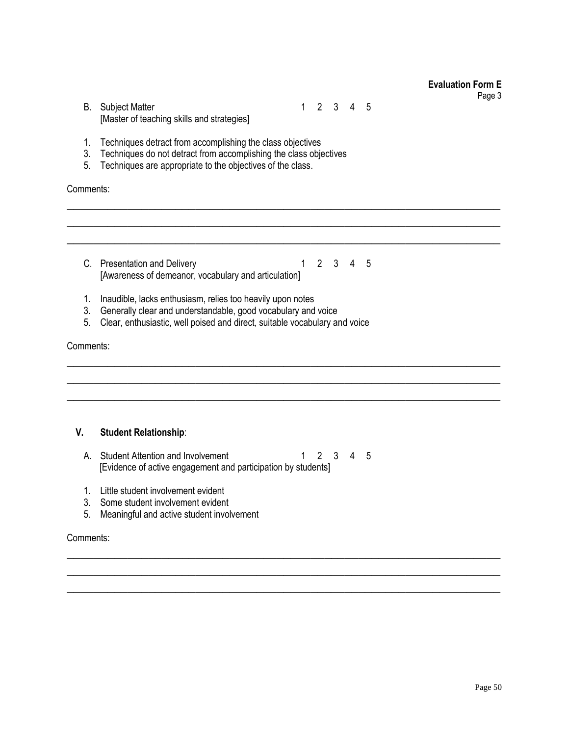**Evaluation Form E**
Page 3

B. Subject Matter 1 2 3 4 5
[Master of teaching skills and strategies]

1. Techniques detract from accomplishing the class objectives
3. Techniques do not detract from accomplishing the class objectives
5. Techniques are appropriate to the objectives of the class.

Comments:

______________________________________________________________________________

______________________________________________________________________________

______________________________________________________________________________

C. Presentation and Delivery 1 2 3 4 5
[Awareness of demeanor, vocabulary and articulation]

1. Inaudible, lacks enthusiasm, relies too heavily upon notes
3. Generally clear and understandable, good vocabulary and voice
5. Clear, enthusiastic, well poised and direct, suitable vocabulary and voice

Comments:

______________________________________________________________________________

______________________________________________________________________________

______________________________________________________________________________

## V. Student Relationship:

A. Student Attention and Involvement 1 2 3 4 5
[Evidence of active engagement and participation by students]

1. Little student involvement evident
3. Some student involvement evident
5. Meaningful and active student involvement

Comments:

______________________________________________________________________________

______________________________________________________________________________

______________________________________________________________________________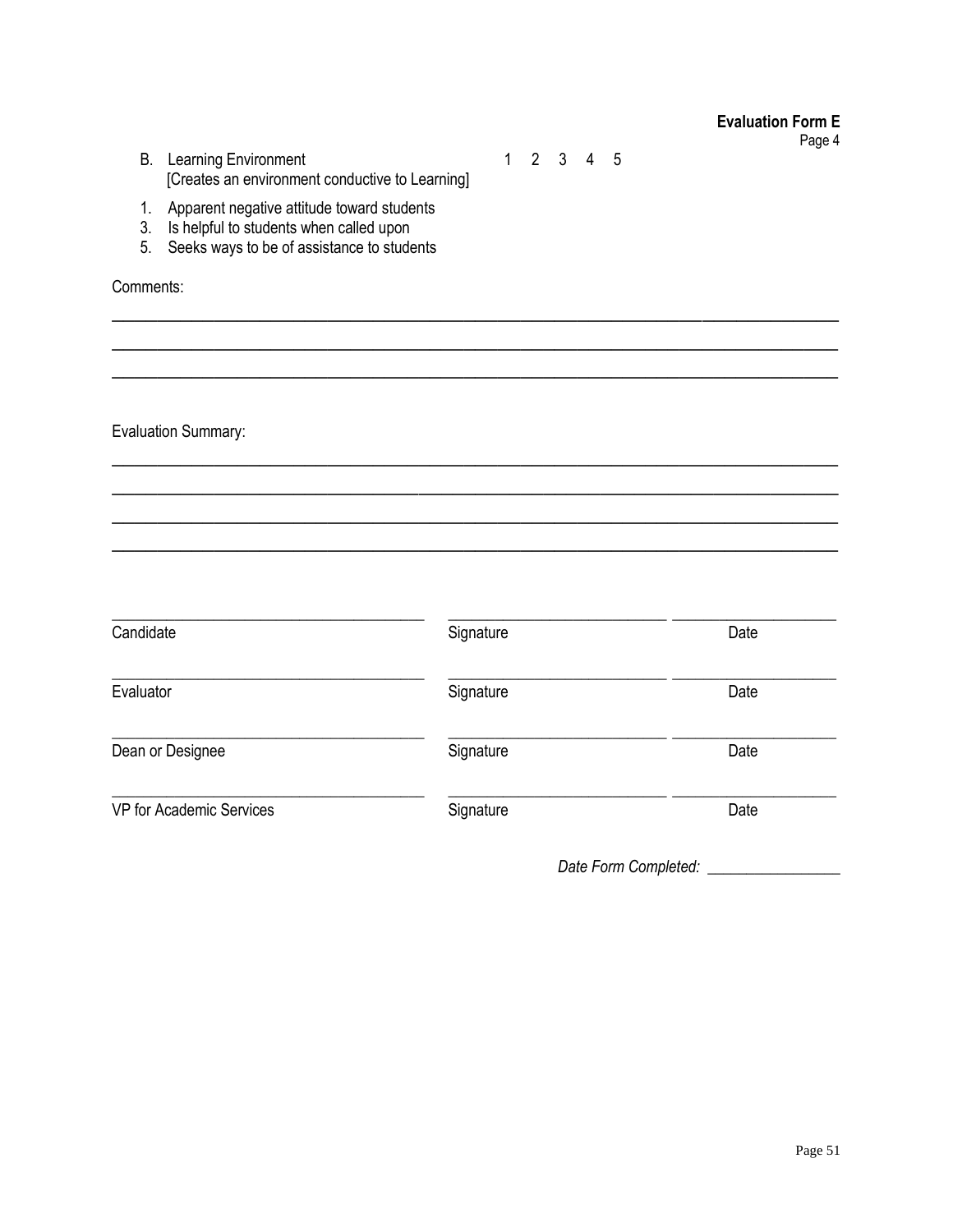**Evaluation Form E**
Page 4

B. Learning Environment 1 2 3 4 5
[Creates an environment conductive to Learning]

1. Apparent negative attitude toward students
3. Is helpful to students when called upon
5. Seeks ways to be of assistance to students

Comments:

___________________________________________________________________________

___________________________________________________________________________

___________________________________________________________________________

Evaluation Summary:

___________________________________________________________________________

___________________________________________________________________________

___________________________________________________________________________

___________________________________________________________________________

| | | |
|---|---|---|
| Candidate | Signature | Date |
| Evaluator | Signature | Date |
| Dean or Designee | Signature | Date |
| VP for Academic Services | Signature | Date |

*Date Form Completed:* ________________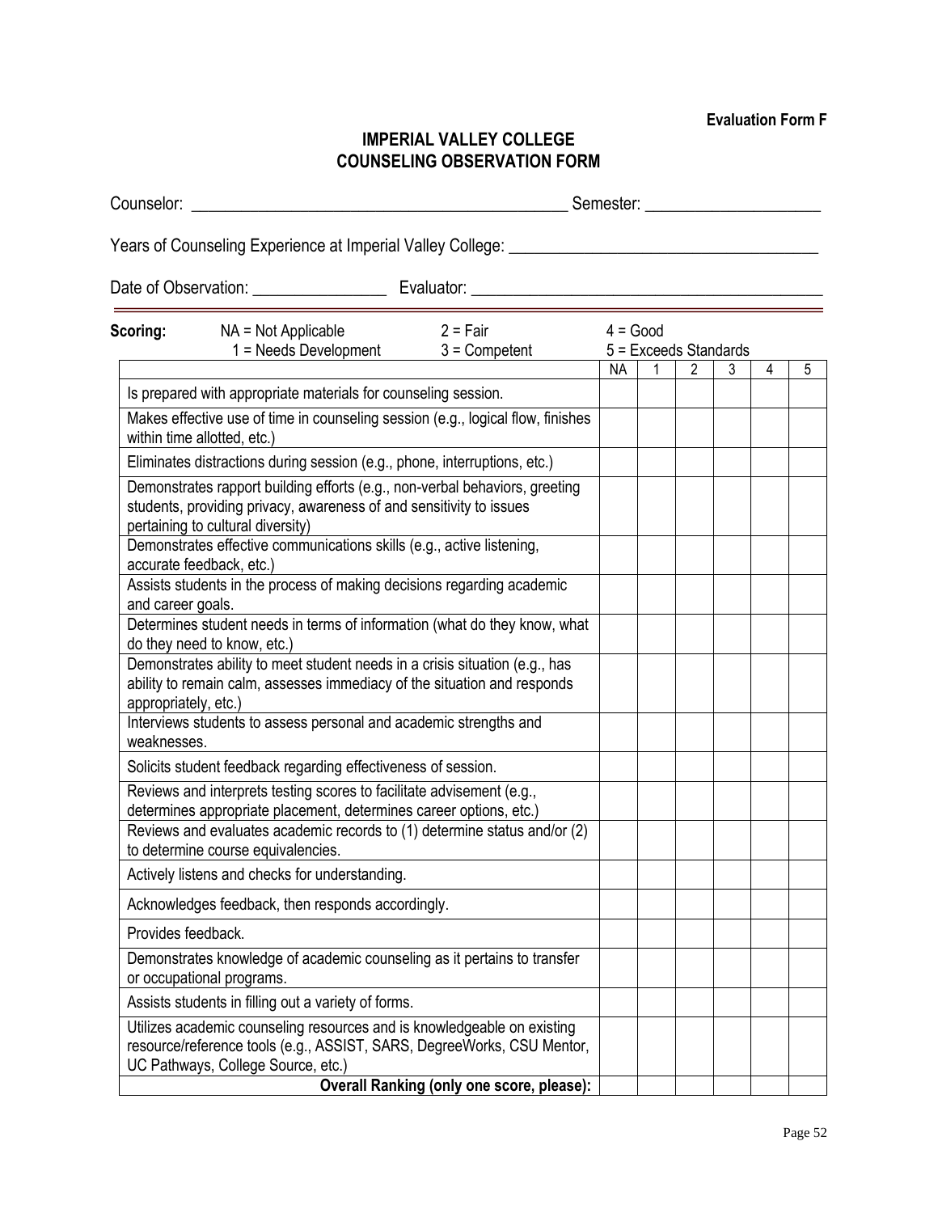**Evaluation Form F**

# IMPERIAL VALLEY COLLEGE
# COUNSELING OBSERVATION FORM

Counselor: _____________________________________________ Semester: ____________________

Years of Counseling Experience at Imperial Valley College: ____________________________________

Date of Observation: ________________ Evaluator: __________________________________________

**Scoring:** NA = Not Applicable 1 = Needs Development 2 = Fair 3 = Competent 4 = Good 5 = Exceeds Standards

| | NA | 1 | 2 | 3 | 4 | 5 |
|---|---|---|---|---|---|---|
| Is prepared with appropriate materials for counseling session. | | | | | | |
| Makes effective use of time in counseling session (e.g., logical flow, finishes within time allotted, etc.) | | | | | | |
| Eliminates distractions during session (e.g., phone, interruptions, etc.) | | | | | | |
| Demonstrates rapport building efforts (e.g., non-verbal behaviors, greeting students, providing privacy, awareness of and sensitivity to issues pertaining to cultural diversity) | | | | | | |
| Demonstrates effective communications skills (e.g., active listening, accurate feedback, etc.) | | | | | | |
| Assists students in the process of making decisions regarding academic and career goals. | | | | | | |
| Determines student needs in terms of information (what do they know, what do they need to know, etc.) | | | | | | |
| Demonstrates ability to meet student needs in a crisis situation (e.g., has ability to remain calm, assesses immediacy of the situation and responds appropriately, etc.) | | | | | | |
| Interviews students to assess personal and academic strengths and weaknesses. | | | | | | |
| Solicits student feedback regarding effectiveness of session. | | | | | | |
| Reviews and interprets testing scores to facilitate advisement (e.g., determines appropriate placement, determines career options, etc.) | | | | | | |
| Reviews and evaluates academic records to (1) determine status and/or (2) to determine course equivalencies. | | | | | | |
| Actively listens and checks for understanding. | | | | | | |
| Acknowledges feedback, then responds accordingly. | | | | | | |
| Provides feedback. | | | | | | |
| Demonstrates knowledge of academic counseling as it pertains to transfer or occupational programs. | | | | | | |
| Assists students in filling out a variety of forms. | | | | | | |
| Utilizes academic counseling resources and is knowledgeable on existing resource/reference tools (e.g., ASSIST, SARS, DegreeWorks, CSU Mentor, UC Pathways, College Source, etc.) | | | | | | |
| **Overall Ranking (only one score, please):** | | | | | | |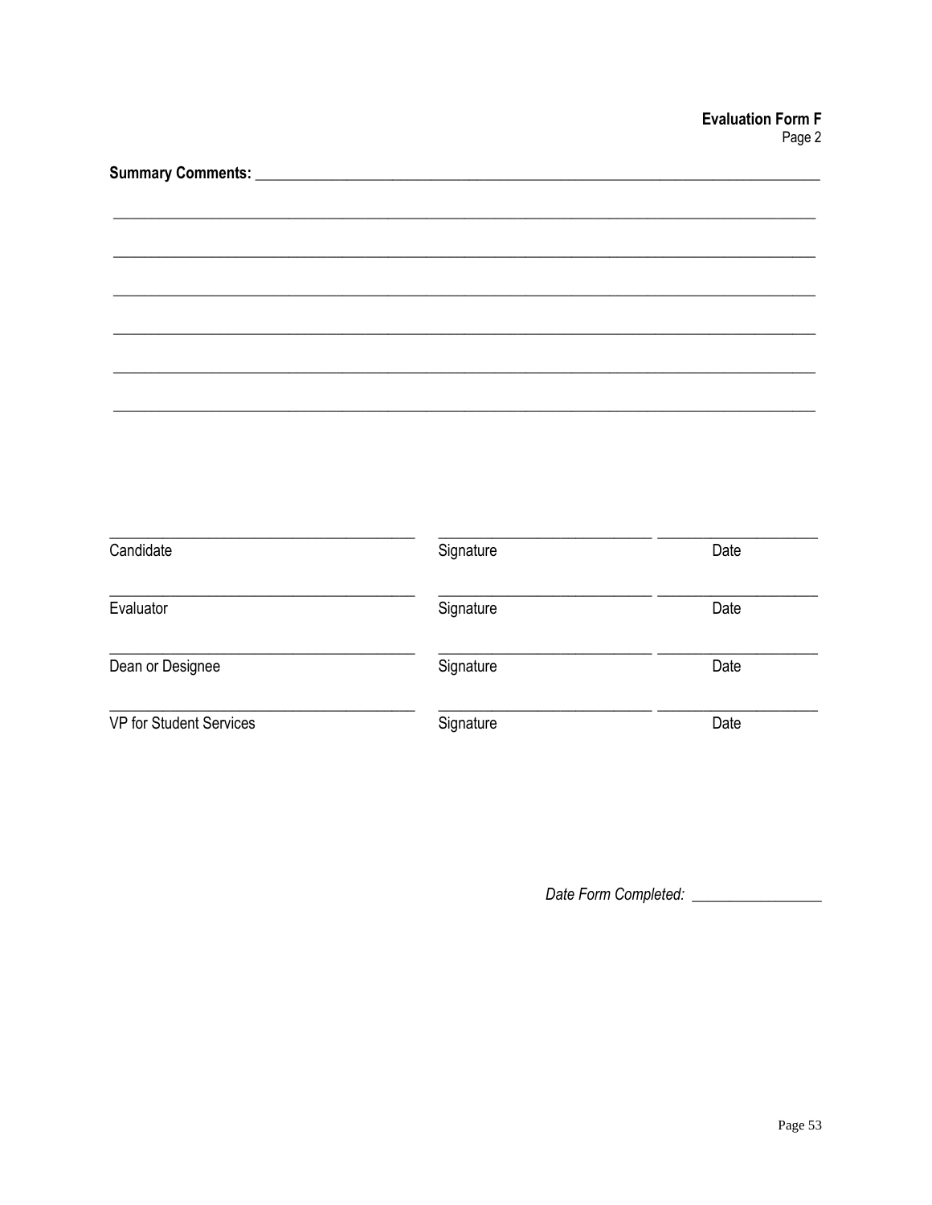**Evaluation Form F**
Page 2

**Summary Comments:** ______________________________________________________________

______________________________________________________________

______________________________________________________________

______________________________________________________________

______________________________________________________________

______________________________________________________________

______________________________________________________________

| | | |
|---|---|---|
| ______________________ | ______________________ | ______________________ |
| Candidate | Signature | Date |
| ______________________ | ______________________ | ______________________ |
| Evaluator | Signature | Date |
| ______________________ | ______________________ | ______________________ |
| Dean or Designee | Signature | Date |
| ______________________ | ______________________ | ______________________ |
| VP for Student Services | Signature | Date |

*Date Form Completed:* ________________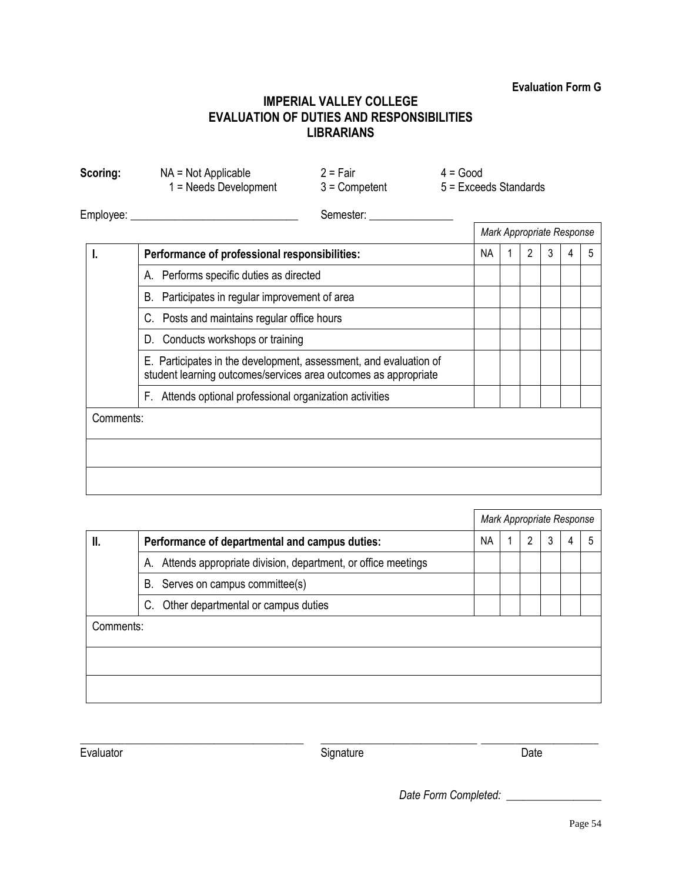**Evaluation Form G**

# IMPERIAL VALLEY COLLEGE
## EVALUATION OF DUTIES AND RESPONSIBILITIES
## LIBRARIANS

**Scoring:** NA = Not Applicable | 1 = Needs Development | 2 = Fair | 3 = Competent | 4 = Good | 5 = Exceeds Standards

Employee: ______________________________ Semester: _______________

| | | *Mark Appropriate Response* | | | | | |
|---|---|---|---|---|---|---|---|
| **I.** | **Performance of professional responsibilities:** | NA | 1 | 2 | 3 | 4 | 5 |
| | A. Performs specific duties as directed | | | | | | |
| | B. Participates in regular improvement of area | | | | | | |
| | C. Posts and maintains regular office hours | | | | | | |
| | D. Conducts workshops or training | | | | | | |
| | E. Participates in the development, assessment, and evaluation of student learning outcomes/services area outcomes as appropriate | | | | | | |
| | F. Attends optional professional organization activities | | | | | | |
| Comments: | | | | | | | |
| | | | | | | | |
| | | | | | | | |

| | | *Mark Appropriate Response* | | | | | |
|---|---|---|---|---|---|---|---|
| **II.** | **Performance of departmental and campus duties:** | NA | 1 | 2 | 3 | 4 | 5 |
| | A. Attends appropriate division, department, or office meetings | | | | | | |
| | B. Serves on campus committee(s) | | | | | | |
| | C. Other departmental or campus duties | | | | | | |
| Comments: | | | | | | | |
| | | | | | | | |
| | | | | | | | |

________________________________________ ____________________________ _____________________

Evaluator Signature Date

*Date Form Completed:* _________________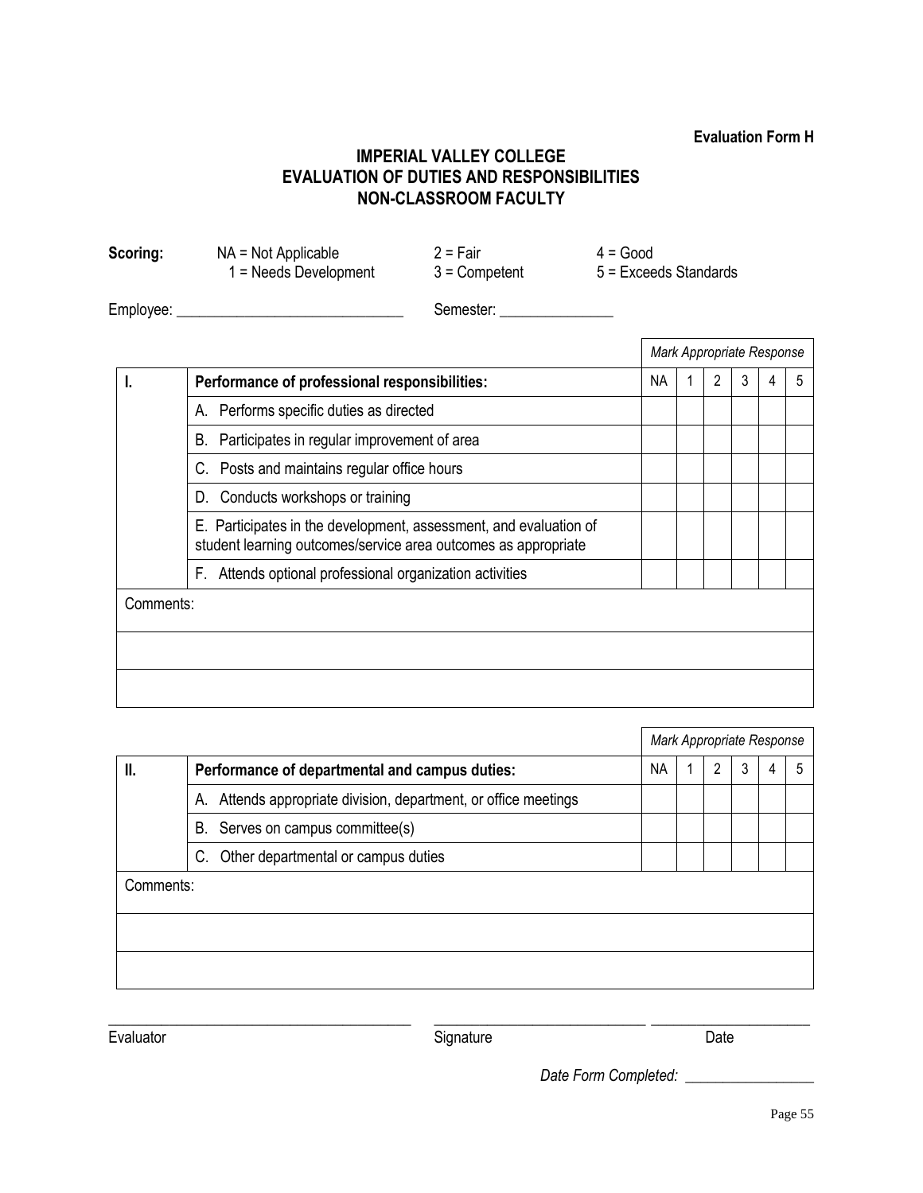**Evaluation Form H**

# IMPERIAL VALLEY COLLEGE
## EVALUATION OF DUTIES AND RESPONSIBILITIES
## NON-CLASSROOM FACULTY

**Scoring:** NA = Not Applicable 1 = Needs Development 2 = Fair 3 = Competent 4 = Good 5 = Exceeds Standards

Employee: ______________________________ Semester: _______________

| | | *Mark Appropriate Response* | | | | | |
|---|---|---|---|---|---|---|---|
| **I.** | **Performance of professional responsibilities:** | NA | 1 | 2 | 3 | 4 | 5 |
| | A. Performs specific duties as directed | | | | | | |
| | B. Participates in regular improvement of area | | | | | | |
| | C. Posts and maintains regular office hours | | | | | | |
| | D. Conducts workshops or training | | | | | | |
| | E. Participates in the development, assessment, and evaluation of student learning outcomes/service area outcomes as appropriate | | | | | | |
| | F. Attends optional professional organization activities | | | | | | |

Comments:

| | | *Mark Appropriate Response* | | | | | |
|---|---|---|---|---|---|---|---|
| **II.** | **Performance of departmental and campus duties:** | NA | 1 | 2 | 3 | 4 | 5 |
| | A. Attends appropriate division, department, or office meetings | | | | | | |
| | B. Serves on campus committee(s) | | | | | | |
| | C. Other departmental or campus duties | | | | | | |

Comments:

_________________________________________ _____________________________ _____________________
Evaluator Signature Date

*Date Form Completed:* _________________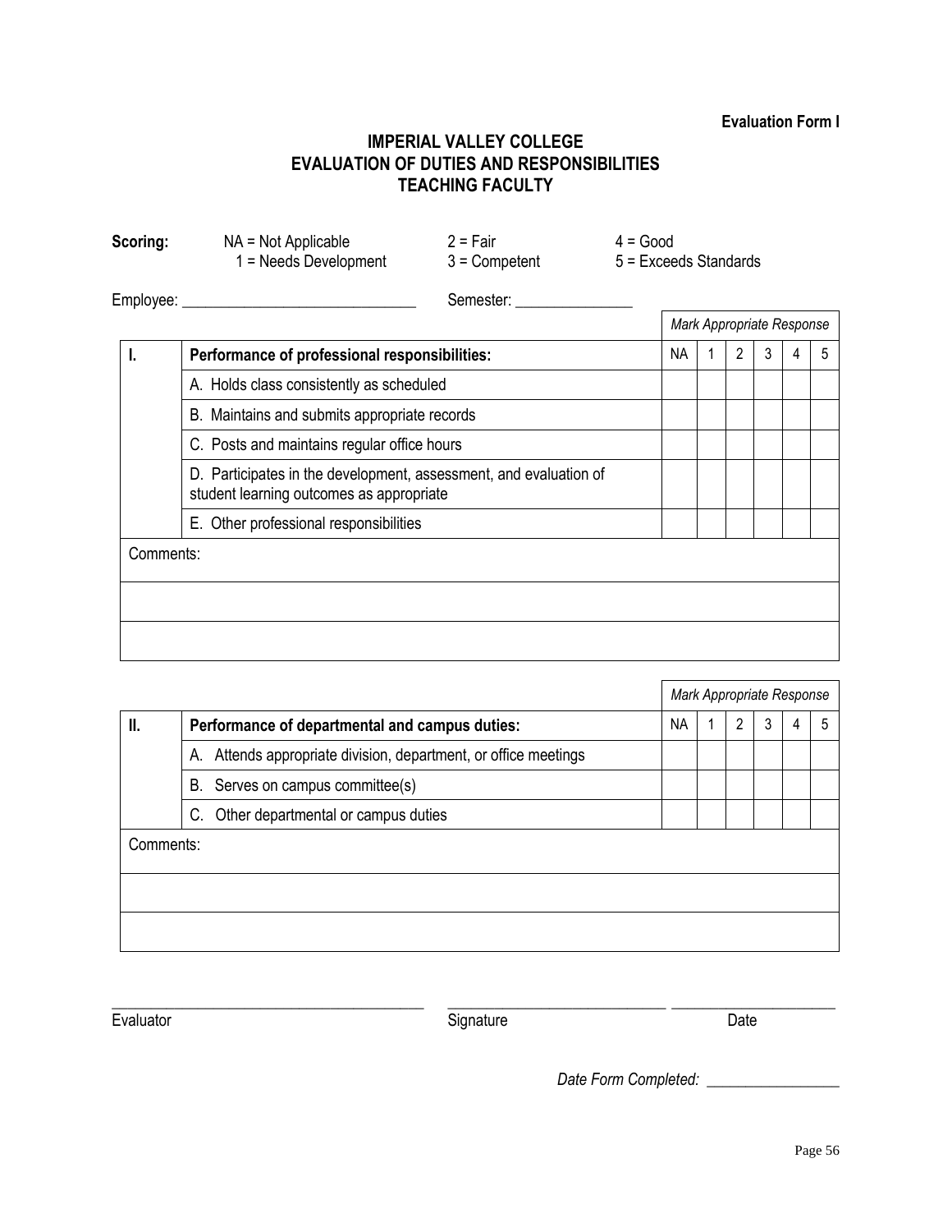**Evaluation Form I**

# IMPERIAL VALLEY COLLEGE
## EVALUATION OF DUTIES AND RESPONSIBILITIES
## TEACHING FACULTY

**Scoring:** NA = Not Applicable, 1 = Needs Development, 2 = Fair, 3 = Competent, 4 = Good, 5 = Exceeds Standards

Employee: ______________________________ Semester: _______________

| | | *Mark Appropriate Response* | | | | | |
|---|---|---|---|---|---|---|---|
| **I.** | **Performance of professional responsibilities:** | NA | 1 | 2 | 3 | 4 | 5 |
| | A. Holds class consistently as scheduled | | | | | | |
| | B. Maintains and submits appropriate records | | | | | | |
| | C. Posts and maintains regular office hours | | | | | | |
| | D. Participates in the development, assessment, and evaluation of student learning outcomes as appropriate | | | | | | |
| | E. Other professional responsibilities | | | | | | |
| Comments: | | | | | | | |
| | | | | | | | |
| | | | | | | | |

| | | *Mark Appropriate Response* | | | | | |
|---|---|---|---|---|---|---|---|
| **II.** | **Performance of departmental and campus duties:** | NA | 1 | 2 | 3 | 4 | 5 |
| | A. Attends appropriate division, department, or office meetings | | | | | | |
| | B. Serves on campus committee(s) | | | | | | |
| | C. Other departmental or campus duties | | | | | | |
| Comments: | | | | | | | |
| | | | | | | | |
| | | | | | | | |

_________________________________________ _____________________________ ______________________

Evaluator Signature Date

*Date Form Completed:* _________________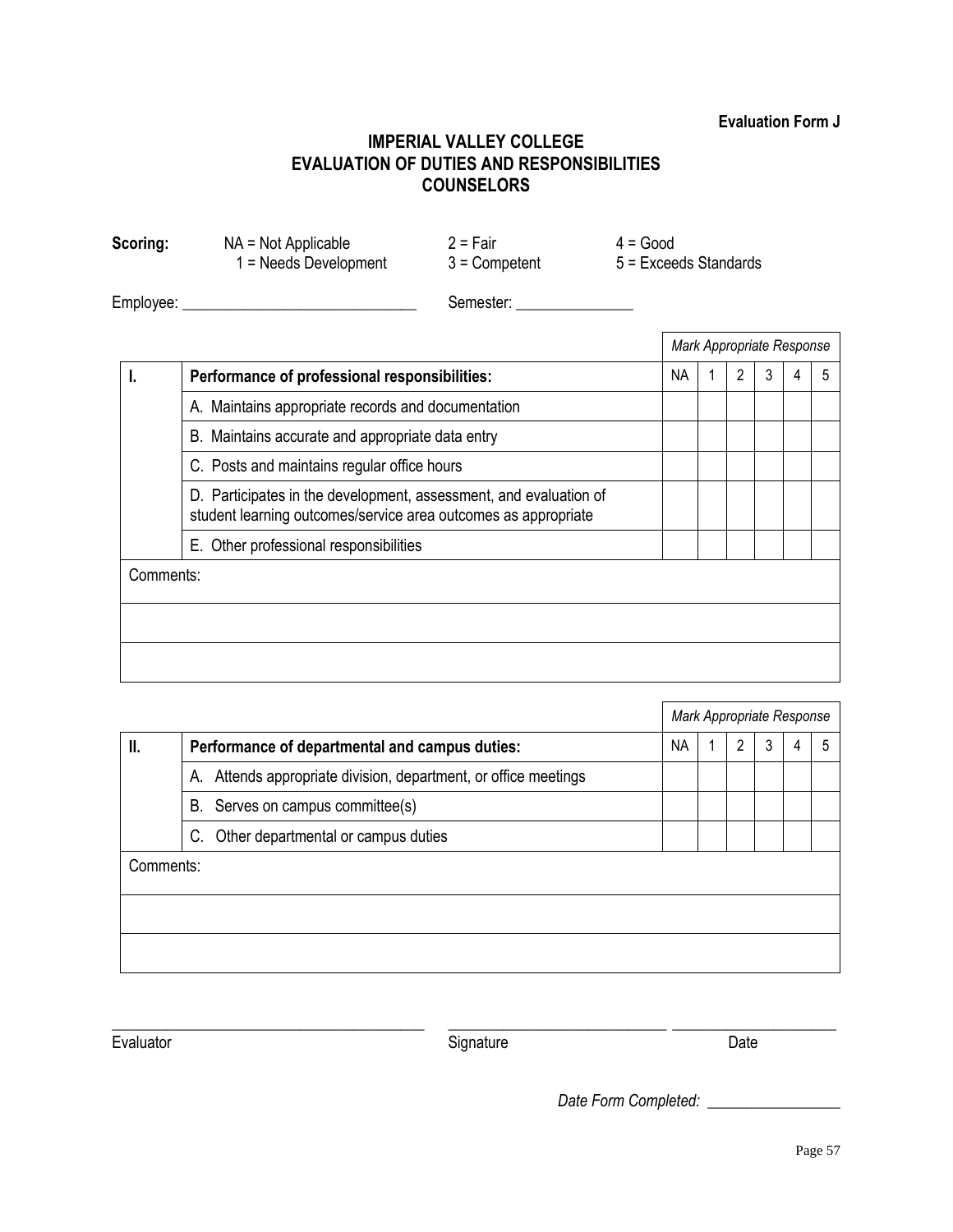**Evaluation Form J**

# IMPERIAL VALLEY COLLEGE
## EVALUATION OF DUTIES AND RESPONSIBILITIES
## COUNSELORS

**Scoring:** NA = Not Applicable, 1 = Needs Development, 2 = Fair, 3 = Competent, 4 = Good, 5 = Exceeds Standards

Employee: ______________________________ Semester: _______________

| | | *Mark Appropriate Response* | | | | | |
|---|---|---|---|---|---|---|---|
| **I.** | **Performance of professional responsibilities:** | NA | 1 | 2 | 3 | 4 | 5 |
| | A. Maintains appropriate records and documentation | | | | | | |
| | B. Maintains accurate and appropriate data entry | | | | | | |
| | C. Posts and maintains regular office hours | | | | | | |
| | D. Participates in the development, assessment, and evaluation of student learning outcomes/service area outcomes as appropriate | | | | | | |
| | E. Other professional responsibilities | | | | | | |
| Comments: | | | | | | | |
| | | | | | | | |
| | | | | | | | |

| | | *Mark Appropriate Response* | | | | | |
|---|---|---|---|---|---|---|---|
| **II.** | **Performance of departmental and campus duties:** | NA | 1 | 2 | 3 | 4 | 5 |
| | A. Attends appropriate division, department, or office meetings | | | | | | |
| | B. Serves on campus committee(s) | | | | | | |
| | C. Other departmental or campus duties | | | | | | |
| Comments: | | | | | | | |
| | | | | | | | |
| | | | | | | | |

_________________________________________ _____________________________ ______________________

Evaluator Signature Date

*Date Form Completed:* _________________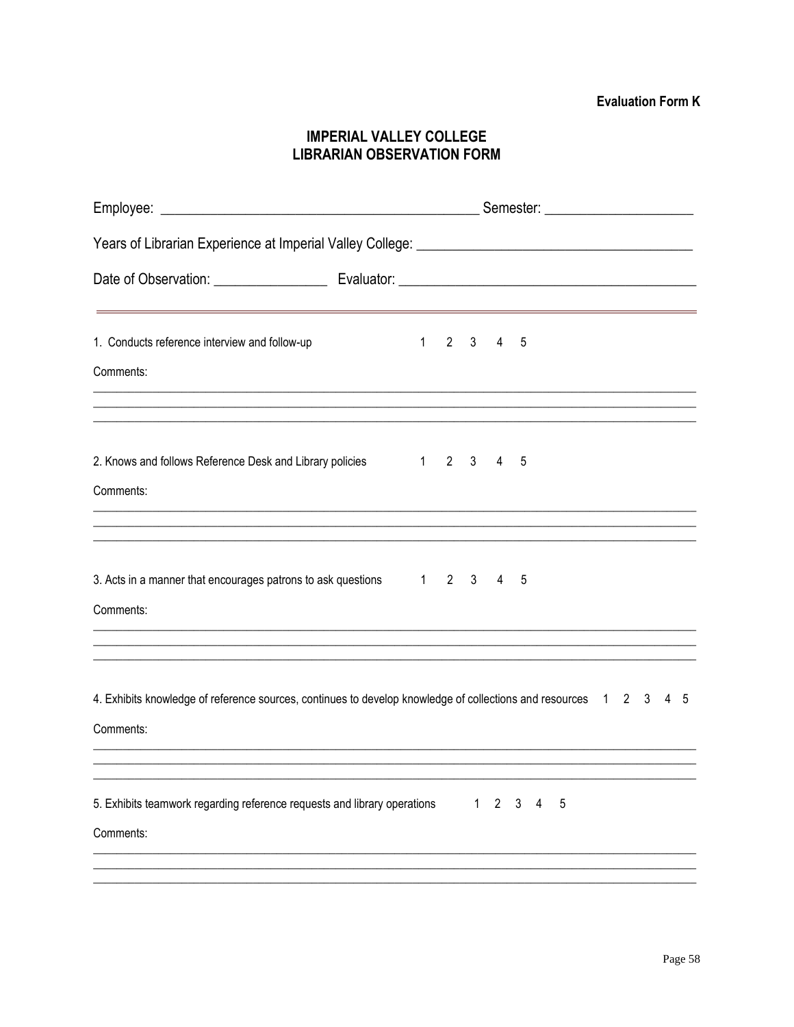**Evaluation Form K**

# IMPERIAL VALLEY COLLEGE
# LIBRARIAN OBSERVATION FORM

Employee: ____________________________________________ Semester: ___________________

Years of Librarian Experience at Imperial Valley College: ____________________________________

Date of Observation: _______________ Evaluator: ______________________________________

---

1. Conducts reference interview and follow-up 1 2 3 4 5

Comments:

_______________________________________________________________________________________________

_______________________________________________________________________________________________

_______________________________________________________________________________________________

2. Knows and follows Reference Desk and Library policies 1 2 3 4 5

Comments:

_______________________________________________________________________________________________

_______________________________________________________________________________________________

_______________________________________________________________________________________________

3. Acts in a manner that encourages patrons to ask questions 1 2 3 4 5

Comments:

_______________________________________________________________________________________________

_______________________________________________________________________________________________

_______________________________________________________________________________________________

4. Exhibits knowledge of reference sources, continues to develop knowledge of collections and resources 1 2 3 4 5

Comments:

_______________________________________________________________________________________________

_______________________________________________________________________________________________

_______________________________________________________________________________________________

5. Exhibits teamwork regarding reference requests and library operations 1 2 3 4 5

Comments:

_______________________________________________________________________________________________

_______________________________________________________________________________________________

_______________________________________________________________________________________________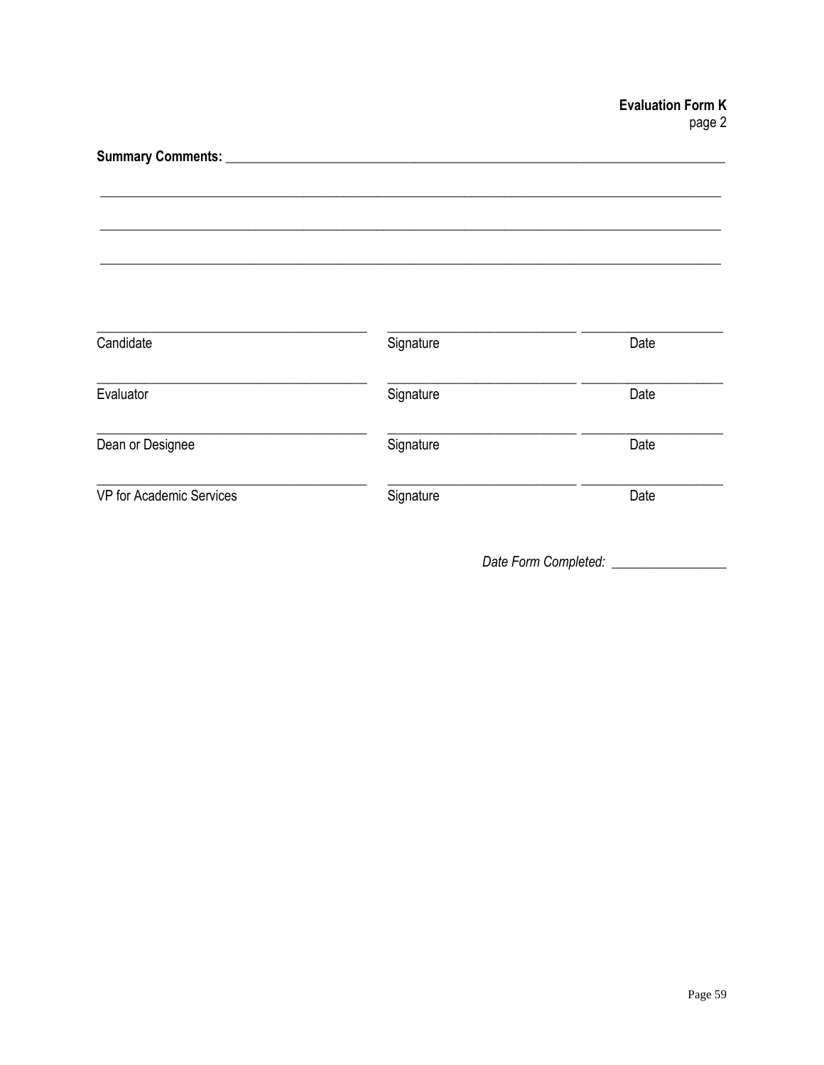**Evaluation Form K**
page 2

**Summary Comments:** ___________________________________________________________________________

___________________________________________________________________________

___________________________________________________________________________

___________________________________________________________________________

| | | |
|---|---|---|
| Candidate | Signature | Date |
| Evaluator | Signature | Date |
| Dean or Designee | Signature | Date |
| VP for Academic Services | Signature | Date |

*Date Form Completed:* _________________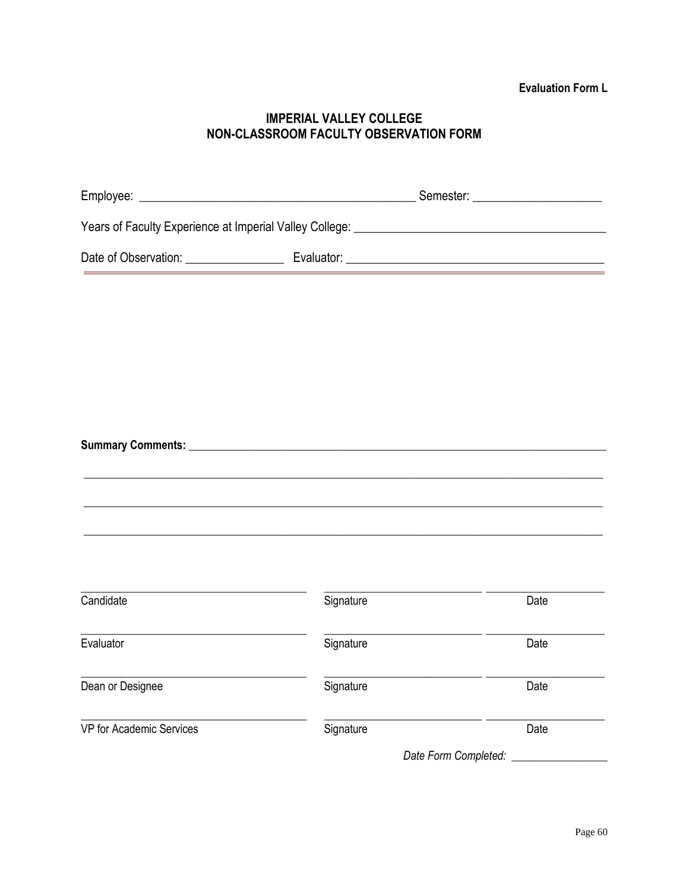**Evaluation Form L**

# IMPERIAL VALLEY COLLEGE
# NON-CLASSROOM FACULTY OBSERVATION FORM

Employee: _____________________________________________ Semester: ____________________

Years of Faculty Experience at Imperial Valley College: ________________________________________

Date of Observation: ________________ Evaluator: _________________________________________

---

**Summary Comments:** ________________________________________________________________________

_____________________________________________________________________________________

_____________________________________________________________________________________

_____________________________________________________________________________________

| | | |
|---|---|---|
| Candidate | Signature | Date |
| Evaluator | Signature | Date |
| Dean or Designee | Signature | Date |
| VP for Academic Services | Signature | Date |

*Date Form Completed:* ________________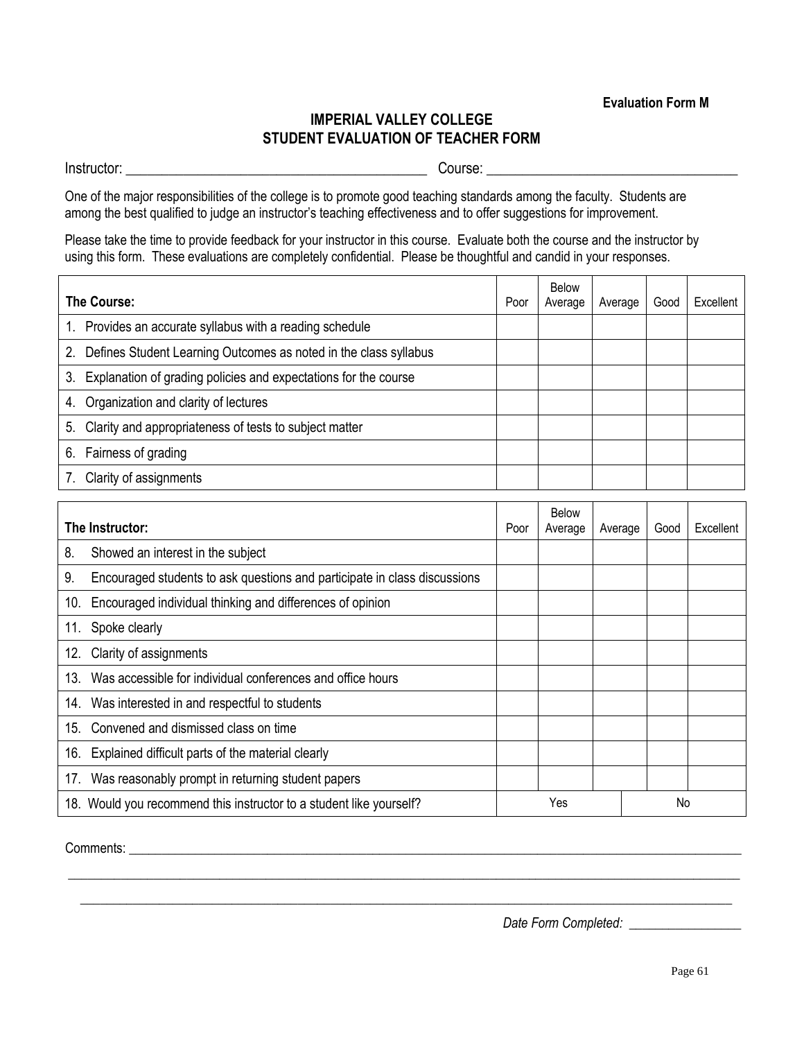**Evaluation Form M**

# IMPERIAL VALLEY COLLEGE
# STUDENT EVALUATION OF TEACHER FORM

Instructor: ___________________________________________ Course: ___________________________________

One of the major responsibilities of the college is to promote good teaching standards among the faculty. Students are among the best qualified to judge an instructor's teaching effectiveness and to offer suggestions for improvement.

Please take the time to provide feedback for your instructor in this course. Evaluate both the course and the instructor by using this form. These evaluations are completely confidential. Please be thoughtful and candid in your responses.

| **The Course:** | Poor | Below Average | Average | Good | Excellent |
|---|---|---|---|---|---|
| 1. Provides an accurate syllabus with a reading schedule | | | | | |
| 2. Defines Student Learning Outcomes as noted in the class syllabus | | | | | |
| 3. Explanation of grading policies and expectations for the course | | | | | |
| 4. Organization and clarity of lectures | | | | | |
| 5. Clarity and appropriateness of tests to subject matter | | | | | |
| 6. Fairness of grading | | | | | |
| 7. Clarity of assignments | | | | | |

| **The Instructor:** | Poor | Below Average | Average | Good | Excellent |
|---|---|---|---|---|---|
| 8. Showed an interest in the subject | | | | | |
| 9. Encouraged students to ask questions and participate in class discussions | | | | | |
| 10. Encouraged individual thinking and differences of opinion | | | | | |
| 11. Spoke clearly | | | | | |
| 12. Clarity of assignments | | | | | |
| 13. Was accessible for individual conferences and office hours | | | | | |
| 14. Was interested in and respectful to students | | | | | |
| 15. Convened and dismissed class on time | | | | | |
| 16. Explained difficult parts of the material clearly | | | | | |
| 17. Was reasonably prompt in returning student papers | | | | | |
| 18. Would you recommend this instructor to a student like yourself? | Yes | | | No | |

Comments: ________________________________________________________________________________________

____________________________________________________________________________________________________

____________________________________________________________________________________________________

*Date Form Completed:* ________________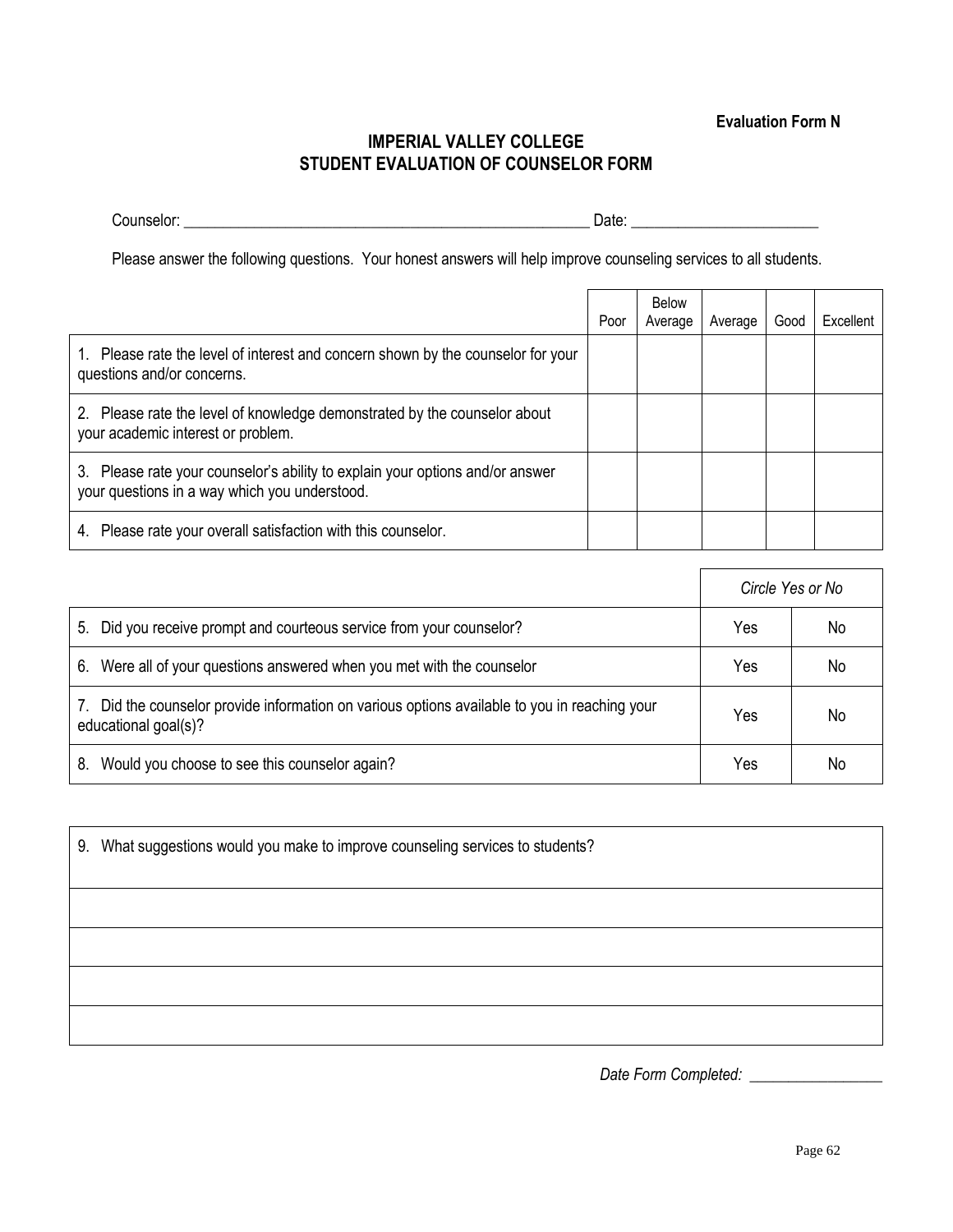**Evaluation Form N**

# IMPERIAL VALLEY COLLEGE
# STUDENT EVALUATION OF COUNSELOR FORM

Counselor: _____________________________________________________ Date: ________________________

Please answer the following questions. Your honest answers will help improve counseling services to all students.

| | Poor | Below Average | Average | Good | Excellent |
|---|---|---|---|---|---|
| 1. Please rate the level of interest and concern shown by the counselor for your questions and/or concerns. | | | | | |
| 2. Please rate the level of knowledge demonstrated by the counselor about your academic interest or problem. | | | | | |
| 3. Please rate your counselor's ability to explain your options and/or answer your questions in a way which you understood. | | | | | |
| 4. Please rate your overall satisfaction with this counselor. | | | | | |

| | *Circle Yes or No* | |
|---|---|---|
| 5. Did you receive prompt and courteous service from your counselor? | Yes | No |
| 6. Were all of your questions answered when you met with the counselor | Yes | No |
| 7. Did the counselor provide information on various options available to you in reaching your educational goal(s)? | Yes | No |
| 8. Would you choose to see this counselor again? | Yes | No |

| 9. What suggestions would you make to improve counseling services to students? |
|---|
| |
| |
| |
| |

*Date Form Completed:* _________________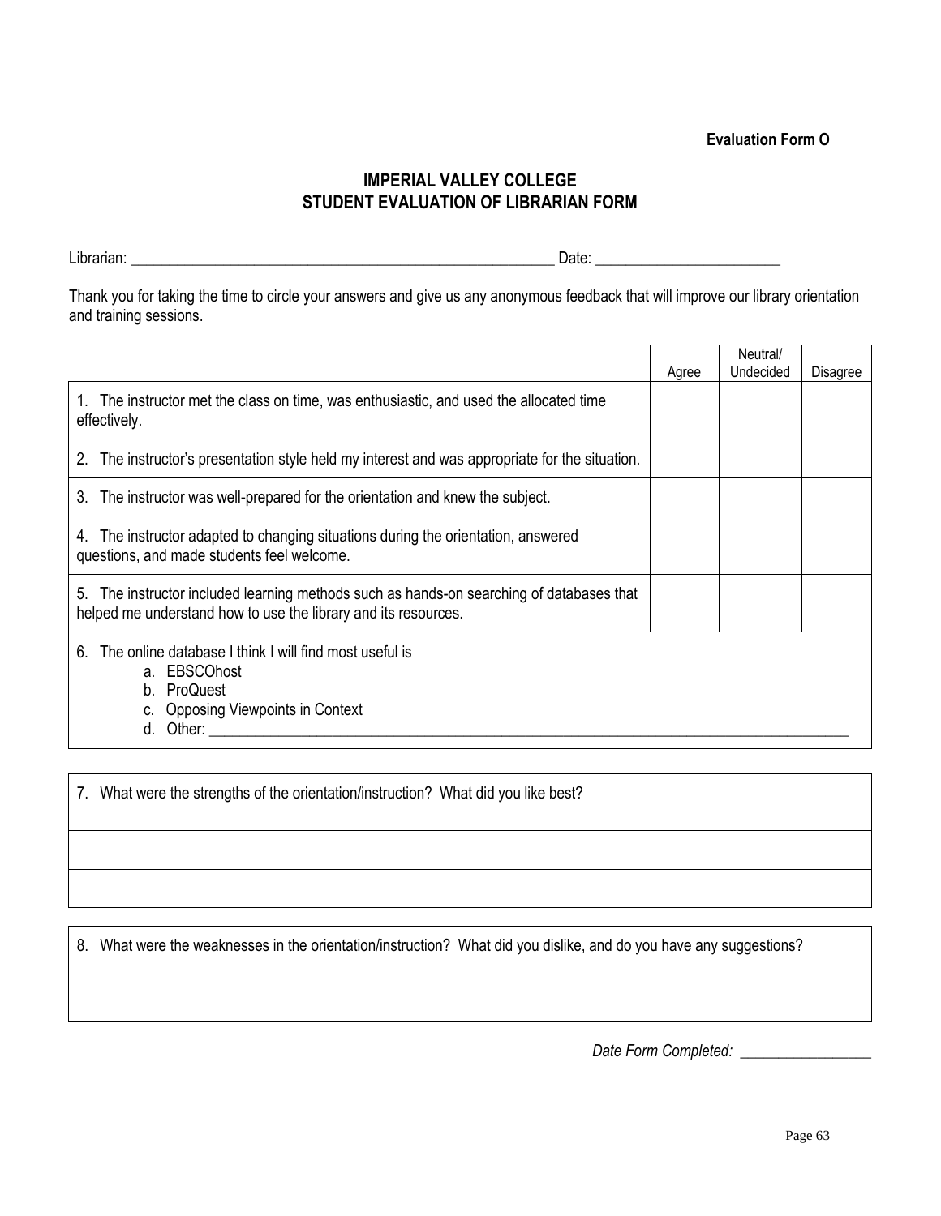**Evaluation Form O**

# IMPERIAL VALLEY COLLEGE
# STUDENT EVALUATION OF LIBRARIAN FORM

Librarian: ________________________________________________________ Date: ________________________

Thank you for taking the time to circle your answers and give us any anonymous feedback that will improve our library orientation and training sessions.

| | Agree | Neutral/ Undecided | Disagree |
|---|---|---|---|
| 1. The instructor met the class on time, was enthusiastic, and used the allocated time effectively. | | | |
| 2. The instructor's presentation style held my interest and was appropriate for the situation. | | | |
| 3. The instructor was well-prepared for the orientation and knew the subject. | | | |
| 4. The instructor adapted to changing situations during the orientation, answered questions, and made students feel welcome. | | | |
| 5. The instructor included learning methods such as hands-on searching of databases that helped me understand how to use the library and its resources. | | | |

6. The online database I think I will find most useful is
   a. EBSCOhost
   b. ProQuest
   c. Opposing Viewpoints in Context
   d. Other: ________________________________________________________________________________________

7. What were the strengths of the orientation/instruction? What did you like best?

8. What were the weaknesses in the orientation/instruction? What did you dislike, and do you have any suggestions?

*Date Form Completed:* _________________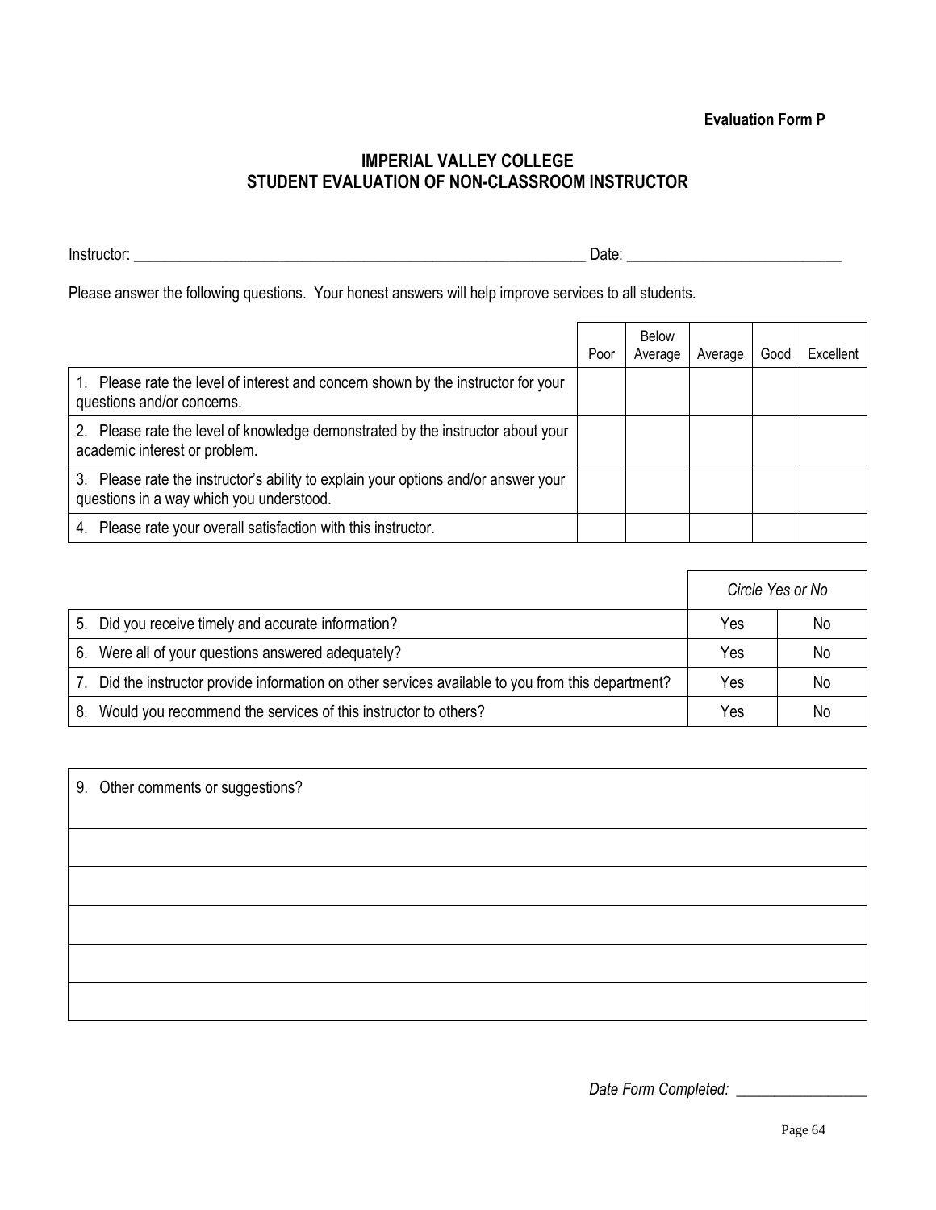**Evaluation Form P**

## IMPERIAL VALLEY COLLEGE
## STUDENT EVALUATION OF NON-CLASSROOM INSTRUCTOR

Instructor: ______________________________________________________________ Date: ____________________________

Please answer the following questions. Your honest answers will help improve services to all students.

| | Poor | Below Average | Average | Good | Excellent |
|---|---|---|---|---|---|
| 1. Please rate the level of interest and concern shown by the instructor for your questions and/or concerns. | | | | | |
| 2. Please rate the level of knowledge demonstrated by the instructor about your academic interest or problem. | | | | | |
| 3. Please rate the instructor's ability to explain your options and/or answer your questions in a way which you understood. | | | | | |
| 4. Please rate your overall satisfaction with this instructor. | | | | | |

| | *Circle Yes or No* | |
|---|---|---|
| 5. Did you receive timely and accurate information? | Yes | No |
| 6. Were all of your questions answered adequately? | Yes | No |
| 7. Did the instructor provide information on other services available to you from this department? | Yes | No |
| 8. Would you recommend the services of this instructor to others? | Yes | No |

| 9. Other comments or suggestions? |
|---|
| |
| |
| |
| |
| |

*Date Form Completed:* _________________